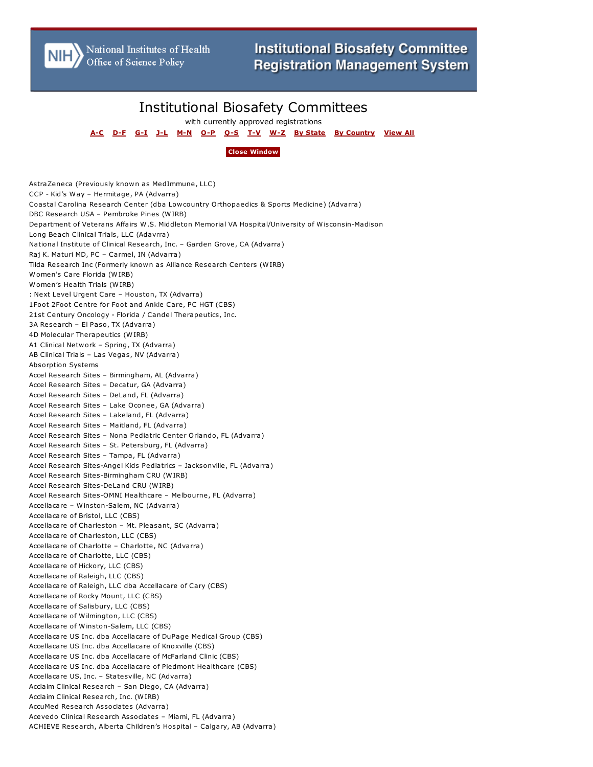National Institutes of Health
Office of Science Policy

Institutional Biosafety Committee Registration Management System

# Institutional Biosafety Committees

with currently approved registrations

A-C D-F G-I J-L M-N O-P Q-S T-V W-Z By State By Country View All

Close Window

AstraZeneca (Previously known as MedImmune, LLC)
CCP - Kid's Way – Hermitage, PA (Advarra)
Coastal Carolina Research Center (dba Lowcountry Orthopaedics & Sports Medicine) (Advarra)
DBC Research USA – Pembroke Pines (WIRB)
Department of Veterans Affairs W.S. Middleton Memorial VA Hospital/University of Wisconsin-Madison
Long Beach Clinical Trials, LLC (Adavrra)
National Institute of Clinical Research, Inc. – Garden Grove, CA (Advarra)
Raj K. Maturi MD, PC – Carmel, IN (Advarra)
Tilda Research Inc (Formerly known as Alliance Research Centers (WIRB)
Women's Care Florida (WIRB)
Women's Health Trials (WIRB)
: Next Level Urgent Care – Houston, TX (Advarra)
1Foot 2Foot Centre for Foot and Ankle Care, PC HGT (CBS)
21st Century Oncology - Florida / Candel Therapeutics, Inc.
3A Research – El Paso, TX (Advarra)
4D Molecular Therapeutics (WIRB)
A1 Clinical Network – Spring, TX (Advarra)
AB Clinical Trials – Las Vegas, NV (Advarra)
Absorption Systems
Accel Research Sites – Birmingham, AL (Advarra)
Accel Research Sites – Decatur, GA (Advarra)
Accel Research Sites – DeLand, FL (Advarra)
Accel Research Sites – Lake Oconee, GA (Advarra)
Accel Research Sites – Lakeland, FL (Advarra)
Accel Research Sites – Maitland, FL (Advarra)
Accel Research Sites – Nona Pediatric Center Orlando, FL (Advarra)
Accel Research Sites – St. Petersburg, FL (Advarra)
Accel Research Sites – Tampa, FL (Advarra)
Accel Research Sites-Angel Kids Pediatrics – Jacksonville, FL (Advarra)
Accel Research Sites-Birmingham CRU (WIRB)
Accel Research Sites-DeLand CRU (WIRB)
Accel Research Sites-OMNI Healthcare – Melbourne, FL (Advarra)
Accellacare – Winston-Salem, NC (Advarra)
Accellacare of Bristol, LLC (CBS)
Accellacare of Charleston – Mt. Pleasant, SC (Advarra)
Accellacare of Charleston, LLC (CBS)
Accellacare of Charlotte – Charlotte, NC (Advarra)
Accellacare of Charlotte, LLC (CBS)
Accellacare of Hickory, LLC (CBS)
Accellacare of Raleigh, LLC (CBS)
Accellacare of Raleigh, LLC dba Accellacare of Cary (CBS)
Accellacare of Rocky Mount, LLC (CBS)
Accellacare of Salisbury, LLC (CBS)
Accellacare of Wilmington, LLC (CBS)
Accellacare of Winston-Salem, LLC (CBS)
Accellacare US Inc. dba Accellacare of DuPage Medical Group (CBS)
Accellacare US Inc. dba Accellacare of Knoxville (CBS)
Accellacare US Inc. dba Accellacare of McFarland Clinic (CBS)
Accellacare US Inc. dba Accellacare of Piedmont Healthcare (CBS)
Accellacare US, Inc. – Statesville, NC (Advarra)
Acclaim Clinical Research – San Diego, CA (Advarra)
Acclaim Clinical Research, Inc. (WIRB)
AccuMed Research Associates (Advarra)
Acevedo Clinical Research Associates – Miami, FL (Advarra)
ACHIEVE Research, Alberta Children's Hospital – Calgary, AB (Advarra)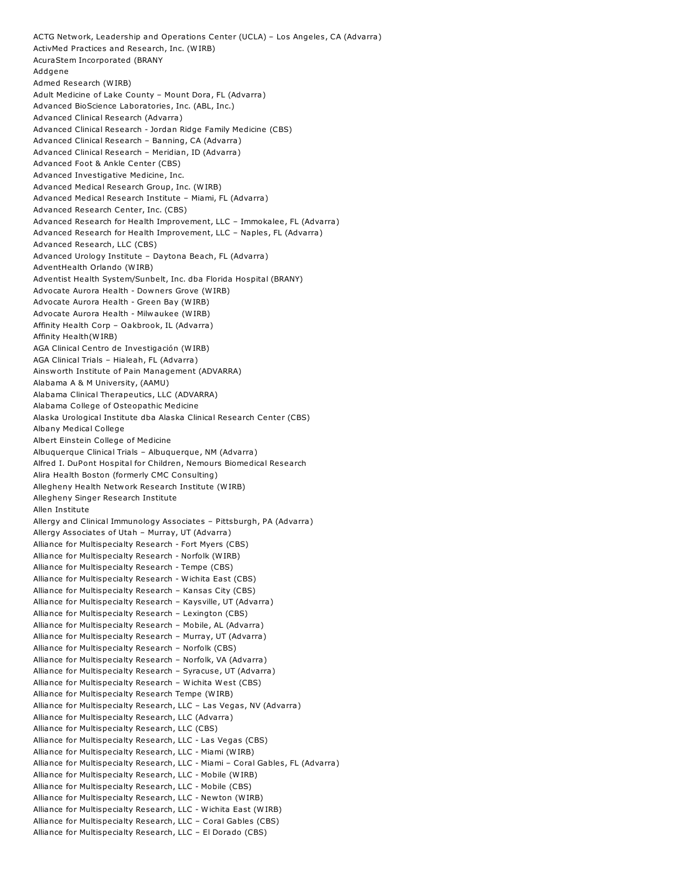ACTG Network, Leadership and Operations Center (UCLA) – Los Angeles, CA (Advarra)
ActivMed Practices and Research, Inc. (WIRB)
AcuraStem Incorporated (BRANY
Addgene
Admed Research (WIRB)
Adult Medicine of Lake County – Mount Dora, FL (Advarra)
Advanced BioScience Laboratories, Inc. (ABL, Inc.)
Advanced Clinical Research (Advarra)
Advanced Clinical Research - Jordan Ridge Family Medicine (CBS)
Advanced Clinical Research – Banning, CA (Advarra)
Advanced Clinical Research – Meridian, ID (Advarra)
Advanced Foot & Ankle Center (CBS)
Advanced Investigative Medicine, Inc.
Advanced Medical Research Group, Inc. (WIRB)
Advanced Medical Research Institute – Miami, FL (Advarra)
Advanced Research Center, Inc. (CBS)
Advanced Research for Health Improvement, LLC – Immokalee, FL (Advarra)
Advanced Research for Health Improvement, LLC – Naples, FL (Advarra)
Advanced Research, LLC (CBS)
Advanced Urology Institute – Daytona Beach, FL (Advarra)
AdventHealth Orlando (WIRB)
Adventist Health System/Sunbelt, Inc. dba Florida Hospital (BRANY)
Advocate Aurora Health - Downers Grove (WIRB)
Advocate Aurora Health - Green Bay (WIRB)
Advocate Aurora Health - Milwaukee (WIRB)
Affinity Health Corp – Oakbrook, IL (Advarra)
Affinity Health(WIRB)
AGA Clinical Centro de Investigación (WIRB)
AGA Clinical Trials – Hialeah, FL (Advarra)
Ainsworth Institute of Pain Management (ADVARRA)
Alabama A & M University, (AAMU)
Alabama Clinical Therapeutics, LLC (ADVARRA)
Alabama College of Osteopathic Medicine
Alaska Urological Institute dba Alaska Clinical Research Center (CBS)
Albany Medical College
Albert Einstein College of Medicine
Albuquerque Clinical Trials – Albuquerque, NM (Advarra)
Alfred I. DuPont Hospital for Children, Nemours Biomedical Research
Alira Health Boston (formerly CMC Consulting)
Allegheny Health Network Research Institute (WIRB)
Allegheny Singer Research Institute
Allen Institute
Allergy and Clinical Immunology Associates – Pittsburgh, PA (Advarra)
Allergy Associates of Utah – Murray, UT (Advarra)
Alliance for Multispecialty Research - Fort Myers (CBS)
Alliance for Multispecialty Research - Norfolk (WIRB)
Alliance for Multispecialty Research - Tempe (CBS)
Alliance for Multispecialty Research - Wichita East (CBS)
Alliance for Multispecialty Research – Kansas City (CBS)
Alliance for Multispecialty Research – Kaysville, UT (Advarra)
Alliance for Multispecialty Research – Lexington (CBS)
Alliance for Multispecialty Research – Mobile, AL (Advarra)
Alliance for Multispecialty Research – Murray, UT (Advarra)
Alliance for Multispecialty Research – Norfolk (CBS)
Alliance for Multispecialty Research – Norfolk, VA (Advarra)
Alliance for Multispecialty Research – Syracuse, UT (Advarra)
Alliance for Multispecialty Research – Wichita West (CBS)
Alliance for Multispecialty Research Tempe (WIRB)
Alliance for Multispecialty Research, LLC – Las Vegas, NV (Advarra)
Alliance for Multispecialty Research, LLC (Advarra)
Alliance for Multispecialty Research, LLC (CBS)
Alliance for Multispecialty Research, LLC - Las Vegas (CBS)
Alliance for Multispecialty Research, LLC - Miami (WIRB)
Alliance for Multispecialty Research, LLC - Miami – Coral Gables, FL (Advarra)
Alliance for Multispecialty Research, LLC - Mobile (WIRB)
Alliance for Multispecialty Research, LLC - Mobile (CBS)
Alliance for Multispecialty Research, LLC - Newton (WIRB)
Alliance for Multispecialty Research, LLC - Wichita East (WIRB)
Alliance for Multispecialty Research, LLC – Coral Gables (CBS)
Alliance for Multispecialty Research, LLC – El Dorado (CBS)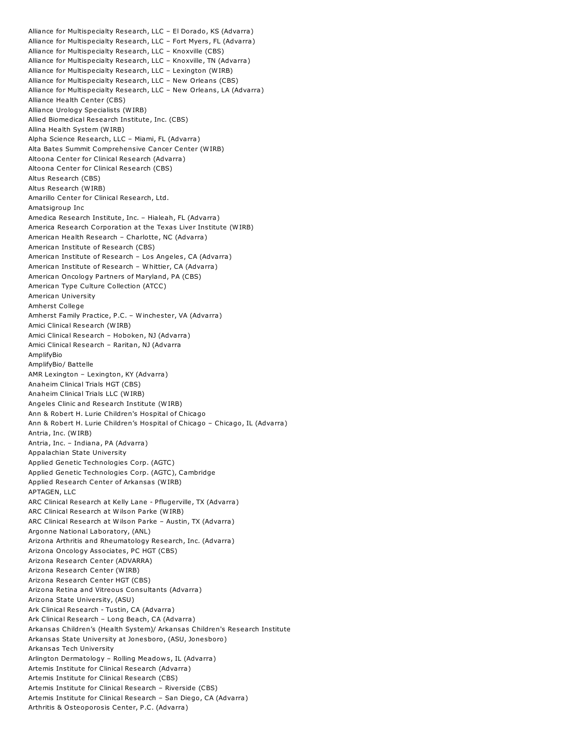Alliance for Multispecialty Research, LLC – El Dorado, KS (Advarra)
Alliance for Multispecialty Research, LLC – Fort Myers, FL (Advarra)
Alliance for Multispecialty Research, LLC – Knoxville (CBS)
Alliance for Multispecialty Research, LLC – Knoxville, TN (Advarra)
Alliance for Multispecialty Research, LLC – Lexington (WIRB)
Alliance for Multispecialty Research, LLC – New Orleans (CBS)
Alliance for Multispecialty Research, LLC – New Orleans, LA (Advarra)
Alliance Health Center (CBS)
Alliance Urology Specialists (WIRB)
Allied Biomedical Research Institute, Inc. (CBS)
Allina Health System (WIRB)
Alpha Science Research, LLC – Miami, FL (Advarra)
Alta Bates Summit Comprehensive Cancer Center (WIRB)
Altoona Center for Clinical Research (Advarra)
Altoona Center for Clinical Research (CBS)
Altus Research (CBS)
Altus Research (WIRB)
Amarillo Center for Clinical Research, Ltd.
Amatsigroup Inc
Amedica Research Institute, Inc. – Hialeah, FL (Advarra)
America Research Corporation at the Texas Liver Institute (WIRB)
American Health Research – Charlotte, NC (Advarra)
American Institute of Research (CBS)
American Institute of Research – Los Angeles, CA (Advarra)
American Institute of Research – Whittier, CA (Advarra)
American Oncology Partners of Maryland, PA (CBS)
American Type Culture Collection (ATCC)
American University
Amherst College
Amherst Family Practice, P.C. – Winchester, VA (Advarra)
Amici Clinical Research (WIRB)
Amici Clinical Research – Hoboken, NJ (Advarra)
Amici Clinical Research – Raritan, NJ (Advarra
AmplifyBio
AmplifyBio/ Battelle
AMR Lexington – Lexington, KY (Advarra)
Anaheim Clinical Trials HGT (CBS)
Anaheim Clinical Trials LLC (WIRB)
Angeles Clinic and Research Institute (WIRB)
Ann & Robert H. Lurie Children's Hospital of Chicago
Ann & Robert H. Lurie Children's Hospital of Chicago – Chicago, IL (Advarra)
Antria, Inc. (WIRB)
Antria, Inc. – Indiana, PA (Advarra)
Appalachian State University
Applied Genetic Technologies Corp. (AGTC)
Applied Genetic Technologies Corp. (AGTC), Cambridge
Applied Research Center of Arkansas (WIRB)
APTAGEN, LLC
ARC Clinical Research at Kelly Lane - Pflugerville, TX (Advarra)
ARC Clinical Research at Wilson Parke (WIRB)
ARC Clinical Research at Wilson Parke – Austin, TX (Advarra)
Argonne National Laboratory, (ANL)
Arizona Arthritis and Rheumatology Research, Inc. (Advarra)
Arizona Oncology Associates, PC HGT (CBS)
Arizona Research Center (ADVARRA)
Arizona Research Center (WIRB)
Arizona Research Center HGT (CBS)
Arizona Retina and Vitreous Consultants (Advarra)
Arizona State University, (ASU)
Ark Clinical Research - Tustin, CA (Advarra)
Ark Clinical Research – Long Beach, CA (Advarra)
Arkansas Children's (Health System)/ Arkansas Children's Research Institute
Arkansas State University at Jonesboro, (ASU, Jonesboro)
Arkansas Tech University
Arlington Dermatology – Rolling Meadows, IL (Advarra)
Artemis Institute for Clinical Research (Advarra)
Artemis Institute for Clinical Research (CBS)
Artemis Institute for Clinical Research – Riverside (CBS)
Artemis Institute for Clinical Research – San Diego, CA (Advarra)
Arthritis & Osteoporosis Center, P.C. (Advarra)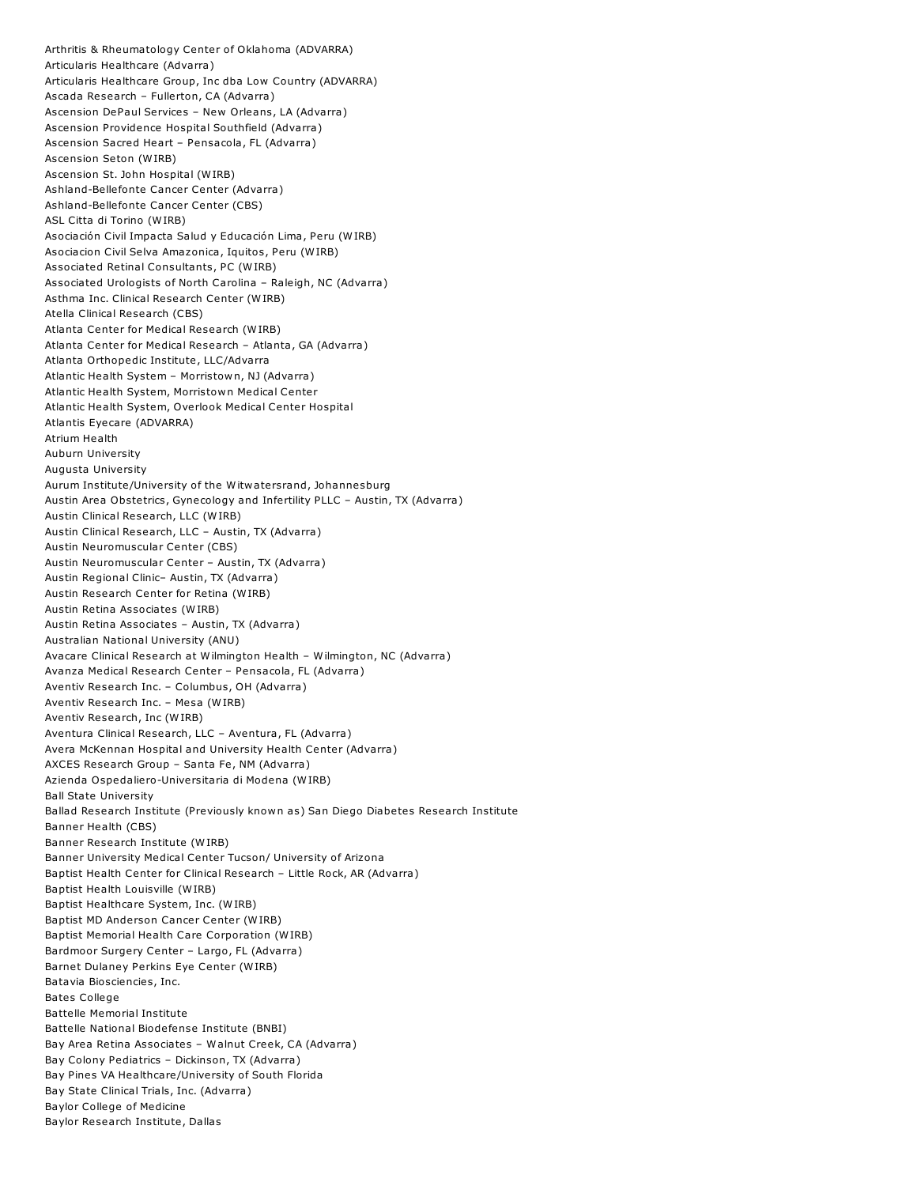Arthritis & Rheumatology Center of Oklahoma (ADVARRA)
Articularis Healthcare (Advarra)
Articularis Healthcare Group, Inc dba Low Country (ADVARRA)
Ascada Research – Fullerton, CA (Advarra)
Ascension DePaul Services – New Orleans, LA (Advarra)
Ascension Providence Hospital Southfield (Advarra)
Ascension Sacred Heart – Pensacola, FL (Advarra)
Ascension Seton (WIRB)
Ascension St. John Hospital (WIRB)
Ashland-Bellefonte Cancer Center (Advarra)
Ashland-Bellefonte Cancer Center (CBS)
ASL Citta di Torino (WIRB)
Asociación Civil Impacta Salud y Educación Lima, Peru (WIRB)
Asociacion Civil Selva Amazonica, Iquitos, Peru (WIRB)
Associated Retinal Consultants, PC (WIRB)
Associated Urologists of North Carolina – Raleigh, NC (Advarra)
Asthma Inc. Clinical Research Center (WIRB)
Atella Clinical Research (CBS)
Atlanta Center for Medical Research (WIRB)
Atlanta Center for Medical Research – Atlanta, GA (Advarra)
Atlanta Orthopedic Institute, LLC/Advarra
Atlantic Health System – Morristown, NJ (Advarra)
Atlantic Health System, Morristown Medical Center
Atlantic Health System, Overlook Medical Center Hospital
Atlantis Eyecare (ADVARRA)
Atrium Health
Auburn University
Augusta University
Aurum Institute/University of the Witwatersrand, Johannesburg
Austin Area Obstetrics, Gynecology and Infertility PLLC – Austin, TX (Advarra)
Austin Clinical Research, LLC (WIRB)
Austin Clinical Research, LLC – Austin, TX (Advarra)
Austin Neuromuscular Center (CBS)
Austin Neuromuscular Center – Austin, TX (Advarra)
Austin Regional Clinic– Austin, TX (Advarra)
Austin Research Center for Retina (WIRB)
Austin Retina Associates (WIRB)
Austin Retina Associates – Austin, TX (Advarra)
Australian National University (ANU)
Avacare Clinical Research at Wilmington Health – Wilmington, NC (Advarra)
Avanza Medical Research Center – Pensacola, FL (Advarra)
Aventiv Research Inc. – Columbus, OH (Advarra)
Aventiv Research Inc. – Mesa (WIRB)
Aventiv Research, Inc (WIRB)
Aventura Clinical Research, LLC – Aventura, FL (Advarra)
Avera McKennan Hospital and University Health Center (Advarra)
AXCES Research Group – Santa Fe, NM (Advarra)
Azienda Ospedaliero-Universitaria di Modena (WIRB)
Ball State University
Ballad Research Institute (Previously known as) San Diego Diabetes Research Institute
Banner Health (CBS)
Banner Research Institute (WIRB)
Banner University Medical Center Tucson/ University of Arizona
Baptist Health Center for Clinical Research – Little Rock, AR (Advarra)
Baptist Health Louisville (WIRB)
Baptist Healthcare System, Inc. (WIRB)
Baptist MD Anderson Cancer Center (WIRB)
Baptist Memorial Health Care Corporation (WIRB)
Bardmoor Surgery Center – Largo, FL (Advarra)
Barnet Dulaney Perkins Eye Center (WIRB)
Batavia Biosciencies, Inc.
Bates College
Battelle Memorial Institute
Battelle National Biodefense Institute (BNBI)
Bay Area Retina Associates – Walnut Creek, CA (Advarra)
Bay Colony Pediatrics – Dickinson, TX (Advarra)
Bay Pines VA Healthcare/University of South Florida
Bay State Clinical Trials, Inc. (Advarra)
Baylor College of Medicine
Baylor Research Institute, Dallas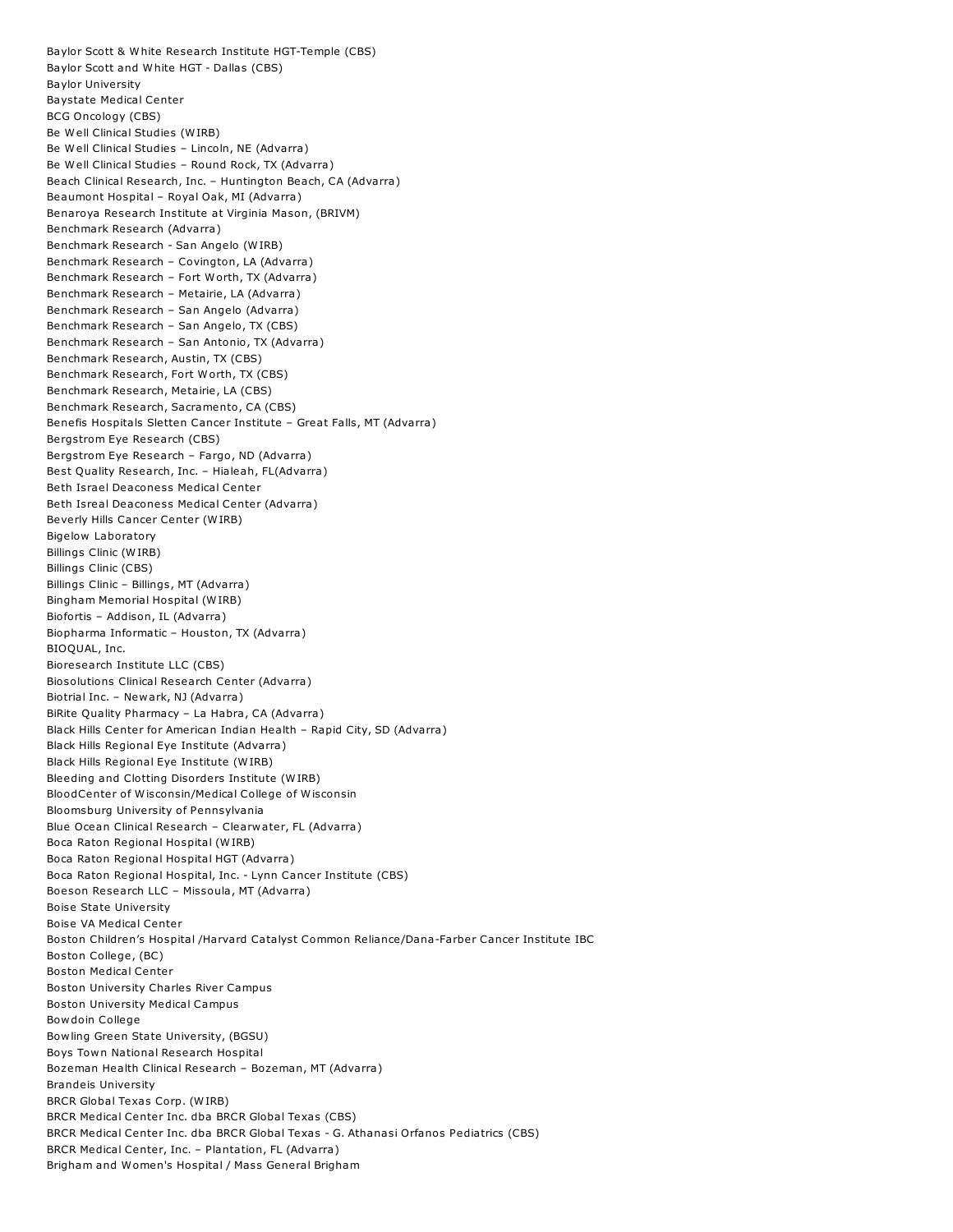Baylor Scott & White Research Institute HGT-Temple (CBS)
Baylor Scott and White HGT - Dallas (CBS)
Baylor University
Baystate Medical Center
BCG Oncology (CBS)
Be Well Clinical Studies (WIRB)
Be Well Clinical Studies – Lincoln, NE (Advarra)
Be Well Clinical Studies – Round Rock, TX (Advarra)
Beach Clinical Research, Inc. – Huntington Beach, CA (Advarra)
Beaumont Hospital – Royal Oak, MI (Advarra)
Benaroya Research Institute at Virginia Mason, (BRIVM)
Benchmark Research (Advarra)
Benchmark Research - San Angelo (WIRB)
Benchmark Research – Covington, LA (Advarra)
Benchmark Research – Fort Worth, TX (Advarra)
Benchmark Research – Metairie, LA (Advarra)
Benchmark Research – San Angelo (Advarra)
Benchmark Research – San Angelo, TX (CBS)
Benchmark Research – San Antonio, TX (Advarra)
Benchmark Research, Austin, TX (CBS)
Benchmark Research, Fort Worth, TX (CBS)
Benchmark Research, Metairie, LA (CBS)
Benchmark Research, Sacramento, CA (CBS)
Benefis Hospitals Sletten Cancer Institute – Great Falls, MT (Advarra)
Bergstrom Eye Research (CBS)
Bergstrom Eye Research – Fargo, ND (Advarra)
Best Quality Research, Inc. – Hialeah, FL(Advarra)
Beth Israel Deaconess Medical Center
Beth Isreal Deaconess Medical Center (Advarra)
Beverly Hills Cancer Center (WIRB)
Bigelow Laboratory
Billings Clinic (WIRB)
Billings Clinic (CBS)
Billings Clinic – Billings, MT (Advarra)
Bingham Memorial Hospital (WIRB)
Biofortis – Addison, IL (Advarra)
Biopharma Informatic – Houston, TX (Advarra)
BIOQUAL, Inc.
Bioresearch Institute LLC (CBS)
Biosolutions Clinical Research Center (Advarra)
Biotrial Inc. – Newark, NJ (Advarra)
BiRite Quality Pharmacy – La Habra, CA (Advarra)
Black Hills Center for American Indian Health – Rapid City, SD (Advarra)
Black Hills Regional Eye Institute (Advarra)
Black Hills Regional Eye Institute (WIRB)
Bleeding and Clotting Disorders Institute (WIRB)
BloodCenter of Wisconsin/Medical College of Wisconsin
Bloomsburg University of Pennsylvania
Blue Ocean Clinical Research – Clearwater, FL (Advarra)
Boca Raton Regional Hospital (WIRB)
Boca Raton Regional Hospital HGT (Advarra)
Boca Raton Regional Hospital, Inc. - Lynn Cancer Institute (CBS)
Boeson Research LLC – Missoula, MT (Advarra)
Boise State University
Boise VA Medical Center
Boston Children's Hospital /Harvard Catalyst Common Reliance/Dana-Farber Cancer Institute IBC
Boston College, (BC)
Boston Medical Center
Boston University Charles River Campus
Boston University Medical Campus
Bowdoin College
Bowling Green State University, (BGSU)
Boys Town National Research Hospital
Bozeman Health Clinical Research – Bozeman, MT (Advarra)
Brandeis University
BRCR Global Texas Corp. (WIRB)
BRCR Medical Center Inc. dba BRCR Global Texas (CBS)
BRCR Medical Center Inc. dba BRCR Global Texas - G. Athanasi Orfanos Pediatrics (CBS)
BRCR Medical Center, Inc. – Plantation, FL (Advarra)
Brigham and Women's Hospital / Mass General Brigham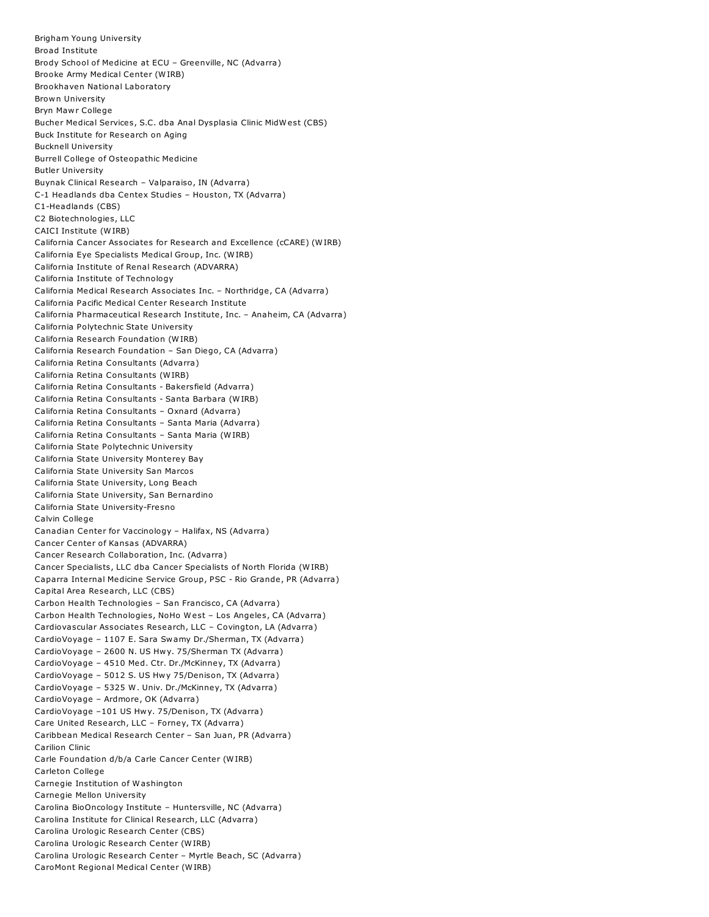Brigham Young University
Broad Institute
Brody School of Medicine at ECU – Greenville, NC (Advarra)
Brooke Army Medical Center (WIRB)
Brookhaven National Laboratory
Brown University
Bryn Mawr College
Bucher Medical Services, S.C. dba Anal Dysplasia Clinic MidWest (CBS)
Buck Institute for Research on Aging
Bucknell University
Burrell College of Osteopathic Medicine
Butler University
Buynak Clinical Research – Valparaiso, IN (Advarra)
C-1 Headlands dba Centex Studies – Houston, TX (Advarra)
C1-Headlands (CBS)
C2 Biotechnologies, LLC
CAICI Institute (WIRB)
California Cancer Associates for Research and Excellence (cCARE) (WIRB)
California Eye Specialists Medical Group, Inc. (WIRB)
California Institute of Renal Research (ADVARRA)
California Institute of Technology
California Medical Research Associates Inc. – Northridge, CA (Advarra)
California Pacific Medical Center Research Institute
California Pharmaceutical Research Institute, Inc. – Anaheim, CA (Advarra)
California Polytechnic State University
California Research Foundation (WIRB)
California Research Foundation – San Diego, CA (Advarra)
California Retina Consultants (Advarra)
California Retina Consultants (WIRB)
California Retina Consultants - Bakersfield (Advarra)
California Retina Consultants - Santa Barbara (WIRB)
California Retina Consultants – Oxnard (Advarra)
California Retina Consultants – Santa Maria (Advarra)
California Retina Consultants – Santa Maria (WIRB)
California State Polytechnic University
California State University Monterey Bay
California State University San Marcos
California State University, Long Beach
California State University, San Bernardino
California State University-Fresno
Calvin College
Canadian Center for Vaccinology – Halifax, NS (Advarra)
Cancer Center of Kansas (ADVARRA)
Cancer Research Collaboration, Inc. (Advarra)
Cancer Specialists, LLC dba Cancer Specialists of North Florida (WIRB)
Caparra Internal Medicine Service Group, PSC - Rio Grande, PR (Advarra)
Capital Area Research, LLC (CBS)
Carbon Health Technologies – San Francisco, CA (Advarra)
Carbon Health Technologies, NoHo West – Los Angeles, CA (Advarra)
Cardiovascular Associates Research, LLC – Covington, LA (Advarra)
CardioVoyage – 1107 E. Sara Swamy Dr./Sherman, TX (Advarra)
CardioVoyage – 2600 N. US Hwy. 75/Sherman TX (Advarra)
CardioVoyage – 4510 Med. Ctr. Dr./McKinney, TX (Advarra)
CardioVoyage – 5012 S. US Hwy 75/Denison, TX (Advarra)
CardioVoyage – 5325 W. Univ. Dr./McKinney, TX (Advarra)
CardioVoyage – Ardmore, OK (Advarra)
CardioVoyage –101 US Hwy. 75/Denison, TX (Advarra)
Care United Research, LLC – Forney, TX (Advarra)
Caribbean Medical Research Center – San Juan, PR (Advarra)
Carilion Clinic
Carle Foundation d/b/a Carle Cancer Center (WIRB)
Carleton College
Carnegie Institution of Washington
Carnegie Mellon University
Carolina BioOncology Institute – Huntersville, NC (Advarra)
Carolina Institute for Clinical Research, LLC (Advarra)
Carolina Urologic Research Center (CBS)
Carolina Urologic Research Center (WIRB)
Carolina Urologic Research Center – Myrtle Beach, SC (Advarra)
CaroMont Regional Medical Center (WIRB)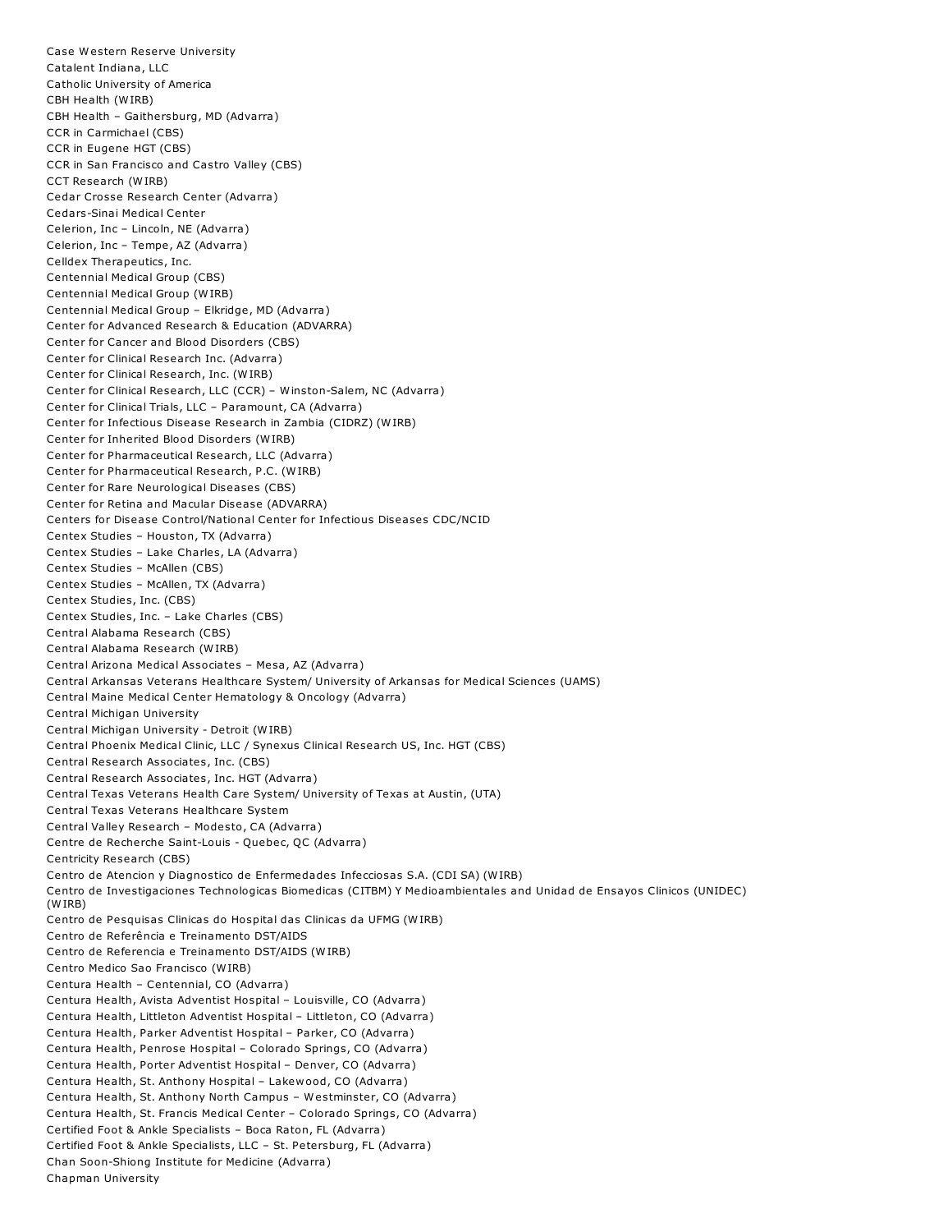Case Western Reserve University
Catalent Indiana, LLC
Catholic University of America
CBH Health (WIRB)
CBH Health – Gaithersburg, MD (Advarra)
CCR in Carmichael (CBS)
CCR in Eugene HGT (CBS)
CCR in San Francisco and Castro Valley (CBS)
CCT Research (WIRB)
Cedar Crosse Research Center (Advarra)
Cedars-Sinai Medical Center
Celerion, Inc – Lincoln, NE (Advarra)
Celerion, Inc – Tempe, AZ (Advarra)
Celldex Therapeutics, Inc.
Centennial Medical Group (CBS)
Centennial Medical Group (WIRB)
Centennial Medical Group – Elkridge, MD (Advarra)
Center for Advanced Research & Education (ADVARRA)
Center for Cancer and Blood Disorders (CBS)
Center for Clinical Research Inc. (Advarra)
Center for Clinical Research, Inc. (WIRB)
Center for Clinical Research, LLC (CCR) – Winston-Salem, NC (Advarra)
Center for Clinical Trials, LLC – Paramount, CA (Advarra)
Center for Infectious Disease Research in Zambia (CIDRZ) (WIRB)
Center for Inherited Blood Disorders (WIRB)
Center for Pharmaceutical Research, LLC (Advarra)
Center for Pharmaceutical Research, P.C. (WIRB)
Center for Rare Neurological Diseases (CBS)
Center for Retina and Macular Disease (ADVARRA)
Centers for Disease Control/National Center for Infectious Diseases CDC/NCID
Centex Studies – Houston, TX (Advarra)
Centex Studies – Lake Charles, LA (Advarra)
Centex Studies – McAllen (CBS)
Centex Studies – McAllen, TX (Advarra)
Centex Studies, Inc. (CBS)
Centex Studies, Inc. – Lake Charles (CBS)
Central Alabama Research (CBS)
Central Alabama Research (WIRB)
Central Arizona Medical Associates – Mesa, AZ (Advarra)
Central Arkansas Veterans Healthcare System/ University of Arkansas for Medical Sciences (UAMS)
Central Maine Medical Center Hematology & Oncology (Advarra)
Central Michigan University
Central Michigan University - Detroit (WIRB)
Central Phoenix Medical Clinic, LLC / Synexus Clinical Research US, Inc. HGT (CBS)
Central Research Associates, Inc. (CBS)
Central Research Associates, Inc. HGT (Advarra)
Central Texas Veterans Health Care System/ University of Texas at Austin, (UTA)
Central Texas Veterans Healthcare System
Central Valley Research – Modesto, CA (Advarra)
Centre de Recherche Saint-Louis - Quebec, QC (Advarra)
Centricity Research (CBS)
Centro de Atencion y Diagnostico de Enfermedades Infecciosas S.A. (CDI SA) (WIRB)
Centro de Investigaciones Technologicas Biomedicas (CITBM) Y Medioambientales and Unidad de Ensayos Clinicos (UNIDEC) (WIRB)
Centro de Pesquisas Clinicas do Hospital das Clinicas da UFMG (WIRB)
Centro de Referência e Treinamento DST/AIDS
Centro de Referencia e Treinamento DST/AIDS (WIRB)
Centro Medico Sao Francisco (WIRB)
Centura Health – Centennial, CO (Advarra)
Centura Health, Avista Adventist Hospital – Louisville, CO (Advarra)
Centura Health, Littleton Adventist Hospital – Littleton, CO (Advarra)
Centura Health, Parker Adventist Hospital – Parker, CO (Advarra)
Centura Health, Penrose Hospital – Colorado Springs, CO (Advarra)
Centura Health, Porter Adventist Hospital – Denver, CO (Advarra)
Centura Health, St. Anthony Hospital – Lakewood, CO (Advarra)
Centura Health, St. Anthony North Campus – Westminster, CO (Advarra)
Centura Health, St. Francis Medical Center – Colorado Springs, CO (Advarra)
Certified Foot & Ankle Specialists – Boca Raton, FL (Advarra)
Certified Foot & Ankle Specialists, LLC – St. Petersburg, FL (Advarra)
Chan Soon-Shiong Institute for Medicine (Advarra)
Chapman University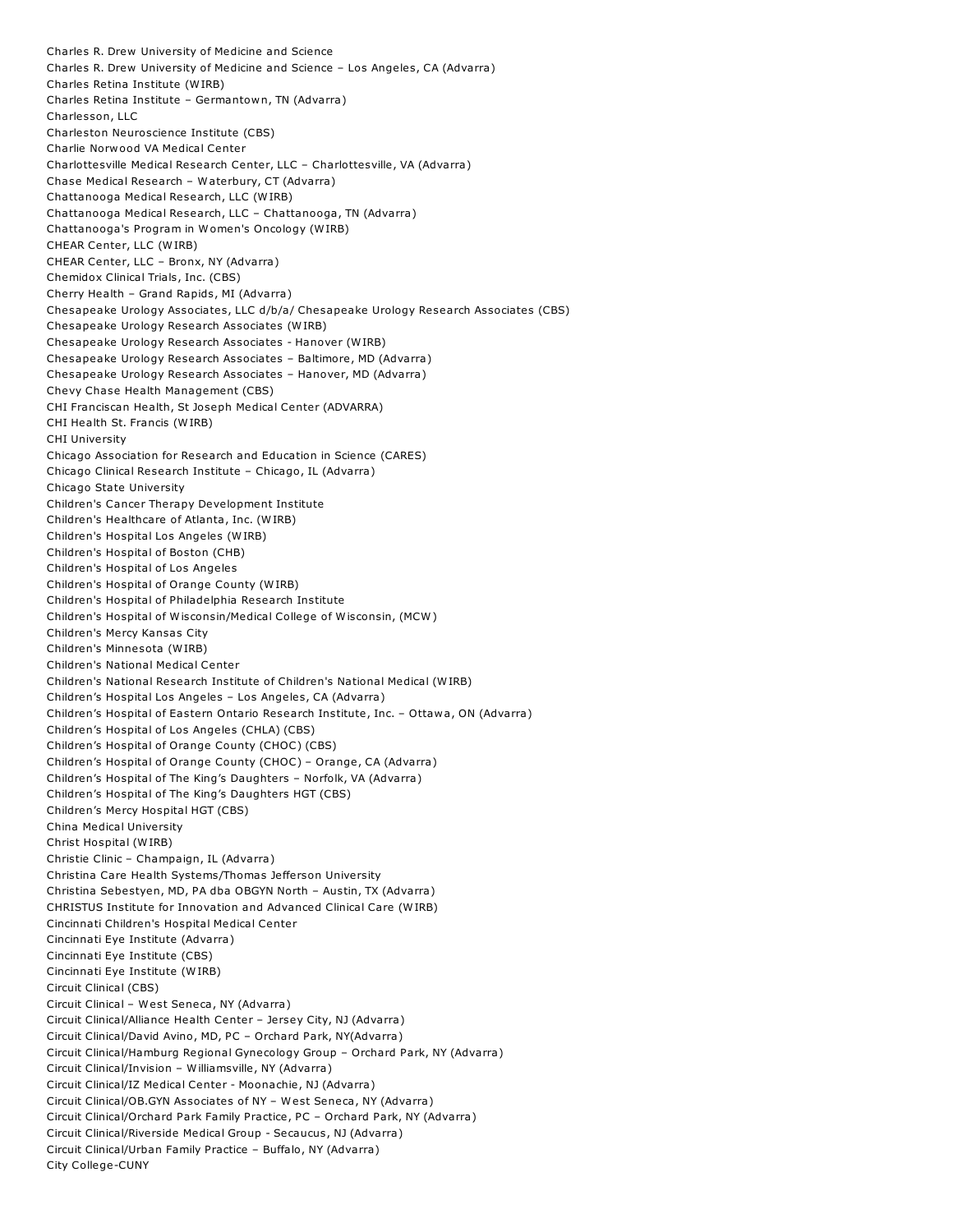Charles R. Drew University of Medicine and Science
Charles R. Drew University of Medicine and Science – Los Angeles, CA (Advarra)
Charles Retina Institute (WIRB)
Charles Retina Institute – Germantown, TN (Advarra)
Charlesson, LLC
Charleston Neuroscience Institute (CBS)
Charlie Norwood VA Medical Center
Charlottesville Medical Research Center, LLC – Charlottesville, VA (Advarra)
Chase Medical Research – Waterbury, CT (Advarra)
Chattanooga Medical Research, LLC (WIRB)
Chattanooga Medical Research, LLC – Chattanooga, TN (Advarra)
Chattanooga's Program in Women's Oncology (WIRB)
CHEAR Center, LLC (WIRB)
CHEAR Center, LLC – Bronx, NY (Advarra)
Chemidox Clinical Trials, Inc. (CBS)
Cherry Health – Grand Rapids, MI (Advarra)
Chesapeake Urology Associates, LLC d/b/a/ Chesapeake Urology Research Associates (CBS)
Chesapeake Urology Research Associates (WIRB)
Chesapeake Urology Research Associates - Hanover (WIRB)
Chesapeake Urology Research Associates – Baltimore, MD (Advarra)
Chesapeake Urology Research Associates – Hanover, MD (Advarra)
Chevy Chase Health Management (CBS)
CHI Franciscan Health, St Joseph Medical Center (ADVARRA)
CHI Health St. Francis (WIRB)
CHI University
Chicago Association for Research and Education in Science (CARES)
Chicago Clinical Research Institute – Chicago, IL (Advarra)
Chicago State University
Children's Cancer Therapy Development Institute
Children's Healthcare of Atlanta, Inc. (WIRB)
Children's Hospital Los Angeles (WIRB)
Children's Hospital of Boston (CHB)
Children's Hospital of Los Angeles
Children's Hospital of Orange County (WIRB)
Children's Hospital of Philadelphia Research Institute
Children's Hospital of Wisconsin/Medical College of Wisconsin, (MCW)
Children's Mercy Kansas City
Children's Minnesota (WIRB)
Children's National Medical Center
Children's National Research Institute of Children's National Medical (WIRB)
Children’s Hospital Los Angeles – Los Angeles, CA (Advarra)
Children’s Hospital of Eastern Ontario Research Institute, Inc. – Ottawa, ON (Advarra)
Children’s Hospital of Los Angeles (CHLA) (CBS)
Children’s Hospital of Orange County (CHOC) (CBS)
Children’s Hospital of Orange County (CHOC) – Orange, CA (Advarra)
Children’s Hospital of The King’s Daughters – Norfolk, VA (Advarra)
Children’s Hospital of The King’s Daughters HGT (CBS)
Children’s Mercy Hospital HGT (CBS)
China Medical University
Christ Hospital (WIRB)
Christie Clinic – Champaign, IL (Advarra)
Christina Care Health Systems/Thomas Jefferson University
Christina Sebestyen, MD, PA dba OBGYN North – Austin, TX (Advarra)
CHRISTUS Institute for Innovation and Advanced Clinical Care (WIRB)
Cincinnati Children's Hospital Medical Center
Cincinnati Eye Institute (Advarra)
Cincinnati Eye Institute (CBS)
Cincinnati Eye Institute (WIRB)
Circuit Clinical (CBS)
Circuit Clinical – West Seneca, NY (Advarra)
Circuit Clinical/Alliance Health Center – Jersey City, NJ (Advarra)
Circuit Clinical/David Avino, MD, PC – Orchard Park, NY(Advarra)
Circuit Clinical/Hamburg Regional Gynecology Group – Orchard Park, NY (Advarra)
Circuit Clinical/Invision – Williamsville, NY (Advarra)
Circuit Clinical/IZ Medical Center - Moonachie, NJ (Advarra)
Circuit Clinical/OB.GYN Associates of NY – West Seneca, NY (Advarra)
Circuit Clinical/Orchard Park Family Practice, PC – Orchard Park, NY (Advarra)
Circuit Clinical/Riverside Medical Group - Secaucus, NJ (Advarra)
Circuit Clinical/Urban Family Practice – Buffalo, NY (Advarra)
City College-CUNY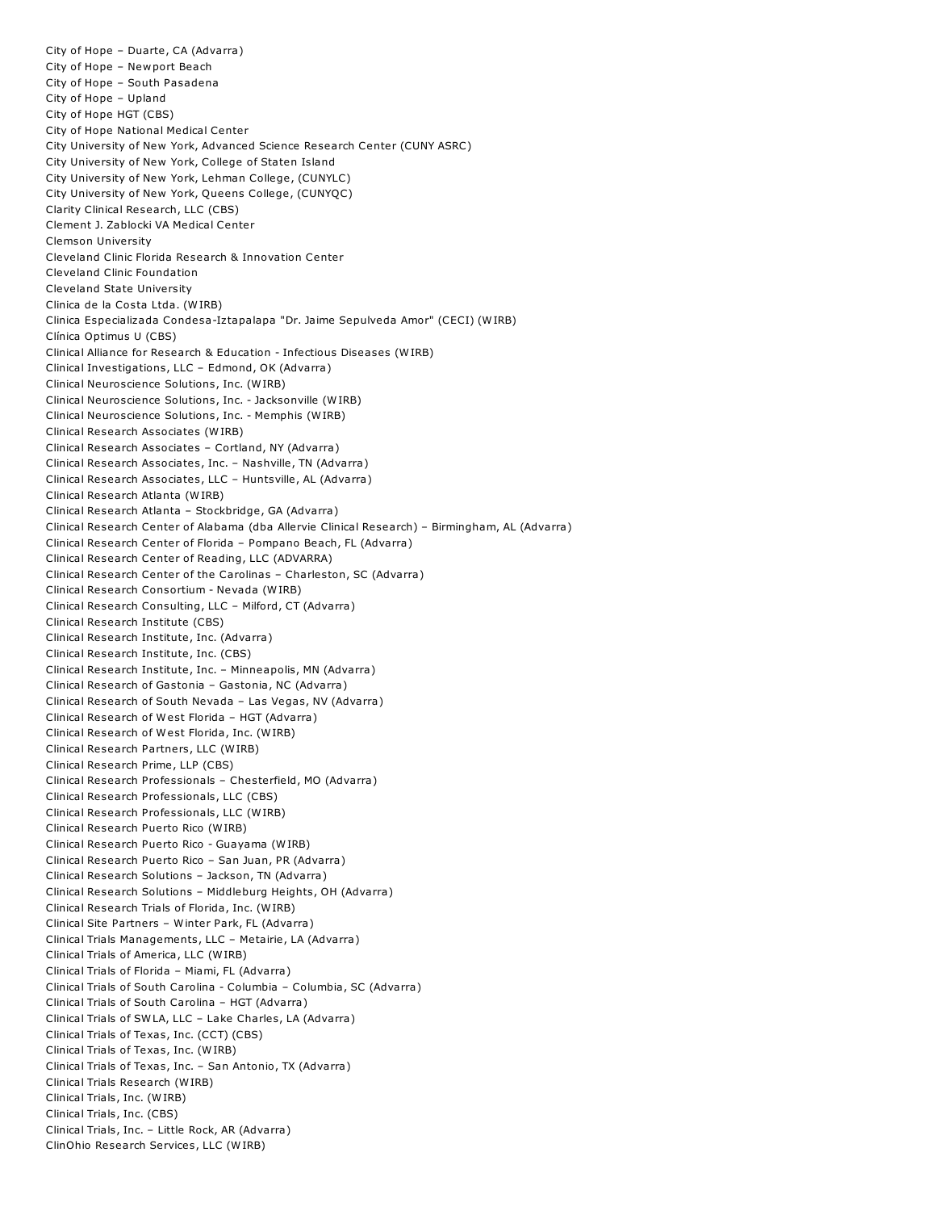City of Hope – Duarte, CA (Advarra)
City of Hope – Newport Beach
City of Hope – South Pasadena
City of Hope – Upland
City of Hope HGT (CBS)
City of Hope National Medical Center
City University of New York, Advanced Science Research Center (CUNY ASRC)
City University of New York, College of Staten Island
City University of New York, Lehman College, (CUNYLC)
City University of New York, Queens College, (CUNYQC)
Clarity Clinical Research, LLC (CBS)
Clement J. Zablocki VA Medical Center
Clemson University
Cleveland Clinic Florida Research & Innovation Center
Cleveland Clinic Foundation
Cleveland State University
Clinica de la Costa Ltda. (WIRB)
Clinica Especializada Condesa-Iztapalapa "Dr. Jaime Sepulveda Amor" (CECI) (WIRB)
Clínica Optimus U (CBS)
Clinical Alliance for Research & Education - Infectious Diseases (WIRB)
Clinical Investigations, LLC – Edmond, OK (Advarra)
Clinical Neuroscience Solutions, Inc. (WIRB)
Clinical Neuroscience Solutions, Inc. - Jacksonville (WIRB)
Clinical Neuroscience Solutions, Inc. - Memphis (WIRB)
Clinical Research Associates (WIRB)
Clinical Research Associates – Cortland, NY (Advarra)
Clinical Research Associates, Inc. – Nashville, TN (Advarra)
Clinical Research Associates, LLC – Huntsville, AL (Advarra)
Clinical Research Atlanta (WIRB)
Clinical Research Atlanta – Stockbridge, GA (Advarra)
Clinical Research Center of Alabama (dba Allervie Clinical Research) – Birmingham, AL (Advarra)
Clinical Research Center of Florida – Pompano Beach, FL (Advarra)
Clinical Research Center of Reading, LLC (ADVARRA)
Clinical Research Center of the Carolinas – Charleston, SC (Advarra)
Clinical Research Consortium - Nevada (WIRB)
Clinical Research Consulting, LLC – Milford, CT (Advarra)
Clinical Research Institute (CBS)
Clinical Research Institute, Inc. (Advarra)
Clinical Research Institute, Inc. (CBS)
Clinical Research Institute, Inc. – Minneapolis, MN (Advarra)
Clinical Research of Gastonia – Gastonia, NC (Advarra)
Clinical Research of South Nevada – Las Vegas, NV (Advarra)
Clinical Research of West Florida – HGT (Advarra)
Clinical Research of West Florida, Inc. (WIRB)
Clinical Research Partners, LLC (WIRB)
Clinical Research Prime, LLP (CBS)
Clinical Research Professionals – Chesterfield, MO (Advarra)
Clinical Research Professionals, LLC (CBS)
Clinical Research Professionals, LLC (WIRB)
Clinical Research Puerto Rico (WIRB)
Clinical Research Puerto Rico - Guayama (WIRB)
Clinical Research Puerto Rico – San Juan, PR (Advarra)
Clinical Research Solutions – Jackson, TN (Advarra)
Clinical Research Solutions – Middleburg Heights, OH (Advarra)
Clinical Research Trials of Florida, Inc. (WIRB)
Clinical Site Partners – Winter Park, FL (Advarra)
Clinical Trials Managements, LLC – Metairie, LA (Advarra)
Clinical Trials of America, LLC (WIRB)
Clinical Trials of Florida – Miami, FL (Advarra)
Clinical Trials of South Carolina - Columbia – Columbia, SC (Advarra)
Clinical Trials of South Carolina – HGT (Advarra)
Clinical Trials of SWLA, LLC – Lake Charles, LA (Advarra)
Clinical Trials of Texas, Inc. (CCT) (CBS)
Clinical Trials of Texas, Inc. (WIRB)
Clinical Trials of Texas, Inc. – San Antonio, TX (Advarra)
Clinical Trials Research (WIRB)
Clinical Trials, Inc. (WIRB)
Clinical Trials, Inc. (CBS)
Clinical Trials, Inc. – Little Rock, AR (Advarra)
ClinOhio Research Services, LLC (WIRB)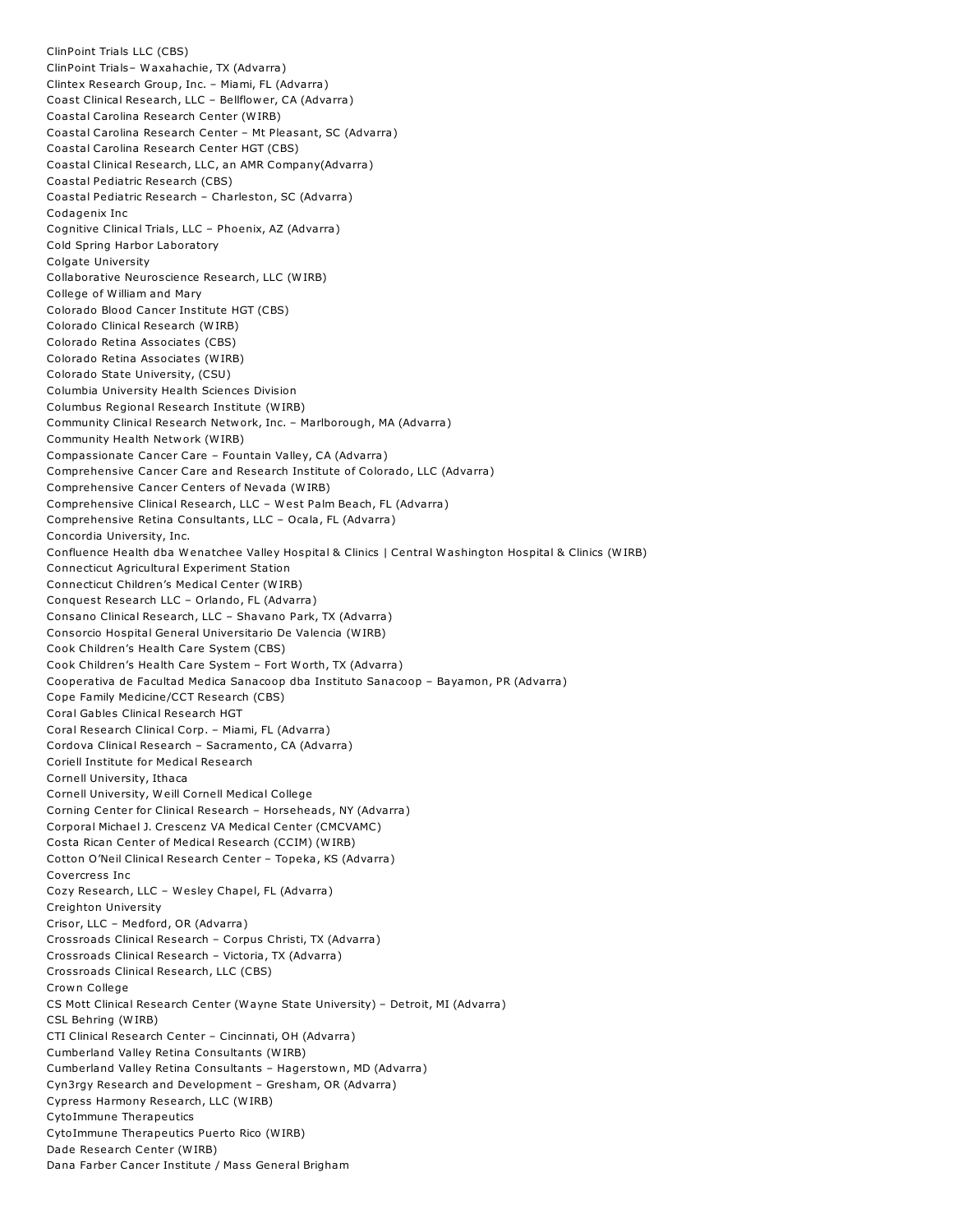ClinPoint Trials LLC (CBS)
ClinPoint Trials– Waxahachie, TX (Advarra)
Clintex Research Group, Inc. – Miami, FL (Advarra)
Coast Clinical Research, LLC – Bellflower, CA (Advarra)
Coastal Carolina Research Center (WIRB)
Coastal Carolina Research Center – Mt Pleasant, SC (Advarra)
Coastal Carolina Research Center HGT (CBS)
Coastal Clinical Research, LLC, an AMR Company(Advarra)
Coastal Pediatric Research (CBS)
Coastal Pediatric Research – Charleston, SC (Advarra)
Codagenix Inc
Cognitive Clinical Trials, LLC – Phoenix, AZ (Advarra)
Cold Spring Harbor Laboratory
Colgate University
Collaborative Neuroscience Research, LLC (WIRB)
College of William and Mary
Colorado Blood Cancer Institute HGT (CBS)
Colorado Clinical Research (WIRB)
Colorado Retina Associates (CBS)
Colorado Retina Associates (WIRB)
Colorado State University, (CSU)
Columbia University Health Sciences Division
Columbus Regional Research Institute (WIRB)
Community Clinical Research Network, Inc. – Marlborough, MA (Advarra)
Community Health Network (WIRB)
Compassionate Cancer Care – Fountain Valley, CA (Advarra)
Comprehensive Cancer Care and Research Institute of Colorado, LLC (Advarra)
Comprehensive Cancer Centers of Nevada (WIRB)
Comprehensive Clinical Research, LLC – West Palm Beach, FL (Advarra)
Comprehensive Retina Consultants, LLC – Ocala, FL (Advarra)
Concordia University, Inc.
Confluence Health dba Wenatchee Valley Hospital & Clinics | Central Washington Hospital & Clinics (WIRB)
Connecticut Agricultural Experiment Station
Connecticut Children's Medical Center (WIRB)
Conquest Research LLC – Orlando, FL (Advarra)
Consano Clinical Research, LLC – Shavano Park, TX (Advarra)
Consorcio Hospital General Universitario De Valencia (WIRB)
Cook Children's Health Care System (CBS)
Cook Children's Health Care System – Fort Worth, TX (Advarra)
Cooperativa de Facultad Medica Sanacoop dba Instituto Sanacoop – Bayamon, PR (Advarra)
Cope Family Medicine/CCT Research (CBS)
Coral Gables Clinical Research HGT
Coral Research Clinical Corp. – Miami, FL (Advarra)
Cordova Clinical Research – Sacramento, CA (Advarra)
Coriell Institute for Medical Research
Cornell University, Ithaca
Cornell University, Weill Cornell Medical College
Corning Center for Clinical Research – Horseheads, NY (Advarra)
Corporal Michael J. Crescenz VA Medical Center (CMCVAMC)
Costa Rican Center of Medical Research (CCIM) (WIRB)
Cotton O'Neil Clinical Research Center – Topeka, KS (Advarra)
Covercress Inc
Cozy Research, LLC – Wesley Chapel, FL (Advarra)
Creighton University
Crisor, LLC – Medford, OR (Advarra)
Crossroads Clinical Research – Corpus Christi, TX (Advarra)
Crossroads Clinical Research – Victoria, TX (Advarra)
Crossroads Clinical Research, LLC (CBS)
Crown College
CS Mott Clinical Research Center (Wayne State University) – Detroit, MI (Advarra)
CSL Behring (WIRB)
CTI Clinical Research Center – Cincinnati, OH (Advarra)
Cumberland Valley Retina Consultants (WIRB)
Cumberland Valley Retina Consultants – Hagerstown, MD (Advarra)
Cyn3rgy Research and Development – Gresham, OR (Advarra)
Cypress Harmony Research, LLC (WIRB)
CytoImmune Therapeutics
CytoImmune Therapeutics Puerto Rico (WIRB)
Dade Research Center (WIRB)
Dana Farber Cancer Institute / Mass General Brigham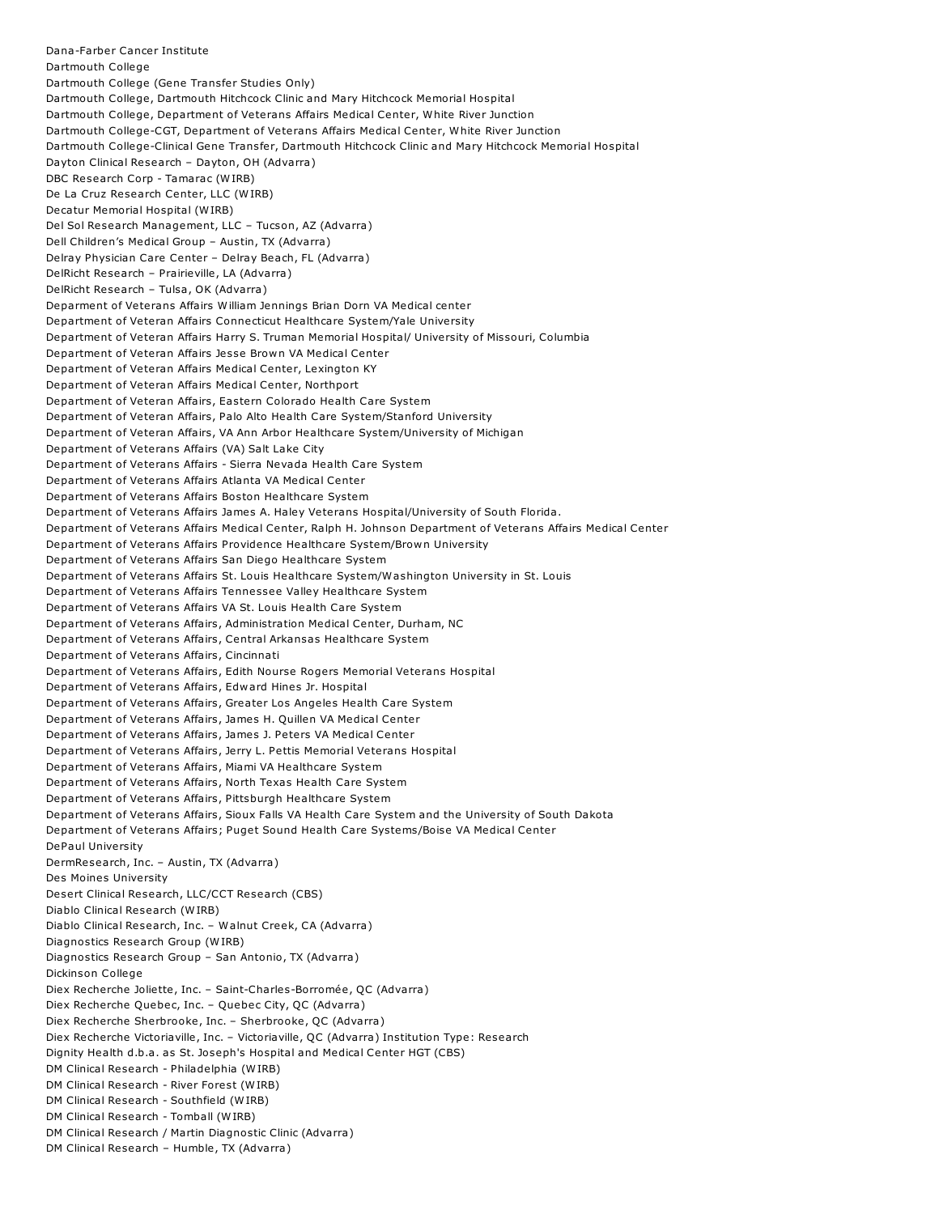Dana-Farber Cancer Institute
Dartmouth College
Dartmouth College (Gene Transfer Studies Only)
Dartmouth College, Dartmouth Hitchcock Clinic and Mary Hitchcock Memorial Hospital
Dartmouth College, Department of Veterans Affairs Medical Center, White River Junction
Dartmouth College-CGT, Department of Veterans Affairs Medical Center, White River Junction
Dartmouth College-Clinical Gene Transfer, Dartmouth Hitchcock Clinic and Mary Hitchcock Memorial Hospital
Dayton Clinical Research – Dayton, OH (Advarra)
DBC Research Corp - Tamarac (WIRB)
De La Cruz Research Center, LLC (WIRB)
Decatur Memorial Hospital (WIRB)
Del Sol Research Management, LLC – Tucson, AZ (Advarra)
Dell Children's Medical Group – Austin, TX (Advarra)
Delray Physician Care Center – Delray Beach, FL (Advarra)
DelRicht Research – Prairieville, LA (Advarra)
DelRicht Research – Tulsa, OK (Advarra)
Deparment of Veterans Affairs William Jennings Brian Dorn VA Medical center
Department of Veteran Affairs Connecticut Healthcare System/Yale University
Department of Veteran Affairs Harry S. Truman Memorial Hospital/ University of Missouri, Columbia
Department of Veteran Affairs Jesse Brown VA Medical Center
Department of Veteran Affairs Medical Center, Lexington KY
Department of Veteran Affairs Medical Center, Northport
Department of Veteran Affairs, Eastern Colorado Health Care System
Department of Veteran Affairs, Palo Alto Health Care System/Stanford University
Department of Veteran Affairs, VA Ann Arbor Healthcare System/University of Michigan
Department of Veterans Affairs (VA) Salt Lake City
Department of Veterans Affairs - Sierra Nevada Health Care System
Department of Veterans Affairs Atlanta VA Medical Center
Department of Veterans Affairs Boston Healthcare System
Department of Veterans Affairs James A. Haley Veterans Hospital/University of South Florida.
Department of Veterans Affairs Medical Center, Ralph H. Johnson Department of Veterans Affairs Medical Center
Department of Veterans Affairs Providence Healthcare System/Brown University
Department of Veterans Affairs San Diego Healthcare System
Department of Veterans Affairs St. Louis Healthcare System/Washington University in St. Louis
Department of Veterans Affairs Tennessee Valley Healthcare System
Department of Veterans Affairs VA St. Louis Health Care System
Department of Veterans Affairs, Administration Medical Center, Durham, NC
Department of Veterans Affairs, Central Arkansas Healthcare System
Department of Veterans Affairs, Cincinnati
Department of Veterans Affairs, Edith Nourse Rogers Memorial Veterans Hospital
Department of Veterans Affairs, Edward Hines Jr. Hospital
Department of Veterans Affairs, Greater Los Angeles Health Care System
Department of Veterans Affairs, James H. Quillen VA Medical Center
Department of Veterans Affairs, James J. Peters VA Medical Center
Department of Veterans Affairs, Jerry L. Pettis Memorial Veterans Hospital
Department of Veterans Affairs, Miami VA Healthcare System
Department of Veterans Affairs, North Texas Health Care System
Department of Veterans Affairs, Pittsburgh Healthcare System
Department of Veterans Affairs, Sioux Falls VA Health Care System and the University of South Dakota
Department of Veterans Affairs; Puget Sound Health Care Systems/Boise VA Medical Center
DePaul University
DermResearch, Inc. – Austin, TX (Advarra)
Des Moines University
Desert Clinical Research, LLC/CCT Research (CBS)
Diablo Clinical Research (WIRB)
Diablo Clinical Research, Inc. – Walnut Creek, CA (Advarra)
Diagnostics Research Group (WIRB)
Diagnostics Research Group – San Antonio, TX (Advarra)
Dickinson College
Diex Recherche Joliette, Inc. – Saint-Charles-Borromée, QC (Advarra)
Diex Recherche Quebec, Inc. – Quebec City, QC (Advarra)
Diex Recherche Sherbrooke, Inc. – Sherbrooke, QC (Advarra)
Diex Recherche Victoriaville, Inc. – Victoriaville, QC (Advarra) Institution Type: Research
Dignity Health d.b.a. as St. Joseph's Hospital and Medical Center HGT (CBS)
DM Clinical Research - Philadelphia (WIRB)
DM Clinical Research - River Forest (WIRB)
DM Clinical Research - Southfield (WIRB)
DM Clinical Research - Tomball (WIRB)
DM Clinical Research / Martin Diagnostic Clinic (Advarra)
DM Clinical Research – Humble, TX (Advarra)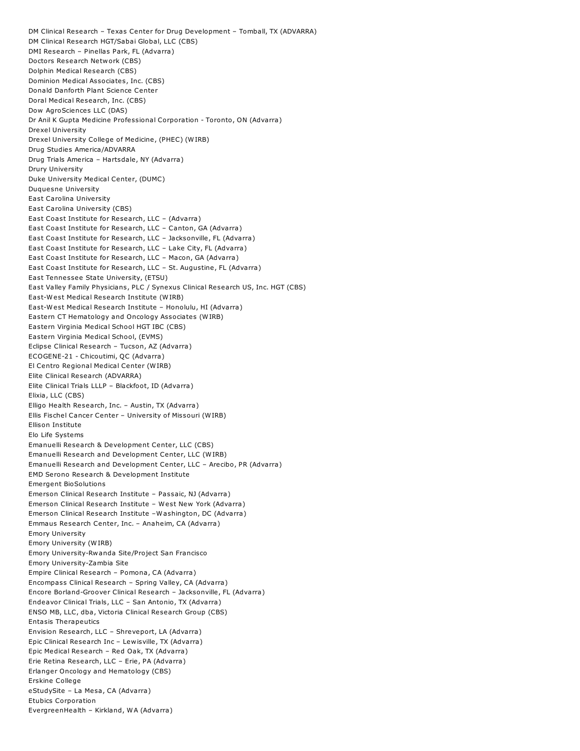DM Clinical Research – Texas Center for Drug Development – Tomball, TX (ADVARRA)
DM Clinical Research HGT/Sabai Global, LLC (CBS)
DMI Research – Pinellas Park, FL (Advarra)
Doctors Research Network (CBS)
Dolphin Medical Research (CBS)
Dominion Medical Associates, Inc. (CBS)
Donald Danforth Plant Science Center
Doral Medical Research, Inc. (CBS)
Dow AgroSciences LLC (DAS)
Dr Anil K Gupta Medicine Professional Corporation - Toronto, ON (Advarra)
Drexel University
Drexel University College of Medicine, (PHEC) (WIRB)
Drug Studies America/ADVARRA
Drug Trials America – Hartsdale, NY (Advarra)
Drury University
Duke University Medical Center, (DUMC)
Duquesne University
East Carolina University
East Carolina University (CBS)
East Coast Institute for Research, LLC – (Advarra)
East Coast Institute for Research, LLC – Canton, GA (Advarra)
East Coast Institute for Research, LLC – Jacksonville, FL (Advarra)
East Coast Institute for Research, LLC – Lake City, FL (Advarra)
East Coast Institute for Research, LLC – Macon, GA (Advarra)
East Coast Institute for Research, LLC – St. Augustine, FL (Advarra)
East Tennessee State University, (ETSU)
East Valley Family Physicians, PLC / Synexus Clinical Research US, Inc. HGT (CBS)
East-West Medical Research Institute (WIRB)
East-West Medical Research Institute – Honolulu, HI (Advarra)
Eastern CT Hematology and Oncology Associates (WIRB)
Eastern Virginia Medical School HGT IBC (CBS)
Eastern Virginia Medical School, (EVMS)
Eclipse Clinical Research – Tucson, AZ (Advarra)
ECOGENE-21 - Chicoutimi, QC (Advarra)
El Centro Regional Medical Center (WIRB)
Elite Clinical Research (ADVARRA)
Elite Clinical Trials LLLP – Blackfoot, ID (Advarra)
Elixia, LLC (CBS)
Elligo Health Research, Inc. – Austin, TX (Advarra)
Ellis Fischel Cancer Center – University of Missouri (WIRB)
Ellison Institute
Elo Life Systems
Emanuelli Research & Development Center, LLC (CBS)
Emanuelli Research and Development Center, LLC (WIRB)
Emanuelli Research and Development Center, LLC – Arecibo, PR (Advarra)
EMD Serono Research & Development Institute
Emergent BioSolutions
Emerson Clinical Research Institute – Passaic, NJ (Advarra)
Emerson Clinical Research Institute – West New York (Advarra)
Emerson Clinical Research Institute –Washington, DC (Advarra)
Emmaus Research Center, Inc. – Anaheim, CA (Advarra)
Emory University
Emory University (WIRB)
Emory University-Rwanda Site/Project San Francisco
Emory University-Zambia Site
Empire Clinical Research – Pomona, CA (Advarra)
Encompass Clinical Research – Spring Valley, CA (Advarra)
Encore Borland-Groover Clinical Research – Jacksonville, FL (Advarra)
Endeavor Clinical Trials, LLC – San Antonio, TX (Advarra)
ENSO MB, LLC, dba, Victoria Clinical Research Group (CBS)
Entasis Therapeutics
Envision Research, LLC – Shreveport, LA (Advarra)
Epic Clinical Research Inc – Lewisville, TX (Advarra)
Epic Medical Research – Red Oak, TX (Advarra)
Erie Retina Research, LLC – Erie, PA (Advarra)
Erlanger Oncology and Hematology (CBS)
Erskine College
eStudySite – La Mesa, CA (Advarra)
Etubics Corporation
EvergreenHealth – Kirkland, WA (Advarra)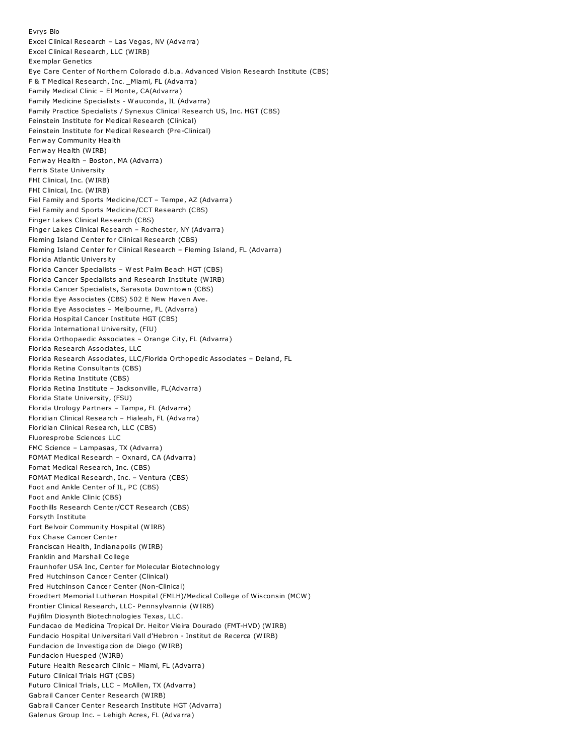Evrys Bio
Excel Clinical Research – Las Vegas, NV (Advarra)
Excel Clinical Research, LLC (WIRB)
Exemplar Genetics
Eye Care Center of Northern Colorado d.b.a. Advanced Vision Research Institute (CBS)
F & T Medical Research, Inc. _Miami, FL (Advarra)
Family Medical Clinic – El Monte, CA(Advarra)
Family Medicine Specialists - Wauconda, IL (Advarra)
Family Practice Specialists / Synexus Clinical Research US, Inc. HGT (CBS)
Feinstein Institute for Medical Research (Clinical)
Feinstein Institute for Medical Research (Pre-Clinical)
Fenway Community Health
Fenway Health (WIRB)
Fenway Health – Boston, MA (Advarra)
Ferris State University
FHI Clinical, Inc. (WIRB)
FHI Clinical, Inc. (WIRB)
Fiel Family and Sports Medicine/CCT – Tempe, AZ (Advarra)
Fiel Family and Sports Medicine/CCT Research (CBS)
Finger Lakes Clinical Research (CBS)
Finger Lakes Clinical Research – Rochester, NY (Advarra)
Fleming Island Center for Clinical Research (CBS)
Fleming Island Center for Clinical Research – Fleming Island, FL (Advarra)
Florida Atlantic University
Florida Cancer Specialists – West Palm Beach HGT (CBS)
Florida Cancer Specialists and Research Institute (WIRB)
Florida Cancer Specialists, Sarasota Downtown (CBS)
Florida Eye Associates (CBS) 502 E New Haven Ave.
Florida Eye Associates – Melbourne, FL (Advarra)
Florida Hospital Cancer Institute HGT (CBS)
Florida International University, (FIU)
Florida Orthopaedic Associates – Orange City, FL (Advarra)
Florida Research Associates, LLC
Florida Research Associates, LLC/Florida Orthopedic Associates – Deland, FL
Florida Retina Consultants (CBS)
Florida Retina Institute (CBS)
Florida Retina Institute – Jacksonville, FL(Advarra)
Florida State University, (FSU)
Florida Urology Partners – Tampa, FL (Advarra)
Floridian Clinical Research – Hialeah, FL (Advarra)
Floridian Clinical Research, LLC (CBS)
Fluoresprobe Sciences LLC
FMC Science – Lampasas, TX (Advarra)
FOMAT Medical Research – Oxnard, CA (Advarra)
Fomat Medical Research, Inc. (CBS)
FOMAT Medical Research, Inc. – Ventura (CBS)
Foot and Ankle Center of IL, PC (CBS)
Foot and Ankle Clinic (CBS)
Foothills Research Center/CCT Research (CBS)
Forsyth Institute
Fort Belvoir Community Hospital (WIRB)
Fox Chase Cancer Center
Franciscan Health, Indianapolis (WIRB)
Franklin and Marshall College
Fraunhofer USA Inc, Center for Molecular Biotechnology
Fred Hutchinson Cancer Center (Clinical)
Fred Hutchinson Cancer Center (Non-Clinical)
Froedtert Memorial Lutheran Hospital (FMLH)/Medical College of Wisconsin (MCW)
Frontier Clinical Research, LLC- Pennsylvannia (WIRB)
Fujifilm Diosynth Biotechnologies Texas, LLC.
Fundacao de Medicina Tropical Dr. Heitor Vieira Dourado (FMT-HVD) (WIRB)
Fundacio Hospital Universitari Vall d'Hebron - Institut de Recerca (WIRB)
Fundacion de Investigacion de Diego (WIRB)
Fundacion Huesped (WIRB)
Future Health Research Clinic – Miami, FL (Advarra)
Futuro Clinical Trials HGT (CBS)
Futuro Clinical Trials, LLC – McAllen, TX (Advarra)
Gabrail Cancer Center Research (WIRB)
Gabrail Cancer Center Research Institute HGT (Advarra)
Galenus Group Inc. – Lehigh Acres, FL (Advarra)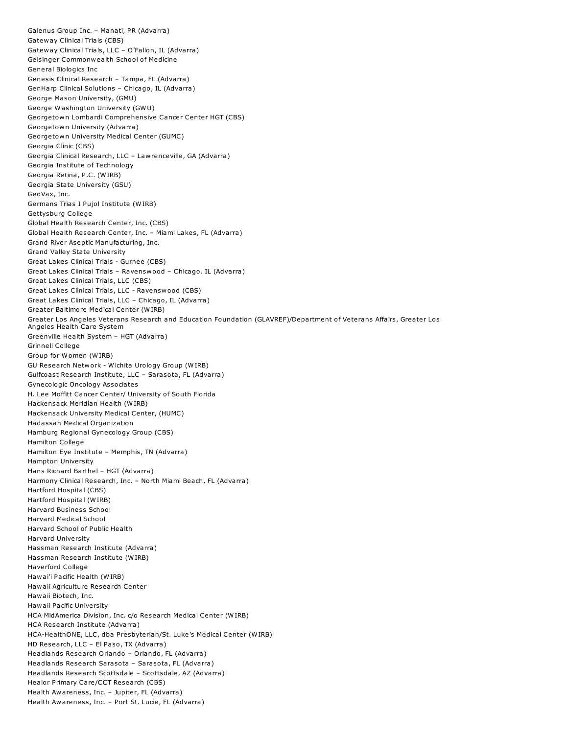Galenus Group Inc. – Manati, PR (Advarra)
Gateway Clinical Trials (CBS)
Gateway Clinical Trials, LLC – O'Fallon, IL (Advarra)
Geisinger Commonwealth School of Medicine
General Biologics Inc
Genesis Clinical Research – Tampa, FL (Advarra)
GenHarp Clinical Solutions – Chicago, IL (Advarra)
George Mason University, (GMU)
George Washington University (GWU)
Georgetown Lombardi Comprehensive Cancer Center HGT (CBS)
Georgetown University (Advarra)
Georgetown University Medical Center (GUMC)
Georgia Clinic (CBS)
Georgia Clinical Research, LLC – Lawrenceville, GA (Advarra)
Georgia Institute of Technology
Georgia Retina, P.C. (WIRB)
Georgia State University (GSU)
GeoVax, Inc.
Germans Trias I Pujol Institute (WIRB)
Gettysburg College
Global Health Research Center, Inc. (CBS)
Global Health Research Center, Inc. – Miami Lakes, FL (Advarra)
Grand River Aseptic Manufacturing, Inc.
Grand Valley State University
Great Lakes Clinical Trials - Gurnee (CBS)
Great Lakes Clinical Trials – Ravenswood – Chicago. IL (Advarra)
Great Lakes Clinical Trials, LLC (CBS)
Great Lakes Clinical Trials, LLC - Ravenswood (CBS)
Great Lakes Clinical Trials, LLC – Chicago, IL (Advarra)
Greater Baltimore Medical Center (WIRB)
Greater Los Angeles Veterans Research and Education Foundation (GLAVREF)/Department of Veterans Affairs, Greater Los Angeles Health Care System
Greenville Health System – HGT (Advarra)
Grinnell College
Group for Women (WIRB)
GU Research Network - Wichita Urology Group (WIRB)
Gulfcoast Research Institute, LLC – Sarasota, FL (Advarra)
Gynecologic Oncology Associates
H. Lee Moffitt Cancer Center/ University of South Florida
Hackensack Meridian Health (WIRB)
Hackensack University Medical Center, (HUMC)
Hadassah Medical Organization
Hamburg Regional Gynecology Group (CBS)
Hamilton College
Hamilton Eye Institute – Memphis, TN (Advarra)
Hampton University
Hans Richard Barthel – HGT (Advarra)
Harmony Clinical Research, Inc. – North Miami Beach, FL (Advarra)
Hartford Hospital (CBS)
Hartford Hospital (WIRB)
Harvard Business School
Harvard Medical School
Harvard School of Public Health
Harvard University
Hassman Research Institute (Advarra)
Hassman Research Institute (WIRB)
Haverford College
Hawai'i Pacific Health (WIRB)
Hawaii Agriculture Research Center
Hawaii Biotech, Inc.
Hawaii Pacific University
HCA MidAmerica Division, Inc. c/o Research Medical Center (WIRB)
HCA Research Institute (Advarra)
HCA-HealthONE, LLC, dba Presbyterian/St. Luke's Medical Center (WIRB)
HD Research, LLC – El Paso, TX (Advarra)
Headlands Research Orlando – Orlando, FL (Advarra)
Headlands Research Sarasota – Sarasota, FL (Advarra)
Headlands Research Scottsdale – Scottsdale, AZ (Advarra)
Healor Primary Care/CCT Research (CBS)
Health Awareness, Inc. – Jupiter, FL (Advarra)
Health Awareness, Inc. – Port St. Lucie, FL (Advarra)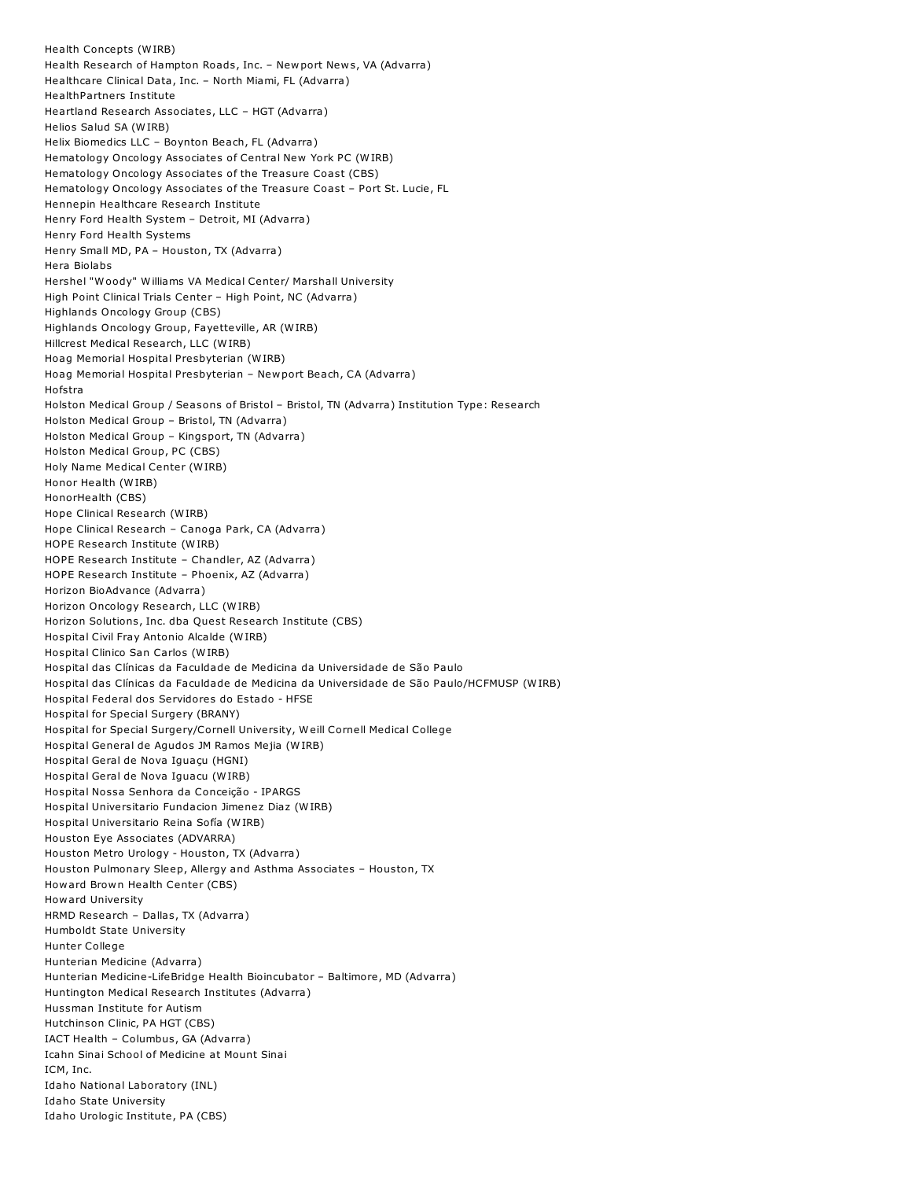Health Concepts (WIRB)
Health Research of Hampton Roads, Inc. – Newport News, VA (Advarra)
Healthcare Clinical Data, Inc. – North Miami, FL (Advarra)
HealthPartners Institute
Heartland Research Associates, LLC – HGT (Advarra)
Helios Salud SA (WIRB)
Helix Biomedics LLC – Boynton Beach, FL (Advarra)
Hematology Oncology Associates of Central New York PC (WIRB)
Hematology Oncology Associates of the Treasure Coast (CBS)
Hematology Oncology Associates of the Treasure Coast – Port St. Lucie, FL
Hennepin Healthcare Research Institute
Henry Ford Health System – Detroit, MI (Advarra)
Henry Ford Health Systems
Henry Small MD, PA – Houston, TX (Advarra)
Hera Biolabs
Hershel "Woody" Williams VA Medical Center/ Marshall University
High Point Clinical Trials Center – High Point, NC (Advarra)
Highlands Oncology Group (CBS)
Highlands Oncology Group, Fayetteville, AR (WIRB)
Hillcrest Medical Research, LLC (WIRB)
Hoag Memorial Hospital Presbyterian (WIRB)
Hoag Memorial Hospital Presbyterian – Newport Beach, CA (Advarra)
Hofstra
Holston Medical Group / Seasons of Bristol – Bristol, TN (Advarra) Institution Type: Research
Holston Medical Group – Bristol, TN (Advarra)
Holston Medical Group – Kingsport, TN (Advarra)
Holston Medical Group, PC (CBS)
Holy Name Medical Center (WIRB)
Honor Health (WIRB)
HonorHealth (CBS)
Hope Clinical Research (WIRB)
Hope Clinical Research – Canoga Park, CA (Advarra)
HOPE Research Institute (WIRB)
HOPE Research Institute – Chandler, AZ (Advarra)
HOPE Research Institute – Phoenix, AZ (Advarra)
Horizon BioAdvance (Advarra)
Horizon Oncology Research, LLC (WIRB)
Horizon Solutions, Inc. dba Quest Research Institute (CBS)
Hospital Civil Fray Antonio Alcalde (WIRB)
Hospital Clinico San Carlos (WIRB)
Hospital das Clínicas da Faculdade de Medicina da Universidade de São Paulo
Hospital das Clínicas da Faculdade de Medicina da Universidade de São Paulo/HCFMUSP (WIRB)
Hospital Federal dos Servidores do Estado - HFSE
Hospital for Special Surgery (BRANY)
Hospital for Special Surgery/Cornell University, Weill Cornell Medical College
Hospital General de Agudos JM Ramos Mejia (WIRB)
Hospital Geral de Nova Iguaçu (HGNI)
Hospital Geral de Nova Iguacu (WIRB)
Hospital Nossa Senhora da Conceição - IPARGS
Hospital Universitario Fundacion Jimenez Diaz (WIRB)
Hospital Universitario Reina Sofía (WIRB)
Houston Eye Associates (ADVARRA)
Houston Metro Urology - Houston, TX (Advarra)
Houston Pulmonary Sleep, Allergy and Asthma Associates – Houston, TX
Howard Brown Health Center (CBS)
Howard University
HRMD Research – Dallas, TX (Advarra)
Humboldt State University
Hunter College
Hunterian Medicine (Advarra)
Hunterian Medicine-LifeBridge Health Bioincubator – Baltimore, MD (Advarra)
Huntington Medical Research Institutes (Advarra)
Hussman Institute for Autism
Hutchinson Clinic, PA HGT (CBS)
IACT Health – Columbus, GA (Advarra)
Icahn Sinai School of Medicine at Mount Sinai
ICM, Inc.
Idaho National Laboratory (INL)
Idaho State University
Idaho Urologic Institute, PA (CBS)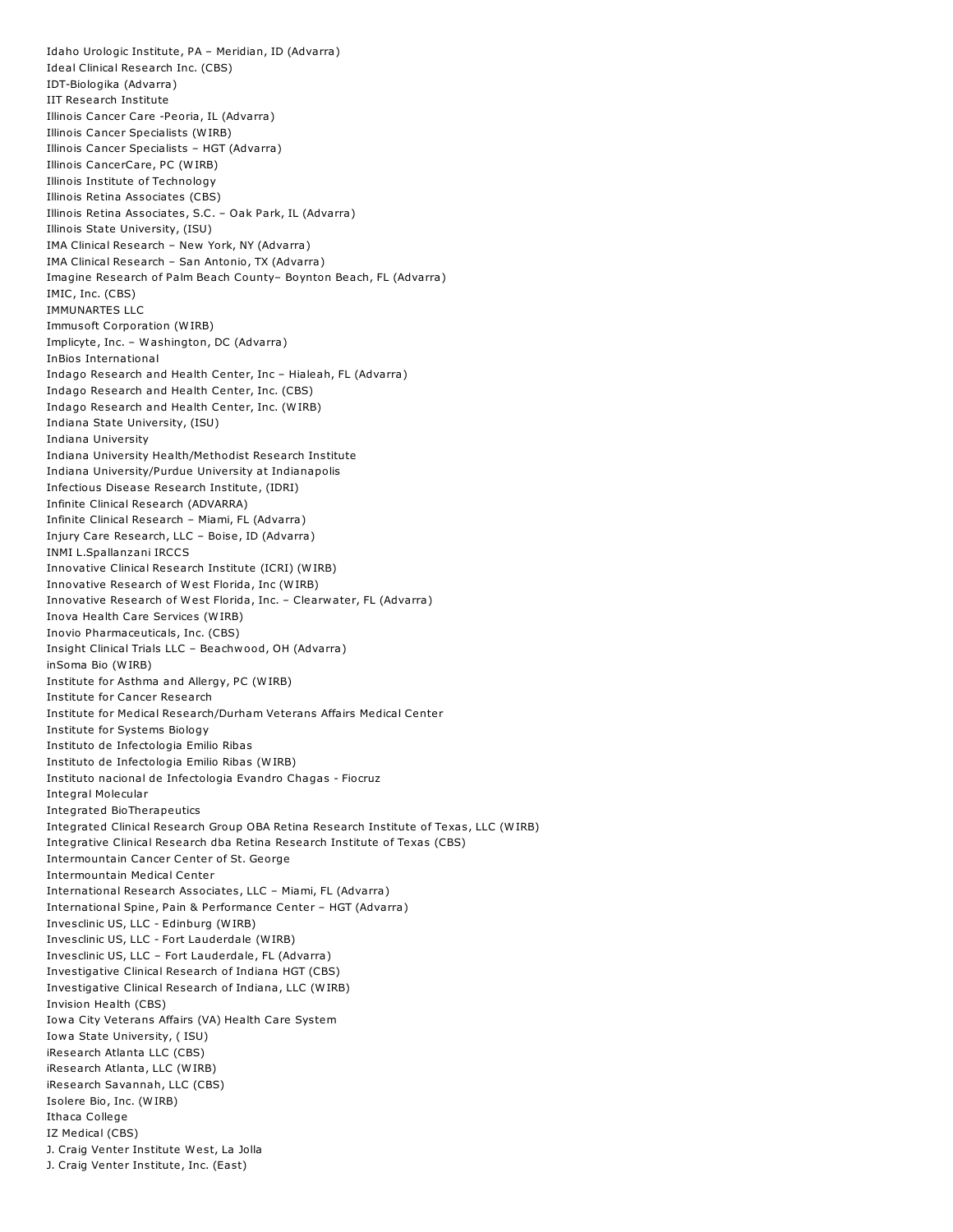Idaho Urologic Institute, PA – Meridian, ID (Advarra)
Ideal Clinical Research Inc. (CBS)
IDT-Biologika (Advarra)
IIT Research Institute
Illinois Cancer Care -Peoria, IL (Advarra)
Illinois Cancer Specialists (WIRB)
Illinois Cancer Specialists – HGT (Advarra)
Illinois CancerCare, PC (WIRB)
Illinois Institute of Technology
Illinois Retina Associates (CBS)
Illinois Retina Associates, S.C. – Oak Park, IL (Advarra)
Illinois State University, (ISU)
IMA Clinical Research – New York, NY (Advarra)
IMA Clinical Research – San Antonio, TX (Advarra)
Imagine Research of Palm Beach County– Boynton Beach, FL (Advarra)
IMIC, Inc. (CBS)
IMMUNARTES LLC
Immusoft Corporation (WIRB)
Implicyte, Inc. – Washington, DC (Advarra)
InBios International
Indago Research and Health Center, Inc – Hialeah, FL (Advarra)
Indago Research and Health Center, Inc. (CBS)
Indago Research and Health Center, Inc. (WIRB)
Indiana State University, (ISU)
Indiana University
Indiana University Health/Methodist Research Institute
Indiana University/Purdue University at Indianapolis
Infectious Disease Research Institute, (IDRI)
Infinite Clinical Research (ADVARRA)
Infinite Clinical Research – Miami, FL (Advarra)
Injury Care Research, LLC – Boise, ID (Advarra)
INMI L.Spallanzani IRCCS
Innovative Clinical Research Institute (ICRI) (WIRB)
Innovative Research of West Florida, Inc (WIRB)
Innovative Research of West Florida, Inc. – Clearwater, FL (Advarra)
Inova Health Care Services (WIRB)
Inovio Pharmaceuticals, Inc. (CBS)
Insight Clinical Trials LLC – Beachwood, OH (Advarra)
inSoma Bio (WIRB)
Institute for Asthma and Allergy, PC (WIRB)
Institute for Cancer Research
Institute for Medical Research/Durham Veterans Affairs Medical Center
Institute for Systems Biology
Instituto de Infectologia Emilio Ribas
Instituto de Infectologia Emilio Ribas (WIRB)
Instituto nacional de Infectologia Evandro Chagas - Fiocruz
Integral Molecular
Integrated BioTherapeutics
Integrated Clinical Research Group OBA Retina Research Institute of Texas, LLC (WIRB)
Integrative Clinical Research dba Retina Research Institute of Texas (CBS)
Intermountain Cancer Center of St. George
Intermountain Medical Center
International Research Associates, LLC – Miami, FL (Advarra)
International Spine, Pain & Performance Center – HGT (Advarra)
Invesclinic US, LLC - Edinburg (WIRB)
Invesclinic US, LLC - Fort Lauderdale (WIRB)
Invesclinic US, LLC – Fort Lauderdale, FL (Advarra)
Investigative Clinical Research of Indiana HGT (CBS)
Investigative Clinical Research of Indiana, LLC (WIRB)
Invision Health (CBS)
Iowa City Veterans Affairs (VA) Health Care System
Iowa State University, ( ISU)
iResearch Atlanta LLC (CBS)
iResearch Atlanta, LLC (WIRB)
iResearch Savannah, LLC (CBS)
Isolere Bio, Inc. (WIRB)
Ithaca College
IZ Medical (CBS)
J. Craig Venter Institute West, La Jolla
J. Craig Venter Institute, Inc. (East)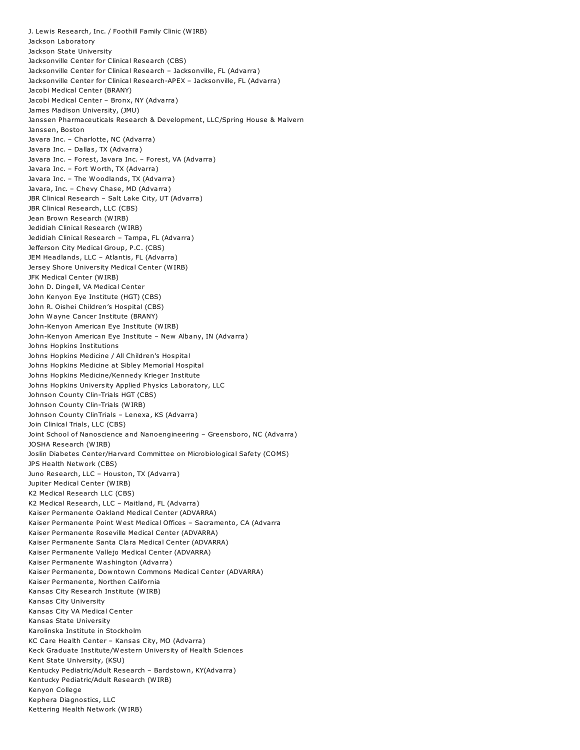J. Lewis Research, Inc. / Foothill Family Clinic (WIRB)
Jackson Laboratory
Jackson State University
Jacksonville Center for Clinical Research (CBS)
Jacksonville Center for Clinical Research – Jacksonville, FL (Advarra)
Jacksonville Center for Clinical Research-APEX – Jacksonville, FL (Advarra)
Jacobi Medical Center (BRANY)
Jacobi Medical Center – Bronx, NY (Advarra)
James Madison University, (JMU)
Janssen Pharmaceuticals Research & Development, LLC/Spring House & Malvern
Janssen, Boston
Javara Inc. – Charlotte, NC (Advarra)
Javara Inc. – Dallas, TX (Advarra)
Javara Inc. – Forest, Javara Inc. – Forest, VA (Advarra)
Javara Inc. – Fort Worth, TX (Advarra)
Javara Inc. – The Woodlands, TX (Advarra)
Javara, Inc. – Chevy Chase, MD (Advarra)
JBR Clinical Research – Salt Lake City, UT (Advarra)
JBR Clinical Research, LLC (CBS)
Jean Brown Research (WIRB)
Jedidiah Clinical Research (WIRB)
Jedidiah Clinical Research – Tampa, FL (Advarra)
Jefferson City Medical Group, P.C. (CBS)
JEM Headlands, LLC – Atlantis, FL (Advarra)
Jersey Shore University Medical Center (WIRB)
JFK Medical Center (WIRB)
John D. Dingell, VA Medical Center
John Kenyon Eye Institute (HGT) (CBS)
John R. Oishei Children's Hospital (CBS)
John Wayne Cancer Institute (BRANY)
John-Kenyon American Eye Institute (WIRB)
John-Kenyon American Eye Institute – New Albany, IN (Advarra)
Johns Hopkins Institutions
Johns Hopkins Medicine / All Children's Hospital
Johns Hopkins Medicine at Sibley Memorial Hospital
Johns Hopkins Medicine/Kennedy Krieger Institute
Johns Hopkins University Applied Physics Laboratory, LLC
Johnson County Clin-Trials HGT (CBS)
Johnson County Clin-Trials (WIRB)
Johnson County ClinTrials – Lenexa, KS (Advarra)
Join Clinical Trials, LLC (CBS)
Joint School of Nanoscience and Nanoengineering – Greensboro, NC (Advarra)
JOSHA Research (WIRB)
Joslin Diabetes Center/Harvard Committee on Microbiological Safety (COMS)
JPS Health Network (CBS)
Juno Research, LLC – Houston, TX (Advarra)
Jupiter Medical Center (WIRB)
K2 Medical Research LLC (CBS)
K2 Medical Research, LLC – Maitland, FL (Advarra)
Kaiser Permanente Oakland Medical Center (ADVARRA)
Kaiser Permanente Point West Medical Offices – Sacramento, CA (Advarra
Kaiser Permanente Roseville Medical Center (ADVARRA)
Kaiser Permanente Santa Clara Medical Center (ADVARRA)
Kaiser Permanente Vallejo Medical Center (ADVARRA)
Kaiser Permanente Washington (Advarra)
Kaiser Permanente, Downtown Commons Medical Center (ADVARRA)
Kaiser Permanente, Northen California
Kansas City Research Institute (WIRB)
Kansas City University
Kansas City VA Medical Center
Kansas State University
Karolinska Institute in Stockholm
KC Care Health Center – Kansas City, MO (Advarra)
Keck Graduate Institute/Western University of Health Sciences
Kent State University, (KSU)
Kentucky Pediatric/Adult Research – Bardstown, KY(Advarra)
Kentucky Pediatric/Adult Research (WIRB)
Kenyon College
Kephera Diagnostics, LLC
Kettering Health Network (WIRB)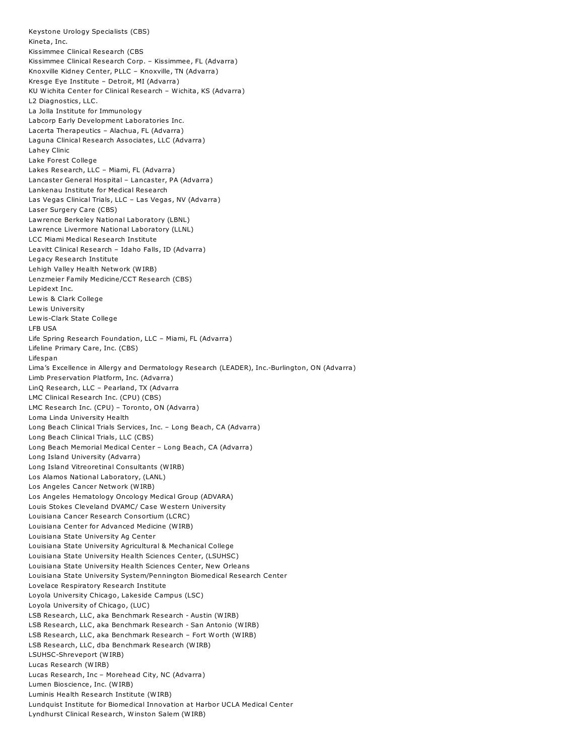Keystone Urology Specialists (CBS)
Kineta, Inc.
Kissimmee Clinical Research (CBS
Kissimmee Clinical Research Corp. – Kissimmee, FL (Advarra)
Knoxville Kidney Center, PLLC – Knoxville, TN (Advarra)
Kresge Eye Institute – Detroit, MI (Advarra)
KU Wichita Center for Clinical Research – Wichita, KS (Advarra)
L2 Diagnostics, LLC.
La Jolla Institute for Immunology
Labcorp Early Development Laboratories Inc.
Lacerta Therapeutics – Alachua, FL (Advarra)
Laguna Clinical Research Associates, LLC (Advarra)
Lahey Clinic
Lake Forest College
Lakes Research, LLC – Miami, FL (Advarra)
Lancaster General Hospital – Lancaster, PA (Advarra)
Lankenau Institute for Medical Research
Las Vegas Clinical Trials, LLC – Las Vegas, NV (Advarra)
Laser Surgery Care (CBS)
Lawrence Berkeley National Laboratory (LBNL)
Lawrence Livermore National Laboratory (LLNL)
LCC Miami Medical Research Institute
Leavitt Clinical Research – Idaho Falls, ID (Advarra)
Legacy Research Institute
Lehigh Valley Health Network (WIRB)
Lenzmeier Family Medicine/CCT Research (CBS)
Lepidext Inc.
Lewis & Clark College
Lewis University
Lewis-Clark State College
LFB USA
Life Spring Research Foundation, LLC – Miami, FL (Advarra)
Lifeline Primary Care, Inc. (CBS)
Lifespan
Lima's Excellence in Allergy and Dermatology Research (LEADER), Inc.-Burlington, ON (Advarra)
Limb Preservation Platform, Inc. (Advarra)
LinQ Research, LLC – Pearland, TX (Advarra
LMC Clinical Research Inc. (CPU) (CBS)
LMC Research Inc. (CPU) – Toronto, ON (Advarra)
Loma Linda University Health
Long Beach Clinical Trials Services, Inc. – Long Beach, CA (Advarra)
Long Beach Clinical Trials, LLC (CBS)
Long Beach Memorial Medical Center – Long Beach, CA (Advarra)
Long Island University (Advarra)
Long Island Vitreoretinal Consultants (WIRB)
Los Alamos National Laboratory, (LANL)
Los Angeles Cancer Network (WIRB)
Los Angeles Hematology Oncology Medical Group (ADVARA)
Louis Stokes Cleveland DVAMC/ Case Western University
Louisiana Cancer Research Consortium (LCRC)
Louisiana Center for Advanced Medicine (WIRB)
Louisiana State University Ag Center
Louisiana State University Agricultural & Mechanical College
Louisiana State University Health Sciences Center, (LSUHSC)
Louisiana State University Health Sciences Center, New Orleans
Louisiana State University System/Pennington Biomedical Research Center
Lovelace Respiratory Research Institute
Loyola University Chicago, Lakeside Campus (LSC)
Loyola University of Chicago, (LUC)
LSB Research, LLC, aka Benchmark Research - Austin (WIRB)
LSB Research, LLC, aka Benchmark Research - San Antonio (WIRB)
LSB Research, LLC, aka Benchmark Research – Fort Worth (WIRB)
LSB Research, LLC, dba Benchmark Research (WIRB)
LSUHSC-Shreveport (WIRB)
Lucas Research (WIRB)
Lucas Research, Inc – Morehead City, NC (Advarra)
Lumen Bioscience, Inc. (WIRB)
Luminis Health Research Institute (WIRB)
Lundquist Institute for Biomedical Innovation at Harbor UCLA Medical Center
Lyndhurst Clinical Research, Winston Salem (WIRB)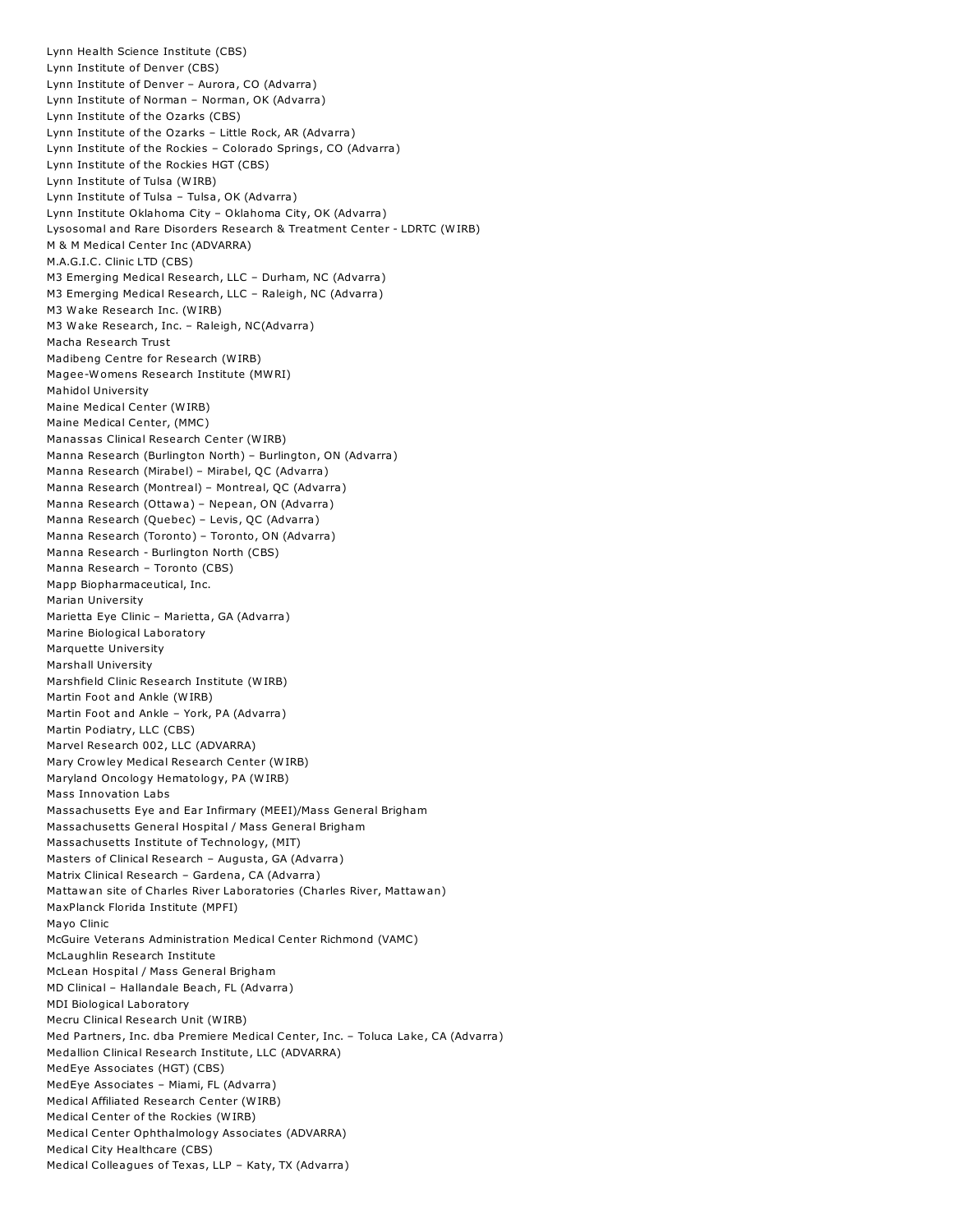Lynn Health Science Institute (CBS)
Lynn Institute of Denver (CBS)
Lynn Institute of Denver – Aurora, CO (Advarra)
Lynn Institute of Norman – Norman, OK (Advarra)
Lynn Institute of the Ozarks (CBS)
Lynn Institute of the Ozarks – Little Rock, AR (Advarra)
Lynn Institute of the Rockies – Colorado Springs, CO (Advarra)
Lynn Institute of the Rockies HGT (CBS)
Lynn Institute of Tulsa (WIRB)
Lynn Institute of Tulsa – Tulsa, OK (Advarra)
Lynn Institute Oklahoma City – Oklahoma City, OK (Advarra)
Lysosomal and Rare Disorders Research & Treatment Center - LDRTC (WIRB)
M & M Medical Center Inc (ADVARRA)
M.A.G.I.C. Clinic LTD (CBS)
M3 Emerging Medical Research, LLC – Durham, NC (Advarra)
M3 Emerging Medical Research, LLC – Raleigh, NC (Advarra)
M3 Wake Research Inc. (WIRB)
M3 Wake Research, Inc. – Raleigh, NC(Advarra)
Macha Research Trust
Madibeng Centre for Research (WIRB)
Magee-Womens Research Institute (MWRI)
Mahidol University
Maine Medical Center (WIRB)
Maine Medical Center, (MMC)
Manassas Clinical Research Center (WIRB)
Manna Research (Burlington North) – Burlington, ON (Advarra)
Manna Research (Mirabel) – Mirabel, QC (Advarra)
Manna Research (Montreal) – Montreal, QC (Advarra)
Manna Research (Ottawa) – Nepean, ON (Advarra)
Manna Research (Quebec) – Levis, QC (Advarra)
Manna Research (Toronto) – Toronto, ON (Advarra)
Manna Research - Burlington North (CBS)
Manna Research – Toronto (CBS)
Mapp Biopharmaceutical, Inc.
Marian University
Marietta Eye Clinic – Marietta, GA (Advarra)
Marine Biological Laboratory
Marquette University
Marshall University
Marshfield Clinic Research Institute (WIRB)
Martin Foot and Ankle (WIRB)
Martin Foot and Ankle – York, PA (Advarra)
Martin Podiatry, LLC (CBS)
Marvel Research 002, LLC (ADVARRA)
Mary Crowley Medical Research Center (WIRB)
Maryland Oncology Hematology, PA (WIRB)
Mass Innovation Labs
Massachusetts Eye and Ear Infirmary (MEEI)/Mass General Brigham
Massachusetts General Hospital / Mass General Brigham
Massachusetts Institute of Technology, (MIT)
Masters of Clinical Research – Augusta, GA (Advarra)
Matrix Clinical Research – Gardena, CA (Advarra)
Mattawan site of Charles River Laboratories (Charles River, Mattawan)
MaxPlanck Florida Institute (MPFI)
Mayo Clinic
McGuire Veterans Administration Medical Center Richmond (VAMC)
McLaughlin Research Institute
McLean Hospital / Mass General Brigham
MD Clinical – Hallandale Beach, FL (Advarra)
MDI Biological Laboratory
Mecru Clinical Research Unit (WIRB)
Med Partners, Inc. dba Premiere Medical Center, Inc. – Toluca Lake, CA (Advarra)
Medallion Clinical Research Institute, LLC (ADVARRA)
MedEye Associates (HGT) (CBS)
MedEye Associates – Miami, FL (Advarra)
Medical Affiliated Research Center (WIRB)
Medical Center of the Rockies (WIRB)
Medical Center Ophthalmology Associates (ADVARRA)
Medical City Healthcare (CBS)
Medical Colleagues of Texas, LLP – Katy, TX (Advarra)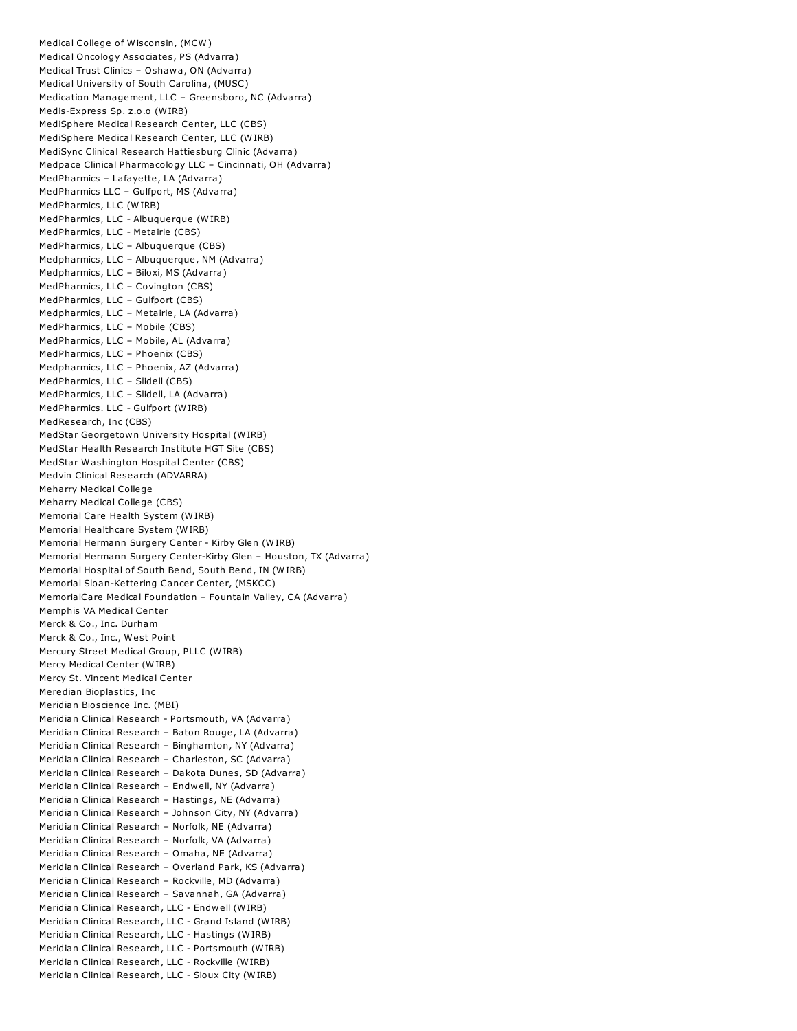Medical College of Wisconsin, (MCW)
Medical Oncology Associates, PS (Advarra)
Medical Trust Clinics – Oshawa, ON (Advarra)
Medical University of South Carolina, (MUSC)
Medication Management, LLC – Greensboro, NC (Advarra)
Medis-Express Sp. z.o.o (WIRB)
MediSphere Medical Research Center, LLC (CBS)
MediSphere Medical Research Center, LLC (WIRB)
MediSync Clinical Research Hattiesburg Clinic (Advarra)
Medpace Clinical Pharmacology LLC – Cincinnati, OH (Advarra)
MedPharmics – Lafayette, LA (Advarra)
MedPharmics LLC – Gulfport, MS (Advarra)
MedPharmics, LLC (WIRB)
MedPharmics, LLC - Albuquerque (WIRB)
MedPharmics, LLC - Metairie (CBS)
MedPharmics, LLC – Albuquerque (CBS)
Medpharmics, LLC – Albuquerque, NM (Advarra)
Medpharmics, LLC – Biloxi, MS (Advarra)
MedPharmics, LLC – Covington (CBS)
MedPharmics, LLC – Gulfport (CBS)
Medpharmics, LLC – Metairie, LA (Advarra)
MedPharmics, LLC – Mobile (CBS)
MedPharmics, LLC – Mobile, AL (Advarra)
MedPharmics, LLC – Phoenix (CBS)
Medpharmics, LLC – Phoenix, AZ (Advarra)
MedPharmics, LLC – Slidell (CBS)
MedPharmics, LLC – Slidell, LA (Advarra)
MedPharmics. LLC - Gulfport (WIRB)
MedResearch, Inc (CBS)
MedStar Georgetown University Hospital (WIRB)
MedStar Health Research Institute HGT Site (CBS)
MedStar Washington Hospital Center (CBS)
Medvin Clinical Research (ADVARRA)
Meharry Medical College
Meharry Medical College (CBS)
Memorial Care Health System (WIRB)
Memorial Healthcare System (WIRB)
Memorial Hermann Surgery Center - Kirby Glen (WIRB)
Memorial Hermann Surgery Center-Kirby Glen – Houston, TX (Advarra)
Memorial Hospital of South Bend, South Bend, IN (WIRB)
Memorial Sloan-Kettering Cancer Center, (MSKCC)
MemorialCare Medical Foundation – Fountain Valley, CA (Advarra)
Memphis VA Medical Center
Merck & Co., Inc. Durham
Merck & Co., Inc., West Point
Mercury Street Medical Group, PLLC (WIRB)
Mercy Medical Center (WIRB)
Mercy St. Vincent Medical Center
Meredian Bioplastics, Inc
Meridian Bioscience Inc. (MBI)
Meridian Clinical Research - Portsmouth, VA (Advarra)
Meridian Clinical Research – Baton Rouge, LA (Advarra)
Meridian Clinical Research – Binghamton, NY (Advarra)
Meridian Clinical Research – Charleston, SC (Advarra)
Meridian Clinical Research – Dakota Dunes, SD (Advarra)
Meridian Clinical Research – Endwell, NY (Advarra)
Meridian Clinical Research – Hastings, NE (Advarra)
Meridian Clinical Research – Johnson City, NY (Advarra)
Meridian Clinical Research – Norfolk, NE (Advarra)
Meridian Clinical Research – Norfolk, VA (Advarra)
Meridian Clinical Research – Omaha, NE (Advarra)
Meridian Clinical Research – Overland Park, KS (Advarra)
Meridian Clinical Research – Rockville, MD (Advarra)
Meridian Clinical Research – Savannah, GA (Advarra)
Meridian Clinical Research, LLC - Endwell (WIRB)
Meridian Clinical Research, LLC - Grand Island (WIRB)
Meridian Clinical Research, LLC - Hastings (WIRB)
Meridian Clinical Research, LLC - Portsmouth (WIRB)
Meridian Clinical Research, LLC - Rockville (WIRB)
Meridian Clinical Research, LLC - Sioux City (WIRB)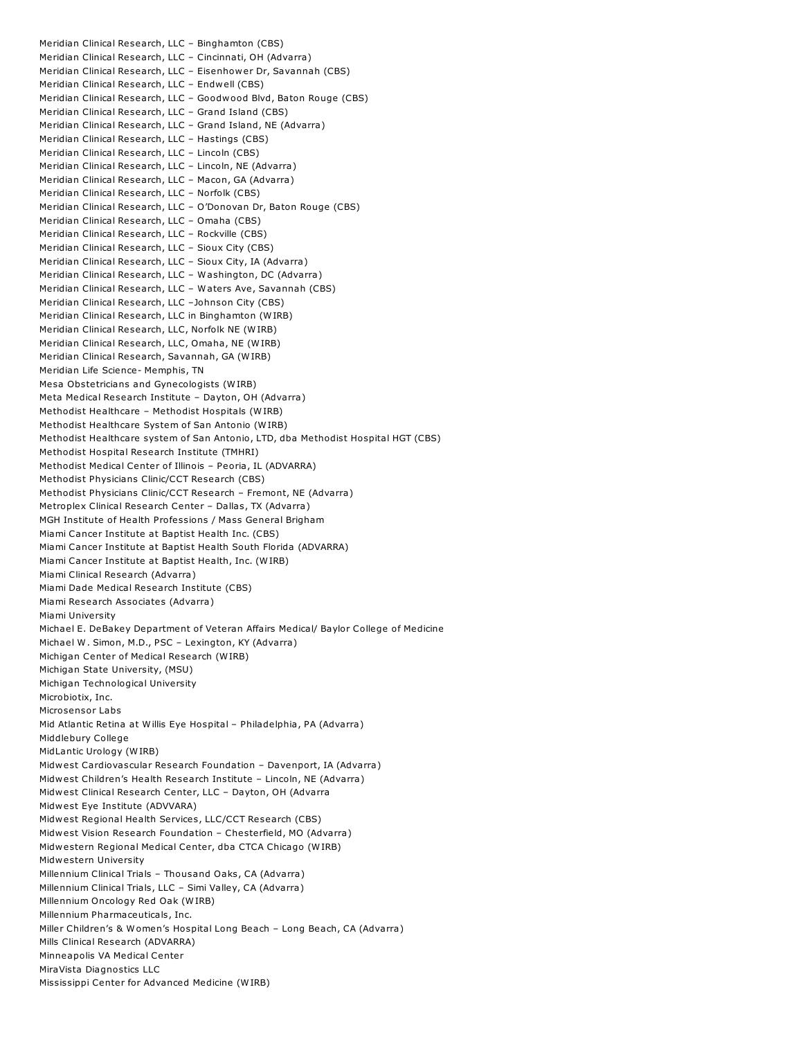Meridian Clinical Research, LLC – Binghamton (CBS)
Meridian Clinical Research, LLC – Cincinnati, OH (Advarra)
Meridian Clinical Research, LLC – Eisenhower Dr, Savannah (CBS)
Meridian Clinical Research, LLC – Endwell (CBS)
Meridian Clinical Research, LLC – Goodwood Blvd, Baton Rouge (CBS)
Meridian Clinical Research, LLC – Grand Island (CBS)
Meridian Clinical Research, LLC – Grand Island, NE (Advarra)
Meridian Clinical Research, LLC – Hastings (CBS)
Meridian Clinical Research, LLC – Lincoln (CBS)
Meridian Clinical Research, LLC – Lincoln, NE (Advarra)
Meridian Clinical Research, LLC – Macon, GA (Advarra)
Meridian Clinical Research, LLC – Norfolk (CBS)
Meridian Clinical Research, LLC – O'Donovan Dr, Baton Rouge (CBS)
Meridian Clinical Research, LLC – Omaha (CBS)
Meridian Clinical Research, LLC – Rockville (CBS)
Meridian Clinical Research, LLC – Sioux City (CBS)
Meridian Clinical Research, LLC – Sioux City, IA (Advarra)
Meridian Clinical Research, LLC – Washington, DC (Advarra)
Meridian Clinical Research, LLC – Waters Ave, Savannah (CBS)
Meridian Clinical Research, LLC –Johnson City (CBS)
Meridian Clinical Research, LLC in Binghamton (WIRB)
Meridian Clinical Research, LLC, Norfolk NE (WIRB)
Meridian Clinical Research, LLC, Omaha, NE (WIRB)
Meridian Clinical Research, Savannah, GA (WIRB)
Meridian Life Science- Memphis, TN
Mesa Obstetricians and Gynecologists (WIRB)
Meta Medical Research Institute – Dayton, OH (Advarra)
Methodist Healthcare – Methodist Hospitals (WIRB)
Methodist Healthcare System of San Antonio (WIRB)
Methodist Healthcare system of San Antonio, LTD, dba Methodist Hospital HGT (CBS)
Methodist Hospital Research Institute (TMHRI)
Methodist Medical Center of Illinois – Peoria, IL (ADVARRA)
Methodist Physicians Clinic/CCT Research (CBS)
Methodist Physicians Clinic/CCT Research – Fremont, NE (Advarra)
Metroplex Clinical Research Center – Dallas, TX (Advarra)
MGH Institute of Health Professions / Mass General Brigham
Miami Cancer Institute at Baptist Health Inc. (CBS)
Miami Cancer Institute at Baptist Health South Florida (ADVARRA)
Miami Cancer Institute at Baptist Health, Inc. (WIRB)
Miami Clinical Research (Advarra)
Miami Dade Medical Research Institute (CBS)
Miami Research Associates (Advarra)
Miami University
Michael E. DeBakey Department of Veteran Affairs Medical/ Baylor College of Medicine
Michael W. Simon, M.D., PSC – Lexington, KY (Advarra)
Michigan Center of Medical Research (WIRB)
Michigan State University, (MSU)
Michigan Technological University
Microbiotix, Inc.
Microsensor Labs
Mid Atlantic Retina at Willis Eye Hospital – Philadelphia, PA (Advarra)
Middlebury College
MidLantic Urology (WIRB)
Midwest Cardiovascular Research Foundation – Davenport, IA (Advarra)
Midwest Children's Health Research Institute – Lincoln, NE (Advarra)
Midwest Clinical Research Center, LLC – Dayton, OH (Advarra
Midwest Eye Institute (ADVVARA)
Midwest Regional Health Services, LLC/CCT Research (CBS)
Midwest Vision Research Foundation – Chesterfield, MO (Advarra)
Midwestern Regional Medical Center, dba CTCA Chicago (WIRB)
Midwestern University
Millennium Clinical Trials – Thousand Oaks, CA (Advarra)
Millennium Clinical Trials, LLC – Simi Valley, CA (Advarra)
Millennium Oncology Red Oak (WIRB)
Millennium Pharmaceuticals, Inc.
Miller Children's & Women's Hospital Long Beach – Long Beach, CA (Advarra)
Mills Clinical Research (ADVARRA)
Minneapolis VA Medical Center
MiraVista Diagnostics LLC
Mississippi Center for Advanced Medicine (WIRB)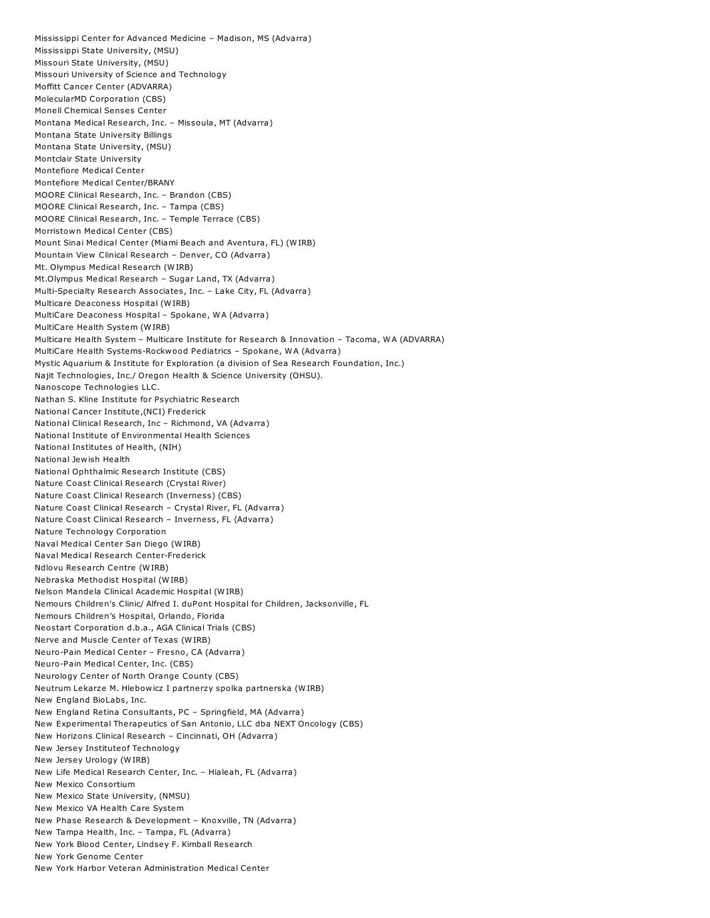Mississippi Center for Advanced Medicine – Madison, MS (Advarra)
Mississippi State University, (MSU)
Missouri State University, (MSU)
Missouri University of Science and Technology
Moffitt Cancer Center (ADVARRA)
MolecularMD Corporation (CBS)
Monell Chemical Senses Center
Montana Medical Research, Inc. – Missoula, MT (Advarra)
Montana State University Billings
Montana State University, (MSU)
Montclair State University
Montefiore Medical Center
Montefiore Medical Center/BRANY
MOORE Clinical Research, Inc. – Brandon (CBS)
MOORE Clinical Research, Inc. – Tampa (CBS)
MOORE Clinical Research, Inc. – Temple Terrace (CBS)
Morristown Medical Center (CBS)
Mount Sinai Medical Center (Miami Beach and Aventura, FL) (WIRB)
Mountain View Clinical Research – Denver, CO (Advarra)
Mt. Olympus Medical Research (WIRB)
Mt.Olympus Medical Research – Sugar Land, TX (Advarra)
Multi-Specialty Research Associates, Inc. – Lake City, FL (Advarra)
Multicare Deaconess Hospital (WIRB)
MultiCare Deaconess Hospital – Spokane, WA (Advarra)
MultiCare Health System (WIRB)
Multicare Health System – Multicare Institute for Research & Innovation – Tacoma, WA (ADVARRA)
MultiCare Health Systems-Rockwood Pediatrics – Spokane, WA (Advarra)
Mystic Aquarium & Institute for Exploration (a division of Sea Research Foundation, Inc.)
Najit Technologies, Inc./ Oregon Health & Science University (OHSU).
Nanoscope Technologies LLC.
Nathan S. Kline Institute for Psychiatric Research
National Cancer Institute,(NCI) Frederick
National Clinical Research, Inc – Richmond, VA (Advarra)
National Institute of Environmental Health Sciences
National Institutes of Health, (NIH)
National Jewish Health
National Ophthalmic Research Institute (CBS)
Nature Coast Clinical Research (Crystal River)
Nature Coast Clinical Research (Inverness) (CBS)
Nature Coast Clinical Research – Crystal River, FL (Advarra)
Nature Coast Clinical Research – Inverness, FL (Advarra)
Nature Technology Corporation
Naval Medical Center San Diego (WIRB)
Naval Medical Research Center-Frederick
Ndlovu Research Centre (WIRB)
Nebraska Methodist Hospital (WIRB)
Nelson Mandela Clinical Academic Hospital (WIRB)
Nemours Children's Clinic/ Alfred I. duPont Hospital for Children, Jacksonville, FL
Nemours Children's Hospital, Orlando, Florida
Neostart Corporation d.b.a., AGA Clinical Trials (CBS)
Nerve and Muscle Center of Texas (WIRB)
Neuro-Pain Medical Center – Fresno, CA (Advarra)
Neuro-Pain Medical Center, Inc. (CBS)
Neurology Center of North Orange County (CBS)
Neutrum Lekarze M. Hlebowicz I partnerzy spolka partnerska (WIRB)
New England BioLabs, Inc.
New England Retina Consultants, PC – Springfield, MA (Advarra)
New Experimental Therapeutics of San Antonio, LLC dba NEXT Oncology (CBS)
New Horizons Clinical Research – Cincinnati, OH (Advarra)
New Jersey Instituteof Technology
New Jersey Urology (WIRB)
New Life Medical Research Center, Inc. – Hialeah, FL (Advarra)
New Mexico Consortium
New Mexico State University, (NMSU)
New Mexico VA Health Care System
New Phase Research & Development – Knoxville, TN (Advarra)
New Tampa Health, Inc. – Tampa, FL (Advarra)
New York Blood Center, Lindsey F. Kimball Research
New York Genome Center
New York Harbor Veteran Administration Medical Center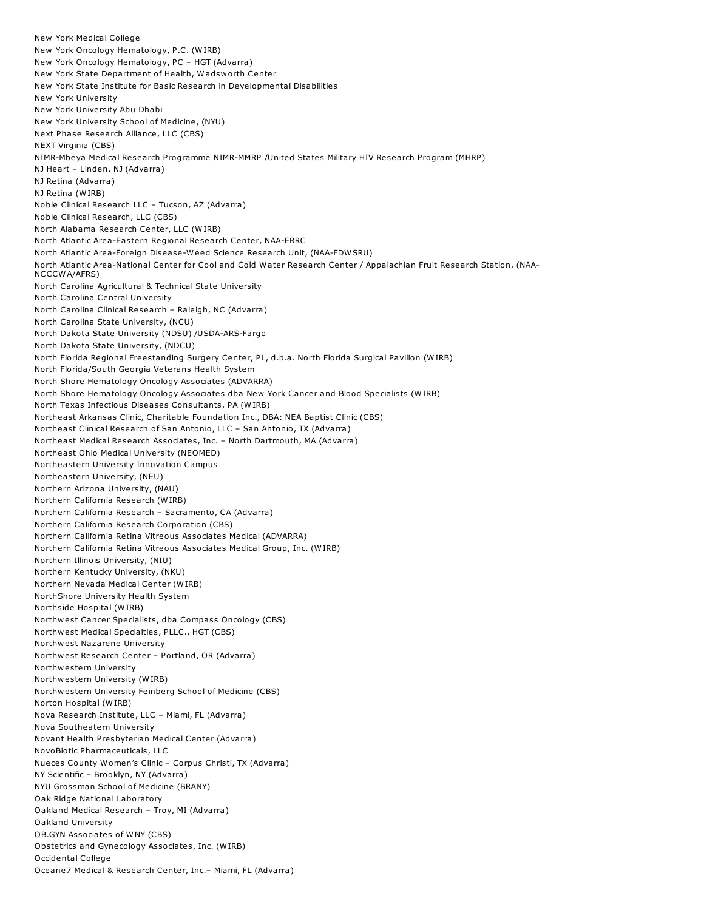New York Medical College
New York Oncology Hematology, P.C. (WIRB)
New York Oncology Hematology, PC – HGT (Advarra)
New York State Department of Health, Wadsworth Center
New York State Institute for Basic Research in Developmental Disabilities
New York University
New York University Abu Dhabi
New York University School of Medicine, (NYU)
Next Phase Research Alliance, LLC (CBS)
NEXT Virginia (CBS)
NIMR-Mbeya Medical Research Programme NIMR-MMRP /United States Military HIV Research Program (MHRP)
NJ Heart – Linden, NJ (Advarra)
NJ Retina (Advarra)
NJ Retina (WIRB)
Noble Clinical Research LLC – Tucson, AZ (Advarra)
Noble Clinical Research, LLC (CBS)
North Alabama Research Center, LLC (WIRB)
North Atlantic Area-Eastern Regional Research Center, NAA-ERRC
North Atlantic Area-Foreign Disease-Weed Science Research Unit, (NAA-FDWSRU)
North Atlantic Area-National Center for Cool and Cold Water Research Center / Appalachian Fruit Research Station, (NAA-NCCCWA/AFRS)
North Carolina Agricultural & Technical State University
North Carolina Central University
North Carolina Clinical Research – Raleigh, NC (Advarra)
North Carolina State University, (NCU)
North Dakota State University (NDSU) /USDA-ARS-Fargo
North Dakota State University, (NDCU)
North Florida Regional Freestanding Surgery Center, PL, d.b.a. North Florida Surgical Pavilion (WIRB)
North Florida/South Georgia Veterans Health System
North Shore Hematology Oncology Associates (ADVARRA)
North Shore Hematology Oncology Associates dba New York Cancer and Blood Specialists (WIRB)
North Texas Infectious Diseases Consultants, PA (WIRB)
Northeast Arkansas Clinic, Charitable Foundation Inc., DBA: NEA Baptist Clinic (CBS)
Northeast Clinical Research of San Antonio, LLC – San Antonio, TX (Advarra)
Northeast Medical Research Associates, Inc. – North Dartmouth, MA (Advarra)
Northeast Ohio Medical University (NEOMED)
Northeastern University Innovation Campus
Northeastern University, (NEU)
Northern Arizona University, (NAU)
Northern California Research (WIRB)
Northern California Research – Sacramento, CA (Advarra)
Northern California Research Corporation (CBS)
Northern California Retina Vitreous Associates Medical (ADVARRA)
Northern California Retina Vitreous Associates Medical Group, Inc. (WIRB)
Northern Illinois University, (NIU)
Northern Kentucky University, (NKU)
Northern Nevada Medical Center (WIRB)
NorthShore University Health System
Northside Hospital (WIRB)
Northwest Cancer Specialists, dba Compass Oncology (CBS)
Northwest Medical Specialties, PLLC., HGT (CBS)
Northwest Nazarene University
Northwest Research Center – Portland, OR (Advarra)
Northwestern University
Northwestern University (WIRB)
Northwestern University Feinberg School of Medicine (CBS)
Norton Hospital (WIRB)
Nova Research Institute, LLC – Miami, FL (Advarra)
Nova Southeatern University
Novant Health Presbyterian Medical Center (Advarra)
NovoBiotic Pharmaceuticals, LLC
Nueces County Women's Clinic – Corpus Christi, TX (Advarra)
NY Scientific – Brooklyn, NY (Advarra)
NYU Grossman School of Medicine (BRANY)
Oak Ridge National Laboratory
Oakland Medical Research – Troy, MI (Advarra)
Oakland University
OB.GYN Associates of WNY (CBS)
Obstetrics and Gynecology Associates, Inc. (WIRB)
Occidental College
Oceane7 Medical & Research Center, Inc.– Miami, FL (Advarra)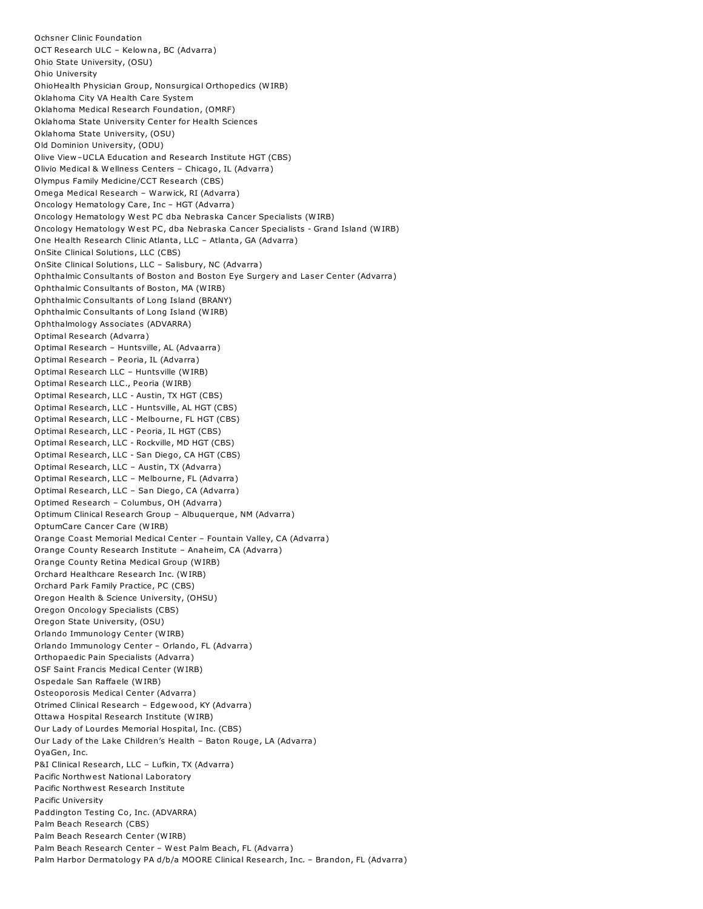Ochsner Clinic Foundation
OCT Research ULC – Kelowna, BC (Advarra)
Ohio State University, (OSU)
Ohio University
OhioHealth Physician Group, Nonsurgical Orthopedics (WIRB)
Oklahoma City VA Health Care System
Oklahoma Medical Research Foundation, (OMRF)
Oklahoma State University Center for Health Sciences
Oklahoma State University, (OSU)
Old Dominion University, (ODU)
Olive View–UCLA Education and Research Institute HGT (CBS)
Olivio Medical & Wellness Centers – Chicago, IL (Advarra)
Olympus Family Medicine/CCT Research (CBS)
Omega Medical Research – Warwick, RI (Advarra)
Oncology Hematology Care, Inc – HGT (Advarra)
Oncology Hematology West PC dba Nebraska Cancer Specialists (WIRB)
Oncology Hematology West PC, dba Nebraska Cancer Specialists - Grand Island (WIRB)
One Health Research Clinic Atlanta, LLC – Atlanta, GA (Advarra)
OnSite Clinical Solutions, LLC (CBS)
OnSite Clinical Solutions, LLC – Salisbury, NC (Advarra)
Ophthalmic Consultants of Boston and Boston Eye Surgery and Laser Center (Advarra)
Ophthalmic Consultants of Boston, MA (WIRB)
Ophthalmic Consultants of Long Island (BRANY)
Ophthalmic Consultants of Long Island (WIRB)
Ophthalmology Associates (ADVARRA)
Optimal Research (Advarra)
Optimal Research – Huntsville, AL (Advaarra)
Optimal Research – Peoria, IL (Advarra)
Optimal Research LLC – Huntsville (WIRB)
Optimal Research LLC., Peoria (WIRB)
Optimal Research, LLC - Austin, TX HGT (CBS)
Optimal Research, LLC - Huntsville, AL HGT (CBS)
Optimal Research, LLC - Melbourne, FL HGT (CBS)
Optimal Research, LLC - Peoria, IL HGT (CBS)
Optimal Research, LLC - Rockville, MD HGT (CBS)
Optimal Research, LLC - San Diego, CA HGT (CBS)
Optimal Research, LLC – Austin, TX (Advarra)
Optimal Research, LLC – Melbourne, FL (Advarra)
Optimal Research, LLC – San Diego, CA (Advarra)
Optimed Research – Columbus, OH (Advarra)
Optimum Clinical Research Group – Albuquerque, NM (Advarra)
OptumCare Cancer Care (WIRB)
Orange Coast Memorial Medical Center – Fountain Valley, CA (Advarra)
Orange County Research Institute – Anaheim, CA (Advarra)
Orange County Retina Medical Group (WIRB)
Orchard Healthcare Research Inc. (WIRB)
Orchard Park Family Practice, PC (CBS)
Oregon Health & Science University, (OHSU)
Oregon Oncology Specialists (CBS)
Oregon State University, (OSU)
Orlando Immunology Center (WIRB)
Orlando Immunology Center – Orlando, FL (Advarra)
Orthopaedic Pain Specialists (Advarra)
OSF Saint Francis Medical Center (WIRB)
Ospedale San Raffaele (WIRB)
Osteoporosis Medical Center (Advarra)
Otrimed Clinical Research – Edgewood, KY (Advarra)
Ottawa Hospital Research Institute (WIRB)
Our Lady of Lourdes Memorial Hospital, Inc. (CBS)
Our Lady of the Lake Children's Health – Baton Rouge, LA (Advarra)
OyaGen, Inc.
P&I Clinical Research, LLC – Lufkin, TX (Advarra)
Pacific Northwest National Laboratory
Pacific Northwest Research Institute
Pacific University
Paddington Testing Co, Inc. (ADVARRA)
Palm Beach Research (CBS)
Palm Beach Research Center (WIRB)
Palm Beach Research Center – West Palm Beach, FL (Advarra)
Palm Harbor Dermatology PA d/b/a MOORE Clinical Research, Inc. – Brandon, FL (Advarra)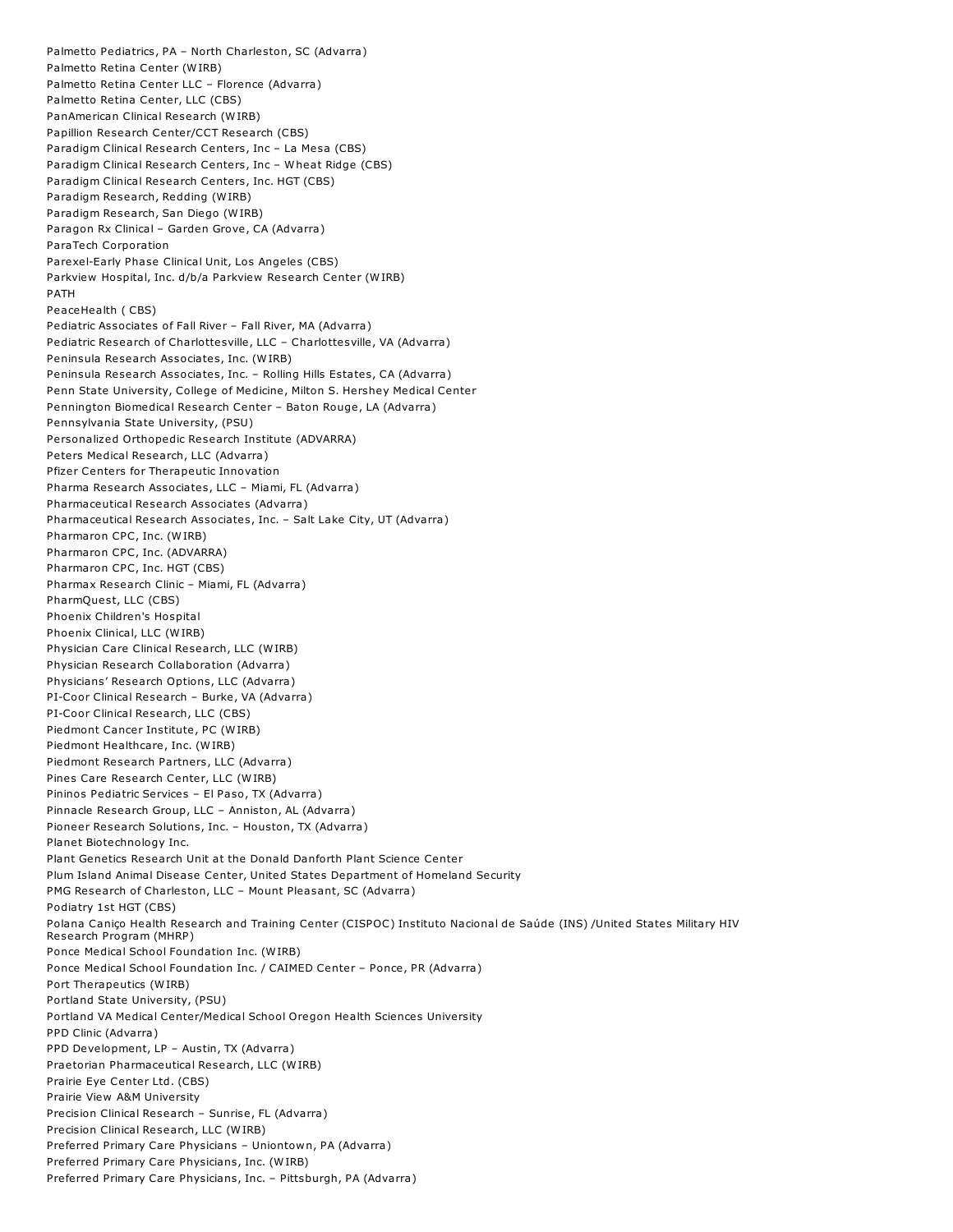Palmetto Pediatrics, PA – North Charleston, SC (Advarra)
Palmetto Retina Center (WIRB)
Palmetto Retina Center LLC – Florence (Advarra)
Palmetto Retina Center, LLC (CBS)
PanAmerican Clinical Research (WIRB)
Papillion Research Center/CCT Research (CBS)
Paradigm Clinical Research Centers, Inc – La Mesa (CBS)
Paradigm Clinical Research Centers, Inc – Wheat Ridge (CBS)
Paradigm Clinical Research Centers, Inc. HGT (CBS)
Paradigm Research, Redding (WIRB)
Paradigm Research, San Diego (WIRB)
Paragon Rx Clinical – Garden Grove, CA (Advarra)
ParaTech Corporation
Parexel-Early Phase Clinical Unit, Los Angeles (CBS)
Parkview Hospital, Inc. d/b/a Parkview Research Center (WIRB)
PATH
PeaceHealth ( CBS)
Pediatric Associates of Fall River – Fall River, MA (Advarra)
Pediatric Research of Charlottesville, LLC – Charlottesville, VA (Advarra)
Peninsula Research Associates, Inc. (WIRB)
Peninsula Research Associates, Inc. – Rolling Hills Estates, CA (Advarra)
Penn State University, College of Medicine, Milton S. Hershey Medical Center
Pennington Biomedical Research Center – Baton Rouge, LA (Advarra)
Pennsylvania State University, (PSU)
Personalized Orthopedic Research Institute (ADVARRA)
Peters Medical Research, LLC (Advarra)
Pfizer Centers for Therapeutic Innovation
Pharma Research Associates, LLC – Miami, FL (Advarra)
Pharmaceutical Research Associates (Advarra)
Pharmaceutical Research Associates, Inc. – Salt Lake City, UT (Advarra)
Pharmaron CPC, Inc. (WIRB)
Pharmaron CPC, Inc. (ADVARRA)
Pharmaron CPC, Inc. HGT (CBS)
Pharmax Research Clinic – Miami, FL (Advarra)
PharmQuest, LLC (CBS)
Phoenix Children's Hospital
Phoenix Clinical, LLC (WIRB)
Physician Care Clinical Research, LLC (WIRB)
Physician Research Collaboration (Advarra)
Physicians' Research Options, LLC (Advarra)
PI-Coor Clinical Research – Burke, VA (Advarra)
PI-Coor Clinical Research, LLC (CBS)
Piedmont Cancer Institute, PC (WIRB)
Piedmont Healthcare, Inc. (WIRB)
Piedmont Research Partners, LLC (Advarra)
Pines Care Research Center, LLC (WIRB)
Pininos Pediatric Services – El Paso, TX (Advarra)
Pinnacle Research Group, LLC – Anniston, AL (Advarra)
Pioneer Research Solutions, Inc. – Houston, TX (Advarra)
Planet Biotechnology Inc.
Plant Genetics Research Unit at the Donald Danforth Plant Science Center
Plum Island Animal Disease Center, United States Department of Homeland Security
PMG Research of Charleston, LLC – Mount Pleasant, SC (Advarra)
Podiatry 1st HGT (CBS)
Polana Caniço Health Research and Training Center (CISPOC) Instituto Nacional de Saúde (INS) /United States Military HIV Research Program (MHRP)
Ponce Medical School Foundation Inc. (WIRB)
Ponce Medical School Foundation Inc. / CAIMED Center – Ponce, PR (Advarra)
Port Therapeutics (WIRB)
Portland State University, (PSU)
Portland VA Medical Center/Medical School Oregon Health Sciences University
PPD Clinic (Advarra)
PPD Development, LP – Austin, TX (Advarra)
Praetorian Pharmaceutical Research, LLC (WIRB)
Prairie Eye Center Ltd. (CBS)
Prairie View A&M University
Precision Clinical Research – Sunrise, FL (Advarra)
Precision Clinical Research, LLC (WIRB)
Preferred Primary Care Physicians – Uniontown, PA (Advarra)
Preferred Primary Care Physicians, Inc. (WIRB)
Preferred Primary Care Physicians, Inc. – Pittsburgh, PA (Advarra)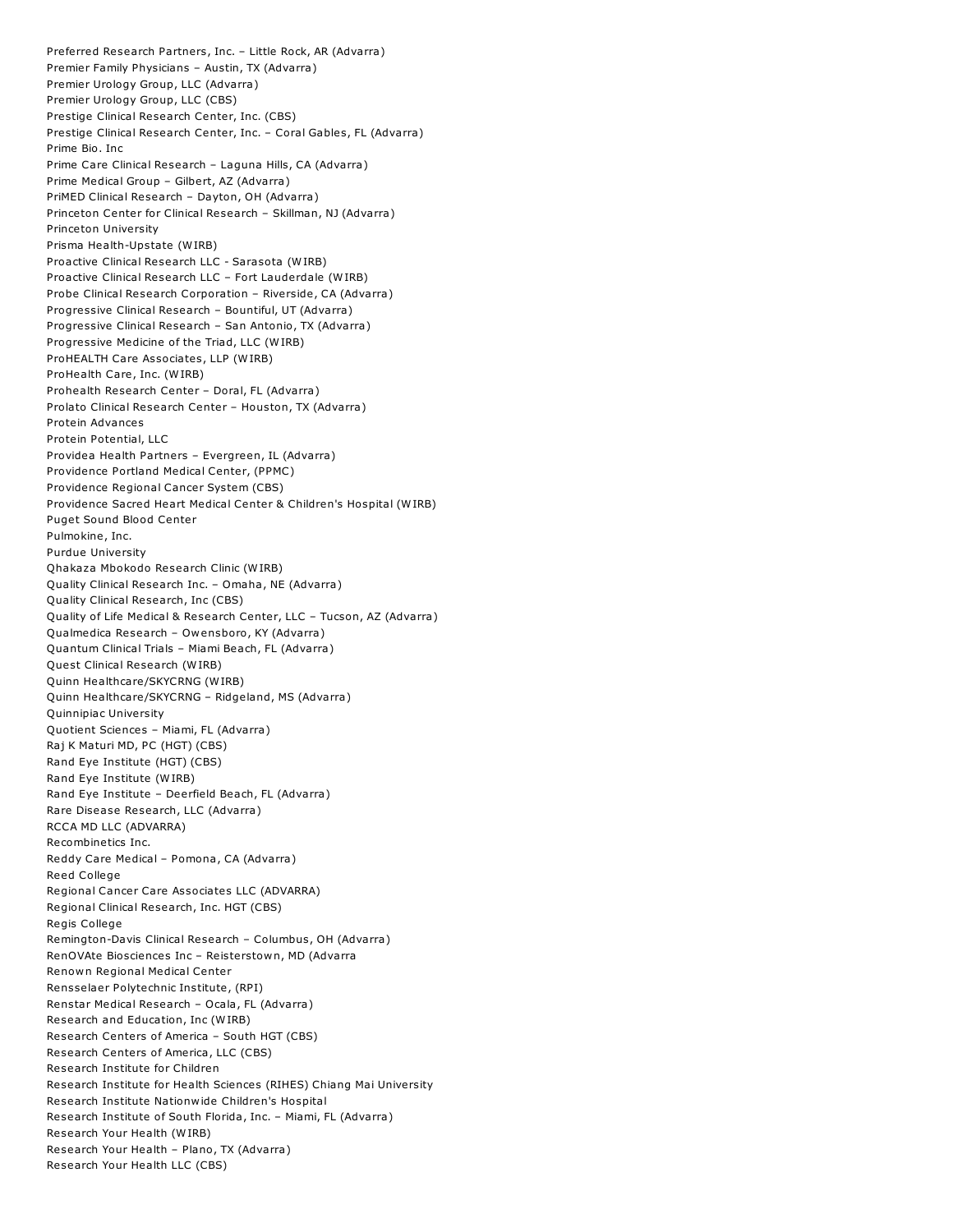Preferred Research Partners, Inc. – Little Rock, AR (Advarra)
Premier Family Physicians – Austin, TX (Advarra)
Premier Urology Group, LLC (Advarra)
Premier Urology Group, LLC (CBS)
Prestige Clinical Research Center, Inc. (CBS)
Prestige Clinical Research Center, Inc. – Coral Gables, FL (Advarra)
Prime Bio. Inc
Prime Care Clinical Research – Laguna Hills, CA (Advarra)
Prime Medical Group – Gilbert, AZ (Advarra)
PriMED Clinical Research – Dayton, OH (Advarra)
Princeton Center for Clinical Research – Skillman, NJ (Advarra)
Princeton University
Prisma Health-Upstate (WIRB)
Proactive Clinical Research LLC - Sarasota (WIRB)
Proactive Clinical Research LLC – Fort Lauderdale (WIRB)
Probe Clinical Research Corporation – Riverside, CA (Advarra)
Progressive Clinical Research – Bountiful, UT (Advarra)
Progressive Clinical Research – San Antonio, TX (Advarra)
Progressive Medicine of the Triad, LLC (WIRB)
ProHEALTH Care Associates, LLP (WIRB)
ProHealth Care, Inc. (WIRB)
Prohealth Research Center – Doral, FL (Advarra)
Prolato Clinical Research Center – Houston, TX (Advarra)
Protein Advances
Protein Potential, LLC
Providea Health Partners – Evergreen, IL (Advarra)
Providence Portland Medical Center, (PPMC)
Providence Regional Cancer System (CBS)
Providence Sacred Heart Medical Center & Children's Hospital (WIRB)
Puget Sound Blood Center
Pulmokine, Inc.
Purdue University
Qhakaza Mbokodo Research Clinic (WIRB)
Quality Clinical Research Inc. – Omaha, NE (Advarra)
Quality Clinical Research, Inc (CBS)
Quality of Life Medical & Research Center, LLC – Tucson, AZ (Advarra)
Qualmedica Research – Owensboro, KY (Advarra)
Quantum Clinical Trials – Miami Beach, FL (Advarra)
Quest Clinical Research (WIRB)
Quinn Healthcare/SKYCRNG (WIRB)
Quinn Healthcare/SKYCRNG – Ridgeland, MS (Advarra)
Quinnipiac University
Quotient Sciences – Miami, FL (Advarra)
Raj K Maturi MD, PC (HGT) (CBS)
Rand Eye Institute (HGT) (CBS)
Rand Eye Institute (WIRB)
Rand Eye Institute – Deerfield Beach, FL (Advarra)
Rare Disease Research, LLC (Advarra)
RCCA MD LLC (ADVARRA)
Recombinetics Inc.
Reddy Care Medical – Pomona, CA (Advarra)
Reed College
Regional Cancer Care Associates LLC (ADVARRA)
Regional Clinical Research, Inc. HGT (CBS)
Regis College
Remington-Davis Clinical Research – Columbus, OH (Advarra)
RenOVAte Biosciences Inc – Reisterstown, MD (Advarra
Renown Regional Medical Center
Rensselaer Polytechnic Institute, (RPI)
Renstar Medical Research – Ocala, FL (Advarra)
Research and Education, Inc (WIRB)
Research Centers of America – South HGT (CBS)
Research Centers of America, LLC (CBS)
Research Institute for Children
Research Institute for Health Sciences (RIHES) Chiang Mai University
Research Institute Nationwide Children's Hospital
Research Institute of South Florida, Inc. – Miami, FL (Advarra)
Research Your Health (WIRB)
Research Your Health – Plano, TX (Advarra)
Research Your Health LLC (CBS)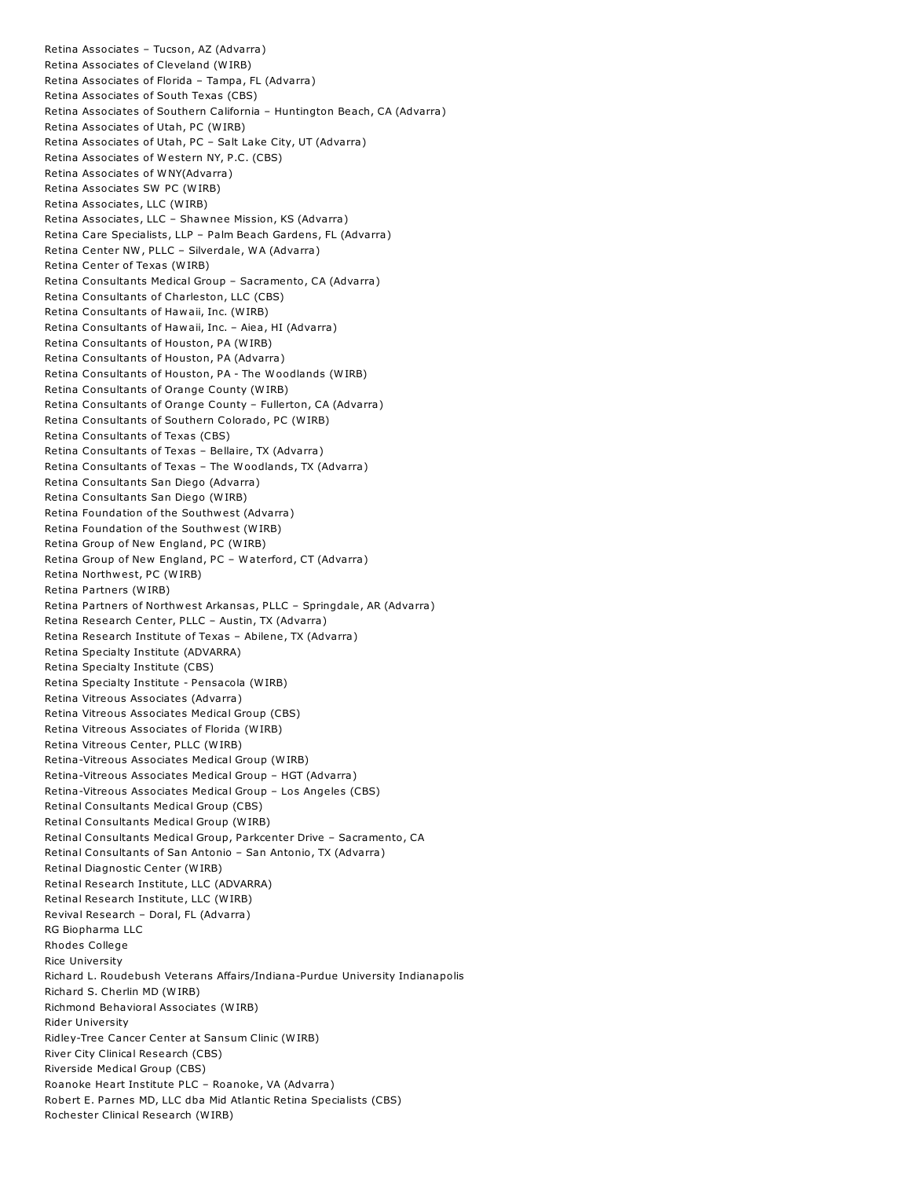Retina Associates – Tucson, AZ (Advarra)
Retina Associates of Cleveland (WIRB)
Retina Associates of Florida – Tampa, FL (Advarra)
Retina Associates of South Texas (CBS)
Retina Associates of Southern California – Huntington Beach, CA (Advarra)
Retina Associates of Utah, PC (WIRB)
Retina Associates of Utah, PC – Salt Lake City, UT (Advarra)
Retina Associates of Western NY, P.C. (CBS)
Retina Associates of WNY(Advarra)
Retina Associates SW PC (WIRB)
Retina Associates, LLC (WIRB)
Retina Associates, LLC – Shawnee Mission, KS (Advarra)
Retina Care Specialists, LLP – Palm Beach Gardens, FL (Advarra)
Retina Center NW, PLLC – Silverdale, WA (Advarra)
Retina Center of Texas (WIRB)
Retina Consultants Medical Group – Sacramento, CA (Advarra)
Retina Consultants of Charleston, LLC (CBS)
Retina Consultants of Hawaii, Inc. (WIRB)
Retina Consultants of Hawaii, Inc. – Aiea, HI (Advarra)
Retina Consultants of Houston, PA (WIRB)
Retina Consultants of Houston, PA (Advarra)
Retina Consultants of Houston, PA - The Woodlands (WIRB)
Retina Consultants of Orange County (WIRB)
Retina Consultants of Orange County – Fullerton, CA (Advarra)
Retina Consultants of Southern Colorado, PC (WIRB)
Retina Consultants of Texas (CBS)
Retina Consultants of Texas – Bellaire, TX (Advarra)
Retina Consultants of Texas – The Woodlands, TX (Advarra)
Retina Consultants San Diego (Advarra)
Retina Consultants San Diego (WIRB)
Retina Foundation of the Southwest (Advarra)
Retina Foundation of the Southwest (WIRB)
Retina Group of New England, PC (WIRB)
Retina Group of New England, PC – Waterford, CT (Advarra)
Retina Northwest, PC (WIRB)
Retina Partners (WIRB)
Retina Partners of Northwest Arkansas, PLLC – Springdale, AR (Advarra)
Retina Research Center, PLLC – Austin, TX (Advarra)
Retina Research Institute of Texas – Abilene, TX (Advarra)
Retina Specialty Institute (ADVARRA)
Retina Specialty Institute (CBS)
Retina Specialty Institute - Pensacola (WIRB)
Retina Vitreous Associates (Advarra)
Retina Vitreous Associates Medical Group (CBS)
Retina Vitreous Associates of Florida (WIRB)
Retina Vitreous Center, PLLC (WIRB)
Retina-Vitreous Associates Medical Group (WIRB)
Retina-Vitreous Associates Medical Group – HGT (Advarra)
Retina-Vitreous Associates Medical Group – Los Angeles (CBS)
Retinal Consultants Medical Group (CBS)
Retinal Consultants Medical Group (WIRB)
Retinal Consultants Medical Group, Parkcenter Drive – Sacramento, CA
Retinal Consultants of San Antonio – San Antonio, TX (Advarra)
Retinal Diagnostic Center (WIRB)
Retinal Research Institute, LLC (ADVARRA)
Retinal Research Institute, LLC (WIRB)
Revival Research – Doral, FL (Advarra)
RG Biopharma LLC
Rhodes College
Rice University
Richard L. Roudebush Veterans Affairs/Indiana-Purdue University Indianapolis
Richard S. Cherlin MD (WIRB)
Richmond Behavioral Associates (WIRB)
Rider University
Ridley-Tree Cancer Center at Sansum Clinic (WIRB)
River City Clinical Research (CBS)
Riverside Medical Group (CBS)
Roanoke Heart Institute PLC – Roanoke, VA (Advarra)
Robert E. Parnes MD, LLC dba Mid Atlantic Retina Specialists (CBS)
Rochester Clinical Research (WIRB)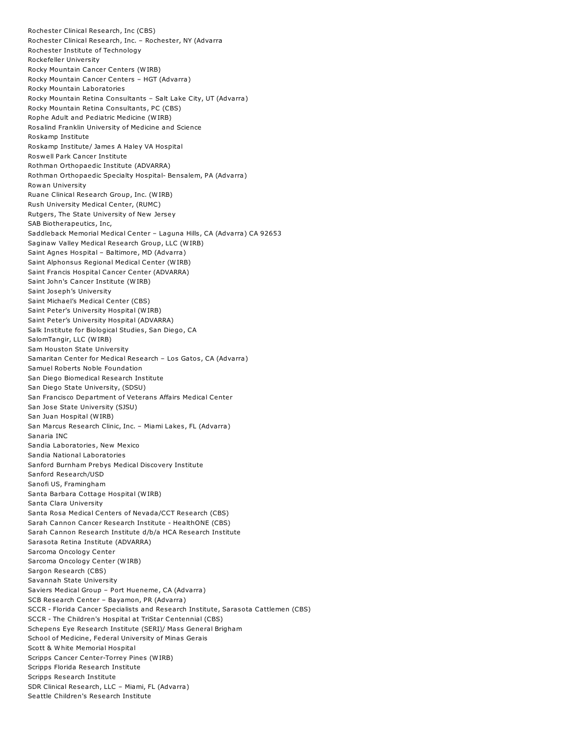Rochester Clinical Research, Inc (CBS)
Rochester Clinical Research, Inc. – Rochester, NY (Advarra
Rochester Institute of Technology
Rockefeller University
Rocky Mountain Cancer Centers (WIRB)
Rocky Mountain Cancer Centers – HGT (Advarra)
Rocky Mountain Laboratories
Rocky Mountain Retina Consultants – Salt Lake City, UT (Advarra)
Rocky Mountain Retina Consultants, PC (CBS)
Rophe Adult and Pediatric Medicine (WIRB)
Rosalind Franklin University of Medicine and Science
Roskamp Institute
Roskamp Institute/ James A Haley VA Hospital
Roswell Park Cancer Institute
Rothman Orthopaedic Institute (ADVARRA)
Rothman Orthopaedic Specialty Hospital- Bensalem, PA (Advarra)
Rowan University
Ruane Clinical Research Group, Inc. (WIRB)
Rush University Medical Center, (RUMC)
Rutgers, The State University of New Jersey
SAB Biotherapeutics, Inc,
Saddleback Memorial Medical Center – Laguna Hills, CA (Advarra) CA 92653
Saginaw Valley Medical Research Group, LLC (WIRB)
Saint Agnes Hospital – Baltimore, MD (Advarra)
Saint Alphonsus Regional Medical Center (WIRB)
Saint Francis Hospital Cancer Center (ADVARRA)
Saint John's Cancer Institute (WIRB)
Saint Joseph's University
Saint Michael's Medical Center (CBS)
Saint Peter's University Hospital (WIRB)
Saint Peter's University Hospital (ADVARRA)
Salk Institute for Biological Studies, San Diego, CA
SalomTangir, LLC (WIRB)
Sam Houston State University
Samaritan Center for Medical Research – Los Gatos, CA (Advarra)
Samuel Roberts Noble Foundation
San Diego Biomedical Research Institute
San Diego State University, (SDSU)
San Francisco Department of Veterans Affairs Medical Center
San Jose State University (SJSU)
San Juan Hospital (WIRB)
San Marcus Research Clinic, Inc. – Miami Lakes, FL (Advarra)
Sanaria INC
Sandia Laboratories, New Mexico
Sandia National Laboratories
Sanford Burnham Prebys Medical Discovery Institute
Sanford Research/USD
Sanofi US, Framingham
Santa Barbara Cottage Hospital (WIRB)
Santa Clara University
Santa Rosa Medical Centers of Nevada/CCT Research (CBS)
Sarah Cannon Cancer Research Institute - HealthONE (CBS)
Sarah Cannon Research Institute d/b/a HCA Research Institute
Sarasota Retina Institute (ADVARRA)
Sarcoma Oncology Center
Sarcoma Oncology Center (WIRB)
Sargon Research (CBS)
Savannah State University
Saviers Medical Group – Port Hueneme, CA (Advarra)
SCB Research Center – Bayamon, PR (Advarra)
SCCR - Florida Cancer Specialists and Research Institute, Sarasota Cattlemen (CBS)
SCCR - The Children's Hospital at TriStar Centennial (CBS)
Schepens Eye Research Institute (SERI)/ Mass General Brigham
School of Medicine, Federal University of Minas Gerais
Scott & White Memorial Hospital
Scripps Cancer Center-Torrey Pines (WIRB)
Scripps Florida Research Institute
Scripps Research Institute
SDR Clinical Research, LLC – Miami, FL (Advarra)
Seattle Children's Research Institute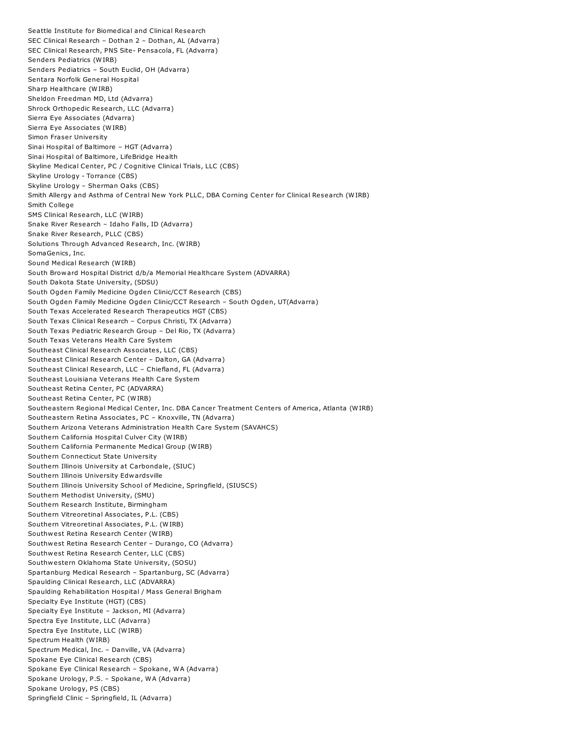Seattle Institute for Biomedical and Clinical Research
SEC Clinical Research – Dothan 2 – Dothan, AL (Advarra)
SEC Clinical Research, PNS Site- Pensacola, FL (Advarra)
Senders Pediatrics (WIRB)
Senders Pediatrics – South Euclid, OH (Advarra)
Sentara Norfolk General Hospital
Sharp Healthcare (WIRB)
Sheldon Freedman MD, Ltd (Advarra)
Shrock Orthopedic Research, LLC (Advarra)
Sierra Eye Associates (Advarra)
Sierra Eye Associates (WIRB)
Simon Fraser University
Sinai Hospital of Baltimore – HGT (Advarra)
Sinai Hospital of Baltimore, LifeBridge Health
Skyline Medical Center, PC / Cognitive Clinical Trials, LLC (CBS)
Skyline Urology - Torrance (CBS)
Skyline Urology – Sherman Oaks (CBS)
Smith Allergy and Asthma of Central New York PLLC, DBA Corning Center for Clinical Research (WIRB)
Smith College
SMS Clinical Research, LLC (WIRB)
Snake River Research – Idaho Falls, ID (Advarra)
Snake River Research, PLLC (CBS)
Solutions Through Advanced Research, Inc. (WIRB)
SomaGenics, Inc.
Sound Medical Research (WIRB)
South Broward Hospital District d/b/a Memorial Healthcare System (ADVARRA)
South Dakota State University, (SDSU)
South Ogden Family Medicine Ogden Clinic/CCT Research (CBS)
South Ogden Family Medicine Ogden Clinic/CCT Research – South Ogden, UT(Advarra)
South Texas Accelerated Research Therapeutics HGT (CBS)
South Texas Clinical Research – Corpus Christi, TX (Advarra)
South Texas Pediatric Research Group – Del Rio, TX (Advarra)
South Texas Veterans Health Care System
Southeast Clinical Research Associates, LLC (CBS)
Southeast Clinical Research Center – Dalton, GA (Advarra)
Southeast Clinical Research, LLC – Chiefland, FL (Advarra)
Southeast Louisiana Veterans Health Care System
Southeast Retina Center, PC (ADVARRA)
Southeast Retina Center, PC (WIRB)
Southeastern Regional Medical Center, Inc. DBA Cancer Treatment Centers of America, Atlanta (WIRB)
Southeastern Retina Associates, PC – Knoxville, TN (Advarra)
Southern Arizona Veterans Administration Health Care System (SAVAHCS)
Southern California Hospital Culver City (WIRB)
Southern California Permanente Medical Group (WIRB)
Southern Connecticut State University
Southern Illinois University at Carbondale, (SIUC)
Southern Illinois University Edwardsville
Southern Illinois University School of Medicine, Springfield, (SIUSCS)
Southern Methodist University, (SMU)
Southern Research Institute, Birmingham
Southern Vitreoretinal Associates, P.L. (CBS)
Southern Vitreoretinal Associates, P.L. (WIRB)
Southwest Retina Research Center (WIRB)
Southwest Retina Research Center – Durango, CO (Advarra)
Southwest Retina Research Center, LLC (CBS)
Southwestern Oklahoma State University, (SOSU)
Spartanburg Medical Research – Spartanburg, SC (Advarra)
Spaulding Clinical Research, LLC (ADVARRA)
Spaulding Rehabilitation Hospital / Mass General Brigham
Specialty Eye Institute (HGT) (CBS)
Specialty Eye Institute – Jackson, MI (Advarra)
Spectra Eye Institute, LLC (Advarra)
Spectra Eye Institute, LLC (WIRB)
Spectrum Health (WIRB)
Spectrum Medical, Inc. – Danville, VA (Advarra)
Spokane Eye Clinical Research (CBS)
Spokane Eye Clinical Research – Spokane, WA (Advarra)
Spokane Urology, P.S. – Spokane, WA (Advarra)
Spokane Urology, PS (CBS)
Springfield Clinic – Springfield, IL (Advarra)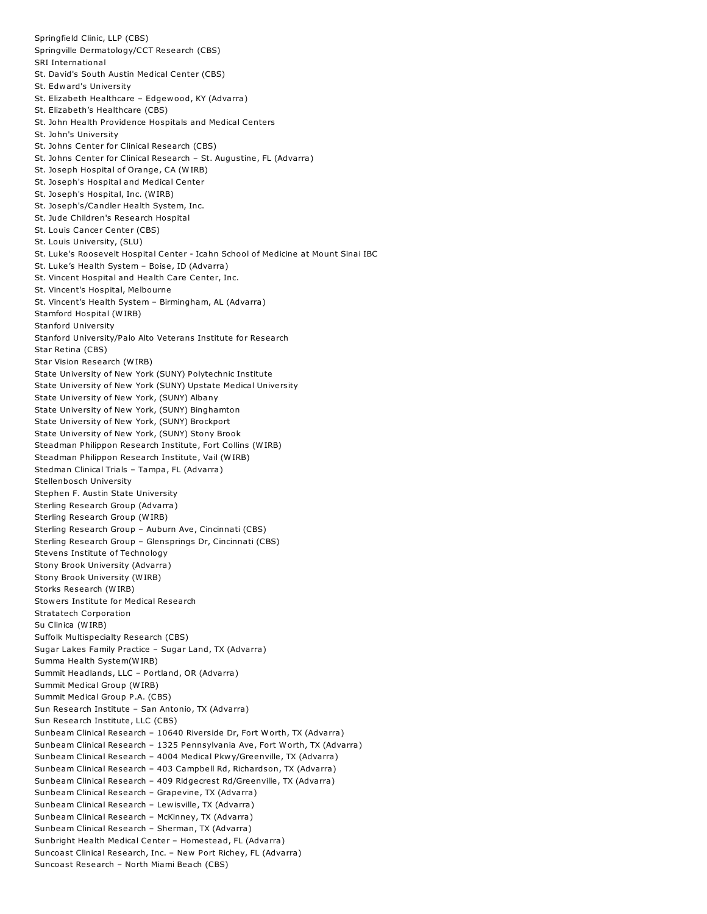Springfield Clinic, LLP (CBS)
Springville Dermatology/CCT Research (CBS)
SRI International
St. David's South Austin Medical Center (CBS)
St. Edward's University
St. Elizabeth Healthcare – Edgewood, KY (Advarra)
St. Elizabeth's Healthcare (CBS)
St. John Health Providence Hospitals and Medical Centers
St. John's University
St. Johns Center for Clinical Research (CBS)
St. Johns Center for Clinical Research – St. Augustine, FL (Advarra)
St. Joseph Hospital of Orange, CA (WIRB)
St. Joseph's Hospital and Medical Center
St. Joseph's Hospital, Inc. (WIRB)
St. Joseph's/Candler Health System, Inc.
St. Jude Children's Research Hospital
St. Louis Cancer Center (CBS)
St. Louis University, (SLU)
St. Luke's Roosevelt Hospital Center - Icahn School of Medicine at Mount Sinai IBC
St. Luke's Health System – Boise, ID (Advarra)
St. Vincent Hospital and Health Care Center, Inc.
St. Vincent's Hospital, Melbourne
St. Vincent's Health System – Birmingham, AL (Advarra)
Stamford Hospital (WIRB)
Stanford University
Stanford University/Palo Alto Veterans Institute for Research
Star Retina (CBS)
Star Vision Research (WIRB)
State University of New York (SUNY) Polytechnic Institute
State University of New York (SUNY) Upstate Medical University
State University of New York, (SUNY) Albany
State University of New York, (SUNY) Binghamton
State University of New York, (SUNY) Brockport
State University of New York, (SUNY) Stony Brook
Steadman Philippon Research Institute, Fort Collins (WIRB)
Steadman Philippon Research Institute, Vail (WIRB)
Stedman Clinical Trials – Tampa, FL (Advarra)
Stellenbosch University
Stephen F. Austin State University
Sterling Research Group (Advarra)
Sterling Research Group (WIRB)
Sterling Research Group – Auburn Ave, Cincinnati (CBS)
Sterling Research Group – Glensprings Dr, Cincinnati (CBS)
Stevens Institute of Technology
Stony Brook University (Advarra)
Stony Brook University (WIRB)
Storks Research (WIRB)
Stowers Institute for Medical Research
Stratatech Corporation
Su Clinica (WIRB)
Suffolk Multispecialty Research (CBS)
Sugar Lakes Family Practice – Sugar Land, TX (Advarra)
Summa Health System(WIRB)
Summit Headlands, LLC – Portland, OR (Advarra)
Summit Medical Group (WIRB)
Summit Medical Group P.A. (CBS)
Sun Research Institute – San Antonio, TX (Advarra)
Sun Research Institute, LLC (CBS)
Sunbeam Clinical Research – 10640 Riverside Dr, Fort Worth, TX (Advarra)
Sunbeam Clinical Research – 1325 Pennsylvania Ave, Fort Worth, TX (Advarra)
Sunbeam Clinical Research – 4004 Medical Pkwy/Greenville, TX (Advarra)
Sunbeam Clinical Research – 403 Campbell Rd, Richardson, TX (Advarra)
Sunbeam Clinical Research – 409 Ridgecrest Rd/Greenville, TX (Advarra)
Sunbeam Clinical Research – Grapevine, TX (Advarra)
Sunbeam Clinical Research – Lewisville, TX (Advarra)
Sunbeam Clinical Research – McKinney, TX (Advarra)
Sunbeam Clinical Research – Sherman, TX (Advarra)
Sunbright Health Medical Center – Homestead, FL (Advarra)
Suncoast Clinical Research, Inc. – New Port Richey, FL (Advarra)
Suncoast Research – North Miami Beach (CBS)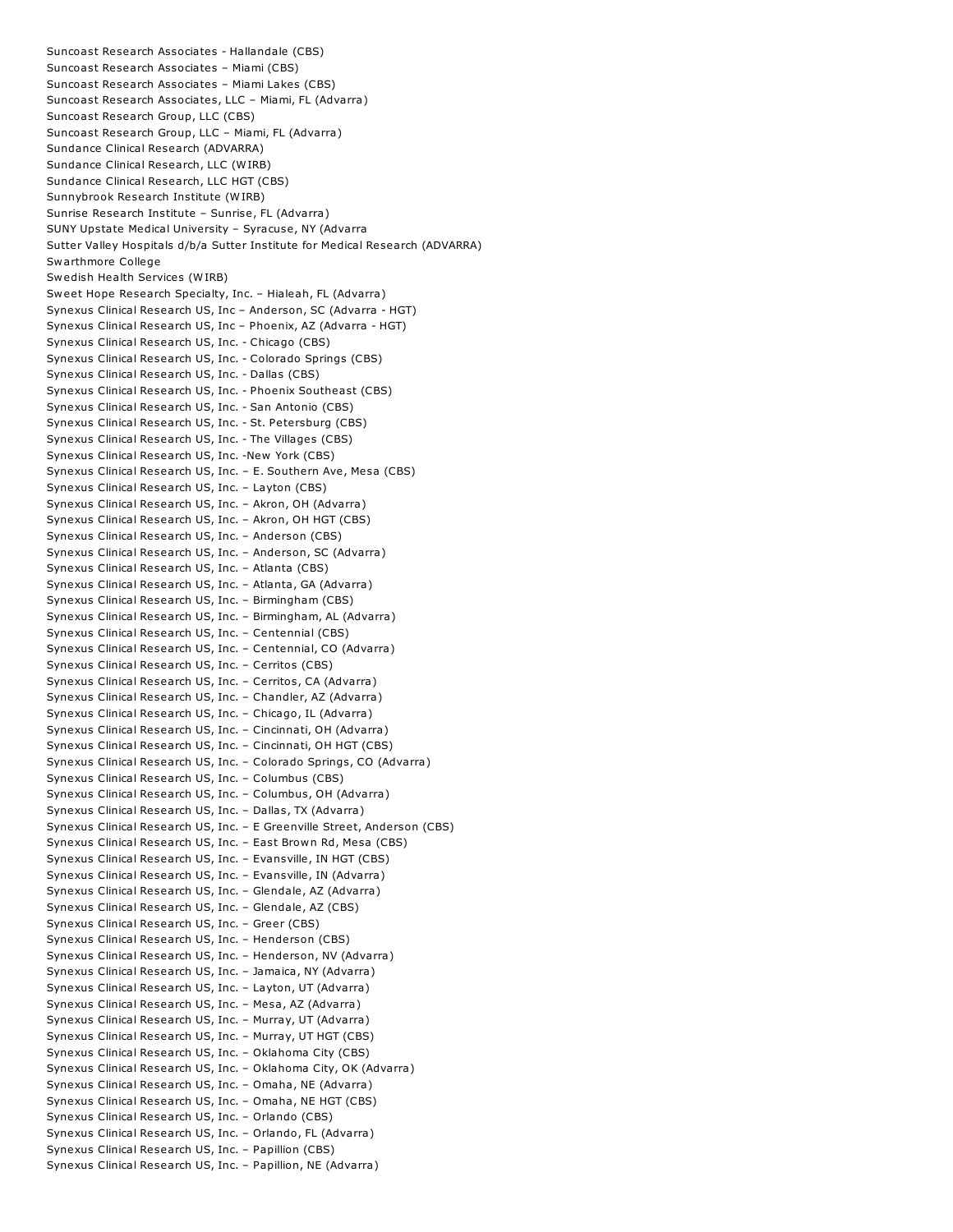Suncoast Research Associates - Hallandale (CBS)
Suncoast Research Associates – Miami (CBS)
Suncoast Research Associates – Miami Lakes (CBS)
Suncoast Research Associates, LLC – Miami, FL (Advarra)
Suncoast Research Group, LLC (CBS)
Suncoast Research Group, LLC – Miami, FL (Advarra)
Sundance Clinical Research (ADVARRA)
Sundance Clinical Research, LLC (WIRB)
Sundance Clinical Research, LLC HGT (CBS)
Sunnybrook Research Institute (WIRB)
Sunrise Research Institute – Sunrise, FL (Advarra)
SUNY Upstate Medical University – Syracuse, NY (Advarra
Sutter Valley Hospitals d/b/a Sutter Institute for Medical Research (ADVARRA)
Swarthmore College
Swedish Health Services (WIRB)
Sweet Hope Research Specialty, Inc. – Hialeah, FL (Advarra)
Synexus Clinical Research US, Inc – Anderson, SC (Advarra - HGT)
Synexus Clinical Research US, Inc – Phoenix, AZ (Advarra - HGT)
Synexus Clinical Research US, Inc. - Chicago (CBS)
Synexus Clinical Research US, Inc. - Colorado Springs (CBS)
Synexus Clinical Research US, Inc. - Dallas (CBS)
Synexus Clinical Research US, Inc. - Phoenix Southeast (CBS)
Synexus Clinical Research US, Inc. - San Antonio (CBS)
Synexus Clinical Research US, Inc. - St. Petersburg (CBS)
Synexus Clinical Research US, Inc. - The Villages (CBS)
Synexus Clinical Research US, Inc. -New York (CBS)
Synexus Clinical Research US, Inc. – E. Southern Ave, Mesa (CBS)
Synexus Clinical Research US, Inc. – Layton (CBS)
Synexus Clinical Research US, Inc. – Akron, OH (Advarra)
Synexus Clinical Research US, Inc. – Akron, OH HGT (CBS)
Synexus Clinical Research US, Inc. – Anderson (CBS)
Synexus Clinical Research US, Inc. – Anderson, SC (Advarra)
Synexus Clinical Research US, Inc. – Atlanta (CBS)
Synexus Clinical Research US, Inc. – Atlanta, GA (Advarra)
Synexus Clinical Research US, Inc. – Birmingham (CBS)
Synexus Clinical Research US, Inc. – Birmingham, AL (Advarra)
Synexus Clinical Research US, Inc. – Centennial (CBS)
Synexus Clinical Research US, Inc. – Centennial, CO (Advarra)
Synexus Clinical Research US, Inc. – Cerritos (CBS)
Synexus Clinical Research US, Inc. – Cerritos, CA (Advarra)
Synexus Clinical Research US, Inc. – Chandler, AZ (Advarra)
Synexus Clinical Research US, Inc. – Chicago, IL (Advarra)
Synexus Clinical Research US, Inc. – Cincinnati, OH (Advarra)
Synexus Clinical Research US, Inc. – Cincinnati, OH HGT (CBS)
Synexus Clinical Research US, Inc. – Colorado Springs, CO (Advarra)
Synexus Clinical Research US, Inc. – Columbus (CBS)
Synexus Clinical Research US, Inc. – Columbus, OH (Advarra)
Synexus Clinical Research US, Inc. – Dallas, TX (Advarra)
Synexus Clinical Research US, Inc. – E Greenville Street, Anderson (CBS)
Synexus Clinical Research US, Inc. – East Brown Rd, Mesa (CBS)
Synexus Clinical Research US, Inc. – Evansville, IN HGT (CBS)
Synexus Clinical Research US, Inc. – Evansville, IN (Advarra)
Synexus Clinical Research US, Inc. – Glendale, AZ (Advarra)
Synexus Clinical Research US, Inc. – Glendale, AZ (CBS)
Synexus Clinical Research US, Inc. – Greer (CBS)
Synexus Clinical Research US, Inc. – Henderson (CBS)
Synexus Clinical Research US, Inc. – Henderson, NV (Advarra)
Synexus Clinical Research US, Inc. – Jamaica, NY (Advarra)
Synexus Clinical Research US, Inc. – Layton, UT (Advarra)
Synexus Clinical Research US, Inc. – Mesa, AZ (Advarra)
Synexus Clinical Research US, Inc. – Murray, UT (Advarra)
Synexus Clinical Research US, Inc. – Murray, UT HGT (CBS)
Synexus Clinical Research US, Inc. – Oklahoma City (CBS)
Synexus Clinical Research US, Inc. – Oklahoma City, OK (Advarra)
Synexus Clinical Research US, Inc. – Omaha, NE (Advarra)
Synexus Clinical Research US, Inc. – Omaha, NE HGT (CBS)
Synexus Clinical Research US, Inc. – Orlando (CBS)
Synexus Clinical Research US, Inc. – Orlando, FL (Advarra)
Synexus Clinical Research US, Inc. – Papillion (CBS)
Synexus Clinical Research US, Inc. – Papillion, NE (Advarra)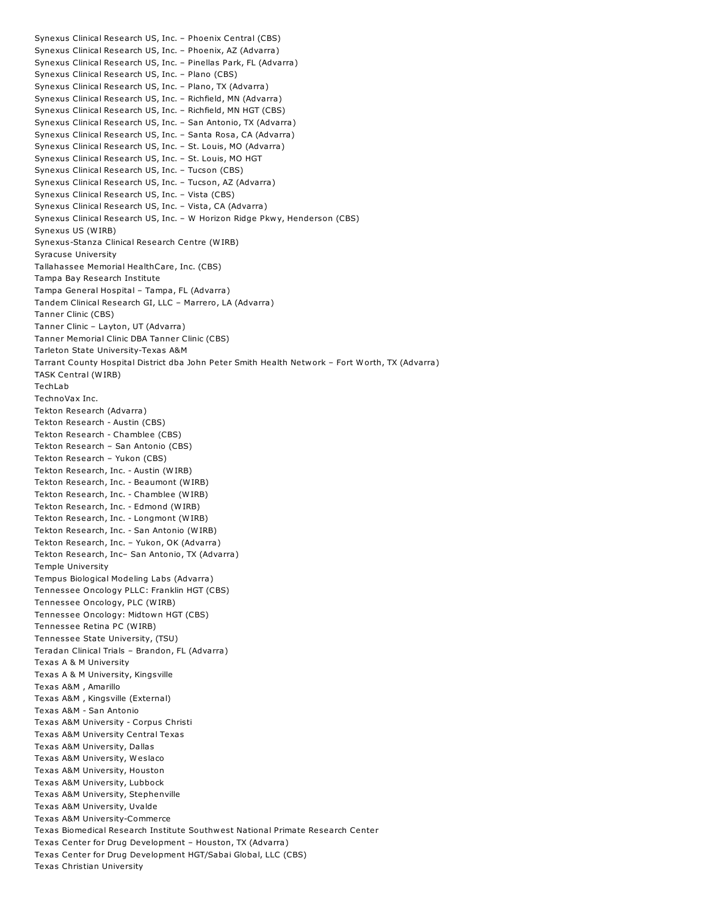Synexus Clinical Research US, Inc. – Phoenix Central (CBS)
Synexus Clinical Research US, Inc. – Phoenix, AZ (Advarra)
Synexus Clinical Research US, Inc. – Pinellas Park, FL (Advarra)
Synexus Clinical Research US, Inc. – Plano (CBS)
Synexus Clinical Research US, Inc. – Plano, TX (Advarra)
Synexus Clinical Research US, Inc. – Richfield, MN (Advarra)
Synexus Clinical Research US, Inc. – Richfield, MN HGT (CBS)
Synexus Clinical Research US, Inc. – San Antonio, TX (Advarra)
Synexus Clinical Research US, Inc. – Santa Rosa, CA (Advarra)
Synexus Clinical Research US, Inc. – St. Louis, MO (Advarra)
Synexus Clinical Research US, Inc. – St. Louis, MO HGT
Synexus Clinical Research US, Inc. – Tucson (CBS)
Synexus Clinical Research US, Inc. – Tucson, AZ (Advarra)
Synexus Clinical Research US, Inc. – Vista (CBS)
Synexus Clinical Research US, Inc. – Vista, CA (Advarra)
Synexus Clinical Research US, Inc. – W Horizon Ridge Pkwy, Henderson (CBS)
Synexus US (WIRB)
Synexus-Stanza Clinical Research Centre (WIRB)
Syracuse University
Tallahassee Memorial HealthCare, Inc. (CBS)
Tampa Bay Research Institute
Tampa General Hospital – Tampa, FL (Advarra)
Tandem Clinical Research GI, LLC – Marrero, LA (Advarra)
Tanner Clinic (CBS)
Tanner Clinic – Layton, UT (Advarra)
Tanner Memorial Clinic DBA Tanner Clinic (CBS)
Tarleton State University-Texas A&M
Tarrant County Hospital District dba John Peter Smith Health Network – Fort Worth, TX (Advarra)
TASK Central (WIRB)
TechLab
TechnoVax Inc.
Tekton Research (Advarra)
Tekton Research - Austin (CBS)
Tekton Research - Chamblee (CBS)
Tekton Research – San Antonio (CBS)
Tekton Research – Yukon (CBS)
Tekton Research, Inc. - Austin (WIRB)
Tekton Research, Inc. - Beaumont (WIRB)
Tekton Research, Inc. - Chamblee (WIRB)
Tekton Research, Inc. - Edmond (WIRB)
Tekton Research, Inc. - Longmont (WIRB)
Tekton Research, Inc. - San Antonio (WIRB)
Tekton Research, Inc. – Yukon, OK (Advarra)
Tekton Research, Inc– San Antonio, TX (Advarra)
Temple University
Tempus Biological Modeling Labs (Advarra)
Tennessee Oncology PLLC: Franklin HGT (CBS)
Tennessee Oncology, PLC (WIRB)
Tennessee Oncology: Midtown HGT (CBS)
Tennessee Retina PC (WIRB)
Tennessee State University, (TSU)
Teradan Clinical Trials – Brandon, FL (Advarra)
Texas A & M University
Texas A & M University, Kingsville
Texas A&M , Amarillo
Texas A&M , Kingsville (External)
Texas A&M - San Antonio
Texas A&M University - Corpus Christi
Texas A&M University Central Texas
Texas A&M University, Dallas
Texas A&M University, Weslaco
Texas A&M University, Houston
Texas A&M University, Lubbock
Texas A&M University, Stephenville
Texas A&M University, Uvalde
Texas A&M University-Commerce
Texas Biomedical Research Institute Southwest National Primate Research Center
Texas Center for Drug Development – Houston, TX (Advarra)
Texas Center for Drug Development HGT/Sabai Global, LLC (CBS)
Texas Christian University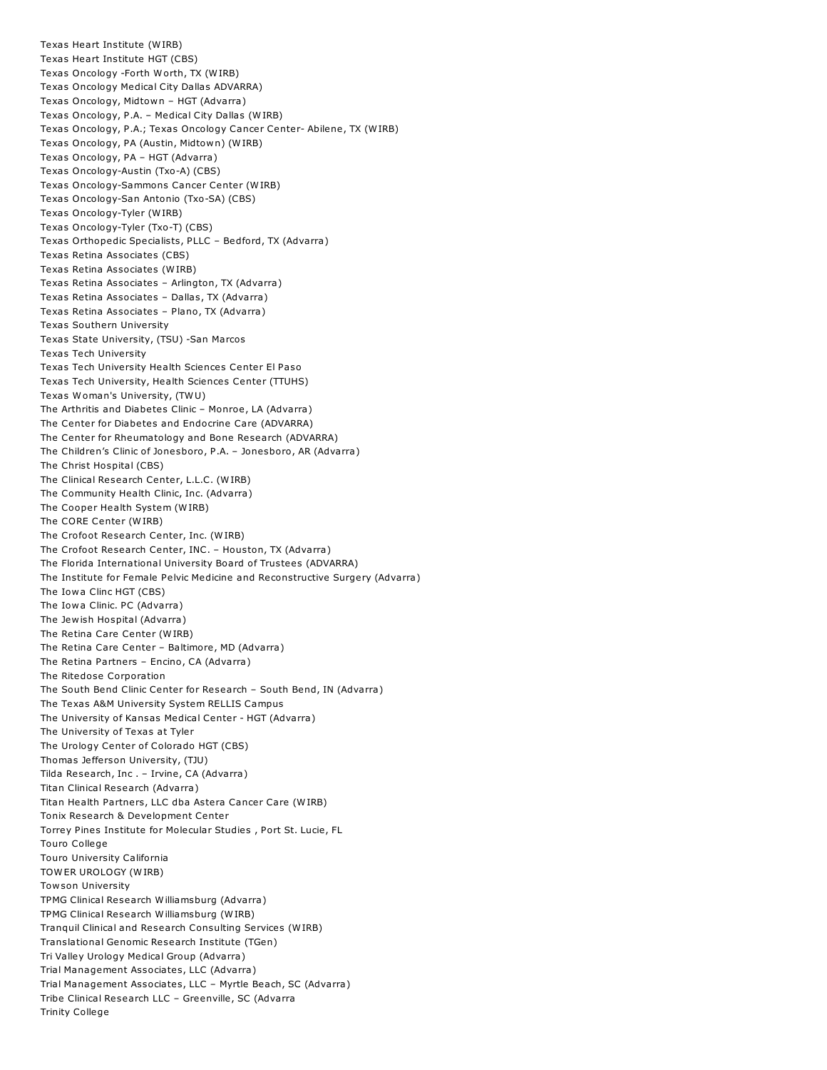Texas Heart Institute (WIRB)
Texas Heart Institute HGT (CBS)
Texas Oncology -Forth Worth, TX (WIRB)
Texas Oncology Medical City Dallas ADVARRA)
Texas Oncology, Midtown – HGT (Advarra)
Texas Oncology, P.A. – Medical City Dallas (WIRB)
Texas Oncology, P.A.; Texas Oncology Cancer Center- Abilene, TX (WIRB)
Texas Oncology, PA (Austin, Midtown) (WIRB)
Texas Oncology, PA – HGT (Advarra)
Texas Oncology-Austin (Txo-A) (CBS)
Texas Oncology-Sammons Cancer Center (WIRB)
Texas Oncology-San Antonio (Txo-SA) (CBS)
Texas Oncology-Tyler (WIRB)
Texas Oncology-Tyler (Txo-T) (CBS)
Texas Orthopedic Specialists, PLLC – Bedford, TX (Advarra)
Texas Retina Associates (CBS)
Texas Retina Associates (WIRB)
Texas Retina Associates – Arlington, TX (Advarra)
Texas Retina Associates – Dallas, TX (Advarra)
Texas Retina Associates – Plano, TX (Advarra)
Texas Southern University
Texas State University, (TSU) -San Marcos
Texas Tech University
Texas Tech University Health Sciences Center El Paso
Texas Tech University, Health Sciences Center (TTUHS)
Texas Woman's University, (TWU)
The Arthritis and Diabetes Clinic – Monroe, LA (Advarra)
The Center for Diabetes and Endocrine Care (ADVARRA)
The Center for Rheumatology and Bone Research (ADVARRA)
The Children's Clinic of Jonesboro, P.A. – Jonesboro, AR (Advarra)
The Christ Hospital (CBS)
The Clinical Research Center, L.L.C. (WIRB)
The Community Health Clinic, Inc. (Advarra)
The Cooper Health System (WIRB)
The CORE Center (WIRB)
The Crofoot Research Center, Inc. (WIRB)
The Crofoot Research Center, INC. – Houston, TX (Advarra)
The Florida International University Board of Trustees (ADVARRA)
The Institute for Female Pelvic Medicine and Reconstructive Surgery (Advarra)
The Iowa Clinc HGT (CBS)
The Iowa Clinic. PC (Advarra)
The Jewish Hospital (Advarra)
The Retina Care Center (WIRB)
The Retina Care Center – Baltimore, MD (Advarra)
The Retina Partners – Encino, CA (Advarra)
The Ritedose Corporation
The South Bend Clinic Center for Research – South Bend, IN (Advarra)
The Texas A&M University System RELLIS Campus
The University of Kansas Medical Center - HGT (Advarra)
The University of Texas at Tyler
The Urology Center of Colorado HGT (CBS)
Thomas Jefferson University, (TJU)
Tilda Research, Inc . – Irvine, CA (Advarra)
Titan Clinical Research (Advarra)
Titan Health Partners, LLC dba Astera Cancer Care (WIRB)
Tonix Research & Development Center
Torrey Pines Institute for Molecular Studies , Port St. Lucie, FL
Touro College
Touro University California
TOWER UROLOGY (WIRB)
Towson University
TPMG Clinical Research Williamsburg (Advarra)
TPMG Clinical Research Williamsburg (WIRB)
Tranquil Clinical and Research Consulting Services (WIRB)
Translational Genomic Research Institute (TGen)
Tri Valley Urology Medical Group (Advarra)
Trial Management Associates, LLC (Advarra)
Trial Management Associates, LLC – Myrtle Beach, SC (Advarra)
Tribe Clinical Research LLC – Greenville, SC (Advarra
Trinity College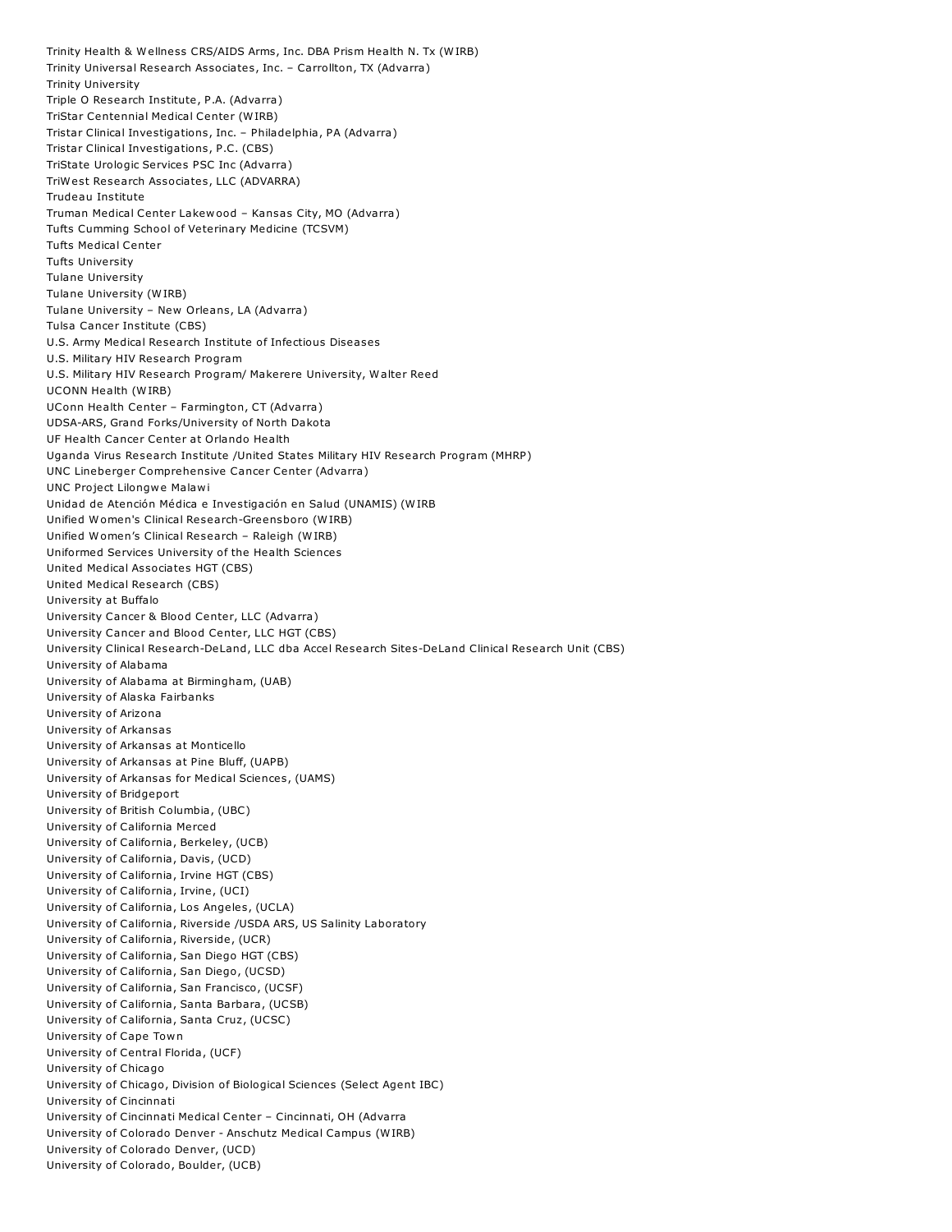Trinity Health & Wellness CRS/AIDS Arms, Inc. DBA Prism Health N. Tx (WIRB)
Trinity Universal Research Associates, Inc. – Carrollton, TX (Advarra)
Trinity University
Triple O Research Institute, P.A. (Advarra)
TriStar Centennial Medical Center (WIRB)
Tristar Clinical Investigations, Inc. – Philadelphia, PA (Advarra)
Tristar Clinical Investigations, P.C. (CBS)
TriState Urologic Services PSC Inc (Advarra)
TriWest Research Associates, LLC (ADVARRA)
Trudeau Institute
Truman Medical Center Lakewood – Kansas City, MO (Advarra)
Tufts Cumming School of Veterinary Medicine (TCSVM)
Tufts Medical Center
Tufts University
Tulane University
Tulane University (WIRB)
Tulane University – New Orleans, LA (Advarra)
Tulsa Cancer Institute (CBS)
U.S. Army Medical Research Institute of Infectious Diseases
U.S. Military HIV Research Program
U.S. Military HIV Research Program/ Makerere University, Walter Reed
UCONN Health (WIRB)
UConn Health Center – Farmington, CT (Advarra)
UDSA-ARS, Grand Forks/University of North Dakota
UF Health Cancer Center at Orlando Health
Uganda Virus Research Institute /United States Military HIV Research Program (MHRP)
UNC Lineberger Comprehensive Cancer Center (Advarra)
UNC Project Lilongwe Malawi
Unidad de Atención Médica e Investigación en Salud (UNAMIS) (WIRB
Unified Women's Clinical Research-Greensboro (WIRB)
Unified Women's Clinical Research – Raleigh (WIRB)
Uniformed Services University of the Health Sciences
United Medical Associates HGT (CBS)
United Medical Research (CBS)
University at Buffalo
University Cancer & Blood Center, LLC (Advarra)
University Cancer and Blood Center, LLC HGT (CBS)
University Clinical Research-DeLand, LLC dba Accel Research Sites-DeLand Clinical Research Unit (CBS)
University of Alabama
University of Alabama at Birmingham, (UAB)
University of Alaska Fairbanks
University of Arizona
University of Arkansas
University of Arkansas at Monticello
University of Arkansas at Pine Bluff, (UAPB)
University of Arkansas for Medical Sciences, (UAMS)
University of Bridgeport
University of British Columbia, (UBC)
University of California Merced
University of California, Berkeley, (UCB)
University of California, Davis, (UCD)
University of California, Irvine HGT (CBS)
University of California, Irvine, (UCI)
University of California, Los Angeles, (UCLA)
University of California, Riverside /USDA ARS, US Salinity Laboratory
University of California, Riverside, (UCR)
University of California, San Diego HGT (CBS)
University of California, San Diego, (UCSD)
University of California, San Francisco, (UCSF)
University of California, Santa Barbara, (UCSB)
University of California, Santa Cruz, (UCSC)
University of Cape Town
University of Central Florida, (UCF)
University of Chicago
University of Chicago, Division of Biological Sciences (Select Agent IBC)
University of Cincinnati
University of Cincinnati Medical Center – Cincinnati, OH (Advarra
University of Colorado Denver - Anschutz Medical Campus (WIRB)
University of Colorado Denver, (UCD)
University of Colorado, Boulder, (UCB)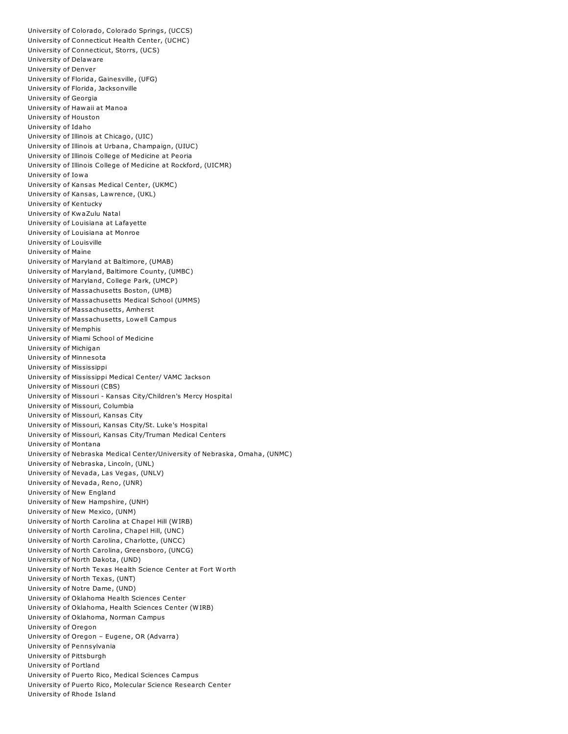University of Colorado, Colorado Springs, (UCCS)
University of Connecticut Health Center, (UCHC)
University of Connecticut, Storrs, (UCS)
University of Delaware
University of Denver
University of Florida, Gainesville, (UFG)
University of Florida, Jacksonville
University of Georgia
University of Hawaii at Manoa
University of Houston
University of Idaho
University of Illinois at Chicago, (UIC)
University of Illinois at Urbana, Champaign, (UIUC)
University of Illinois College of Medicine at Peoria
University of Illinois College of Medicine at Rockford, (UICMR)
University of Iowa
University of Kansas Medical Center, (UKMC)
University of Kansas, Lawrence, (UKL)
University of Kentucky
University of KwaZulu Natal
University of Louisiana at Lafayette
University of Louisiana at Monroe
University of Louisville
University of Maine
University of Maryland at Baltimore, (UMAB)
University of Maryland, Baltimore County, (UMBC)
University of Maryland, College Park, (UMCP)
University of Massachusetts Boston, (UMB)
University of Massachusetts Medical School (UMMS)
University of Massachusetts, Amherst
University of Massachusetts, Lowell Campus
University of Memphis
University of Miami School of Medicine
University of Michigan
University of Minnesota
University of Mississippi
University of Mississippi Medical Center/ VAMC Jackson
University of Missouri (CBS)
University of Missouri - Kansas City/Children's Mercy Hospital
University of Missouri, Columbia
University of Missouri, Kansas City
University of Missouri, Kansas City/St. Luke's Hospital
University of Missouri, Kansas City/Truman Medical Centers
University of Montana
University of Nebraska Medical Center/University of Nebraska, Omaha, (UNMC)
University of Nebraska, Lincoln, (UNL)
University of Nevada, Las Vegas, (UNLV)
University of Nevada, Reno, (UNR)
University of New England
University of New Hampshire, (UNH)
University of New Mexico, (UNM)
University of North Carolina at Chapel Hill (WIRB)
University of North Carolina, Chapel Hill, (UNC)
University of North Carolina, Charlotte, (UNCC)
University of North Carolina, Greensboro, (UNCG)
University of North Dakota, (UND)
University of North Texas Health Science Center at Fort Worth
University of North Texas, (UNT)
University of Notre Dame, (UND)
University of Oklahoma Health Sciences Center
University of Oklahoma, Health Sciences Center (WIRB)
University of Oklahoma, Norman Campus
University of Oregon
University of Oregon – Eugene, OR (Advarra)
University of Pennsylvania
University of Pittsburgh
University of Portland
University of Puerto Rico, Medical Sciences Campus
University of Puerto Rico, Molecular Science Research Center
University of Rhode Island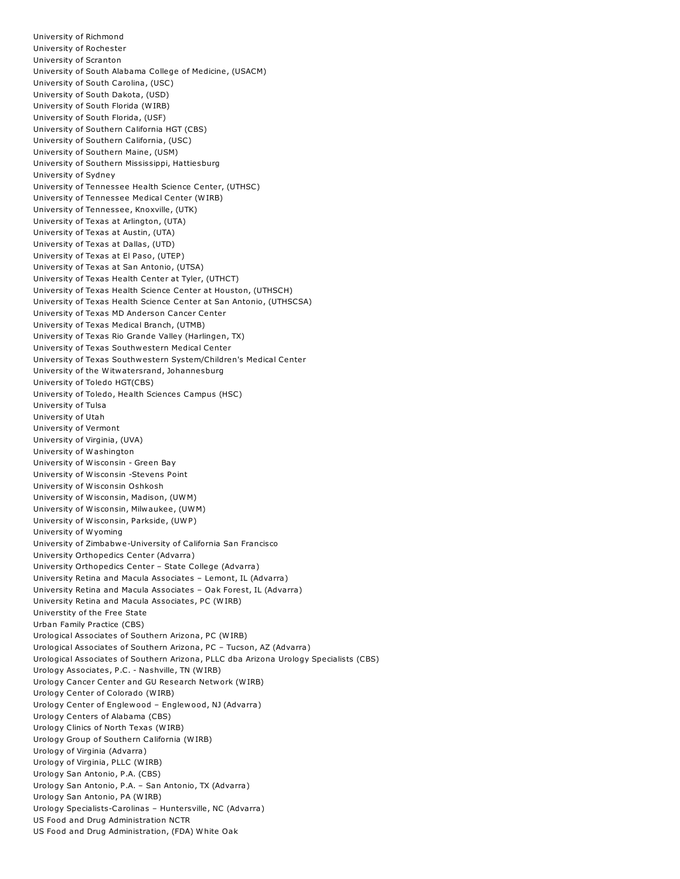University of Richmond
University of Rochester
University of Scranton
University of South Alabama College of Medicine, (USACM)
University of South Carolina, (USC)
University of South Dakota, (USD)
University of South Florida (WIRB)
University of South Florida, (USF)
University of Southern California HGT (CBS)
University of Southern California, (USC)
University of Southern Maine, (USM)
University of Southern Mississippi, Hattiesburg
University of Sydney
University of Tennessee Health Science Center, (UTHSC)
University of Tennessee Medical Center (WIRB)
University of Tennessee, Knoxville, (UTK)
University of Texas at Arlington, (UTA)
University of Texas at Austin, (UTA)
University of Texas at Dallas, (UTD)
University of Texas at El Paso, (UTEP)
University of Texas at San Antonio, (UTSA)
University of Texas Health Center at Tyler, (UTHCT)
University of Texas Health Science Center at Houston, (UTHSCH)
University of Texas Health Science Center at San Antonio, (UTHSCSA)
University of Texas MD Anderson Cancer Center
University of Texas Medical Branch, (UTMB)
University of Texas Rio Grande Valley (Harlingen, TX)
University of Texas Southwestern Medical Center
University of Texas Southwestern System/Children's Medical Center
University of the Witwatersrand, Johannesburg
University of Toledo HGT(CBS)
University of Toledo, Health Sciences Campus (HSC)
University of Tulsa
University of Utah
University of Vermont
University of Virginia, (UVA)
University of Washington
University of Wisconsin - Green Bay
University of Wisconsin -Stevens Point
University of Wisconsin Oshkosh
University of Wisconsin, Madison, (UWM)
University of Wisconsin, Milwaukee, (UWM)
University of Wisconsin, Parkside, (UWP)
University of Wyoming
University of Zimbabwe-University of California San Francisco
University Orthopedics Center (Advarra)
University Orthopedics Center – State College (Advarra)
University Retina and Macula Associates – Lemont, IL (Advarra)
University Retina and Macula Associates – Oak Forest, IL (Advarra)
University Retina and Macula Associates, PC (WIRB)
Universtity of the Free State
Urban Family Practice (CBS)
Urological Associates of Southern Arizona, PC (WIRB)
Urological Associates of Southern Arizona, PC – Tucson, AZ (Advarra)
Urological Associates of Southern Arizona, PLLC dba Arizona Urology Specialists (CBS)
Urology Associates, P.C. - Nashville, TN (WIRB)
Urology Cancer Center and GU Research Network (WIRB)
Urology Center of Colorado (WIRB)
Urology Center of Englewood – Englewood, NJ (Advarra)
Urology Centers of Alabama (CBS)
Urology Clinics of North Texas (WIRB)
Urology Group of Southern California (WIRB)
Urology of Virginia (Advarra)
Urology of Virginia, PLLC (WIRB)
Urology San Antonio, P.A. (CBS)
Urology San Antonio, P.A. – San Antonio, TX (Advarra)
Urology San Antonio, PA (WIRB)
Urology Specialists-Carolinas – Huntersville, NC (Advarra)
US Food and Drug Administration NCTR
US Food and Drug Administration, (FDA) White Oak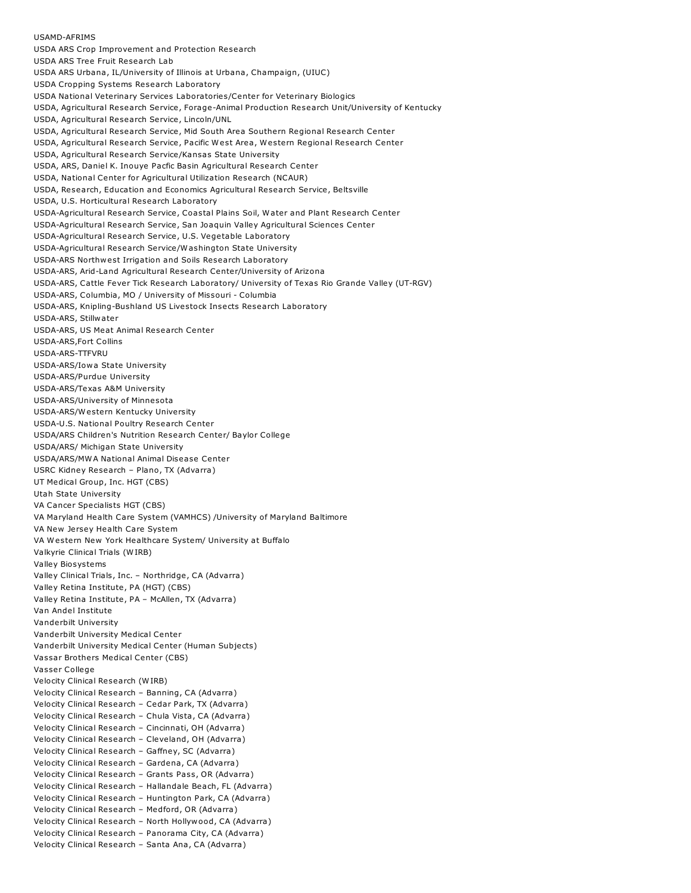USAMD-AFRIMS
USDA ARS Crop Improvement and Protection Research
USDA ARS Tree Fruit Research Lab
USDA ARS Urbana, IL/University of Illinois at Urbana, Champaign, (UIUC)
USDA Cropping Systems Research Laboratory
USDA National Veterinary Services Laboratories/Center for Veterinary Biologics
USDA, Agricultural Research Service, Forage-Animal Production Research Unit/University of Kentucky
USDA, Agricultural Research Service, Lincoln/UNL
USDA, Agricultural Research Service, Mid South Area Southern Regional Research Center
USDA, Agricultural Research Service, Pacific West Area, Western Regional Research Center
USDA, Agricultural Research Service/Kansas State University
USDA, ARS, Daniel K. Inouye Pacfic Basin Agricultural Research Center
USDA, National Center for Agricultural Utilization Research (NCAUR)
USDA, Research, Education and Economics Agricultural Research Service, Beltsville
USDA, U.S. Horticultural Research Laboratory
USDA-Agricultural Research Service, Coastal Plains Soil, Water and Plant Research Center
USDA-Agricultural Research Service, San Joaquin Valley Agricultural Sciences Center
USDA-Agricultural Research Service, U.S. Vegetable Laboratory
USDA-Agricultural Research Service/Washington State University
USDA-ARS Northwest Irrigation and Soils Research Laboratory
USDA-ARS, Arid-Land Agricultural Research Center/University of Arizona
USDA-ARS, Cattle Fever Tick Research Laboratory/ University of Texas Rio Grande Valley (UT-RGV)
USDA-ARS, Columbia, MO / University of Missouri - Columbia
USDA-ARS, Knipling-Bushland US Livestock Insects Research Laboratory
USDA-ARS, Stillwater
USDA-ARS, US Meat Animal Research Center
USDA-ARS,Fort Collins
USDA-ARS-TTFVRU
USDA-ARS/Iowa State University
USDA-ARS/Purdue University
USDA-ARS/Texas A&M University
USDA-ARS/University of Minnesota
USDA-ARS/Western Kentucky University
USDA-U.S. National Poultry Research Center
USDA/ARS Children's Nutrition Research Center/ Baylor College
USDA/ARS/ Michigan State University
USDA/ARS/MWA National Animal Disease Center
USRC Kidney Research – Plano, TX (Advarra)
UT Medical Group, Inc. HGT (CBS)
Utah State University
VA Cancer Specialists HGT (CBS)
VA Maryland Health Care System (VAMHCS) /University of Maryland Baltimore
VA New Jersey Health Care System
VA Western New York Healthcare System/ University at Buffalo
Valkyrie Clinical Trials (WIRB)
Valley Biosystems
Valley Clinical Trials, Inc. – Northridge, CA (Advarra)
Valley Retina Institute, PA (HGT) (CBS)
Valley Retina Institute, PA – McAllen, TX (Advarra)
Van Andel Institute
Vanderbilt University
Vanderbilt University Medical Center
Vanderbilt University Medical Center (Human Subjects)
Vassar Brothers Medical Center (CBS)
Vasser College
Velocity Clinical Research (WIRB)
Velocity Clinical Research – Banning, CA (Advarra)
Velocity Clinical Research – Cedar Park, TX (Advarra)
Velocity Clinical Research – Chula Vista, CA (Advarra)
Velocity Clinical Research – Cincinnati, OH (Advarra)
Velocity Clinical Research – Cleveland, OH (Advarra)
Velocity Clinical Research – Gaffney, SC (Advarra)
Velocity Clinical Research – Gardena, CA (Advarra)
Velocity Clinical Research – Grants Pass, OR (Advarra)
Velocity Clinical Research – Hallandale Beach, FL (Advarra)
Velocity Clinical Research – Huntington Park, CA (Advarra)
Velocity Clinical Research – Medford, OR (Advarra)
Velocity Clinical Research – North Hollywood, CA (Advarra)
Velocity Clinical Research – Panorama City, CA (Advarra)
Velocity Clinical Research – Santa Ana, CA (Advarra)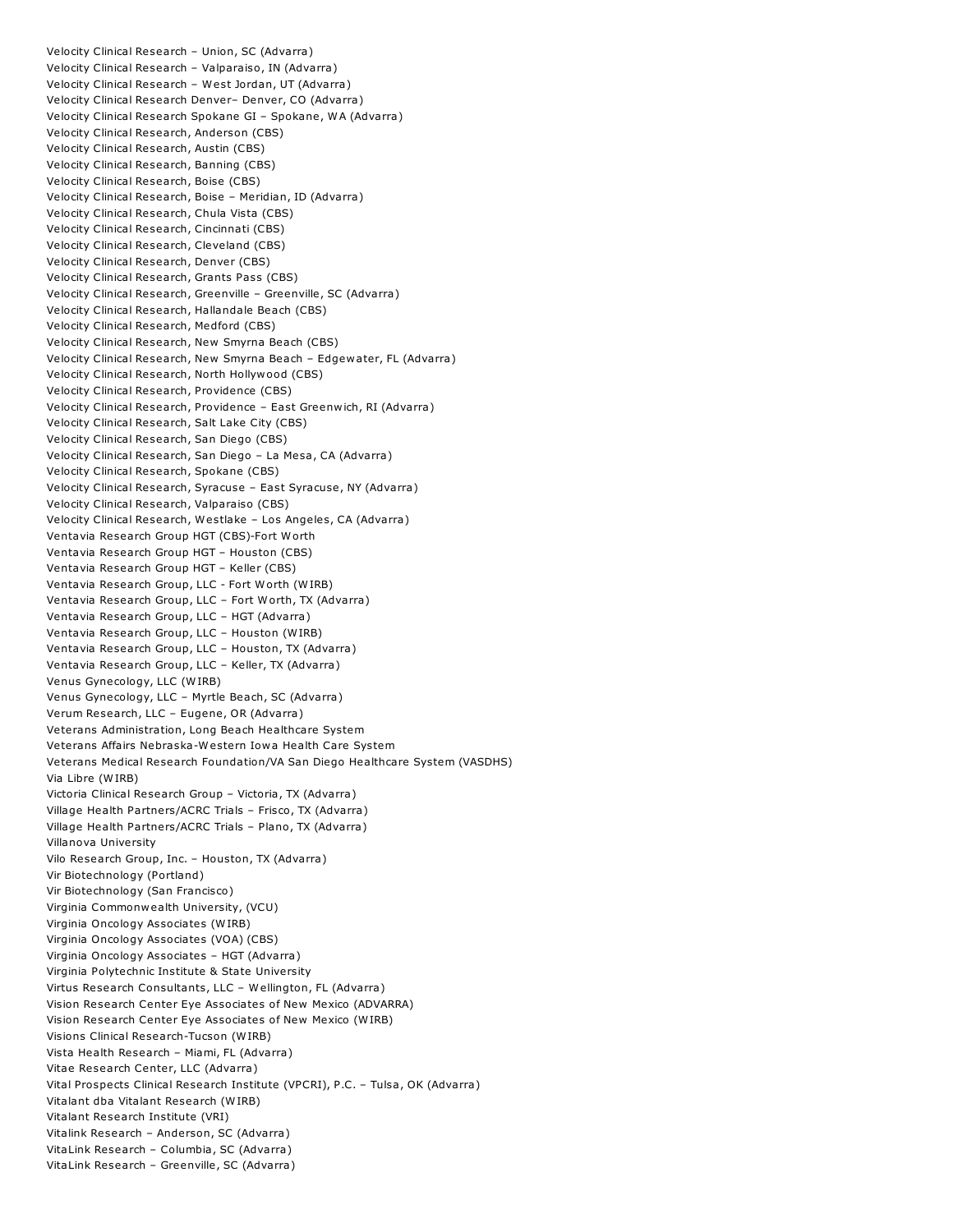Velocity Clinical Research – Union, SC (Advarra)
Velocity Clinical Research – Valparaiso, IN (Advarra)
Velocity Clinical Research – West Jordan, UT (Advarra)
Velocity Clinical Research Denver– Denver, CO (Advarra)
Velocity Clinical Research Spokane GI – Spokane, WA (Advarra)
Velocity Clinical Research, Anderson (CBS)
Velocity Clinical Research, Austin (CBS)
Velocity Clinical Research, Banning (CBS)
Velocity Clinical Research, Boise (CBS)
Velocity Clinical Research, Boise – Meridian, ID (Advarra)
Velocity Clinical Research, Chula Vista (CBS)
Velocity Clinical Research, Cincinnati (CBS)
Velocity Clinical Research, Cleveland (CBS)
Velocity Clinical Research, Denver (CBS)
Velocity Clinical Research, Grants Pass (CBS)
Velocity Clinical Research, Greenville – Greenville, SC (Advarra)
Velocity Clinical Research, Hallandale Beach (CBS)
Velocity Clinical Research, Medford (CBS)
Velocity Clinical Research, New Smyrna Beach (CBS)
Velocity Clinical Research, New Smyrna Beach – Edgewater, FL (Advarra)
Velocity Clinical Research, North Hollywood (CBS)
Velocity Clinical Research, Providence (CBS)
Velocity Clinical Research, Providence – East Greenwich, RI (Advarra)
Velocity Clinical Research, Salt Lake City (CBS)
Velocity Clinical Research, San Diego (CBS)
Velocity Clinical Research, San Diego – La Mesa, CA (Advarra)
Velocity Clinical Research, Spokane (CBS)
Velocity Clinical Research, Syracuse – East Syracuse, NY (Advarra)
Velocity Clinical Research, Valparaiso (CBS)
Velocity Clinical Research, Westlake – Los Angeles, CA (Advarra)
Ventavia Research Group HGT (CBS)-Fort Worth
Ventavia Research Group HGT – Houston (CBS)
Ventavia Research Group HGT – Keller (CBS)
Ventavia Research Group, LLC - Fort Worth (WIRB)
Ventavia Research Group, LLC – Fort Worth, TX (Advarra)
Ventavia Research Group, LLC – HGT (Advarra)
Ventavia Research Group, LLC – Houston (WIRB)
Ventavia Research Group, LLC – Houston, TX (Advarra)
Ventavia Research Group, LLC – Keller, TX (Advarra)
Venus Gynecology, LLC (WIRB)
Venus Gynecology, LLC – Myrtle Beach, SC (Advarra)
Verum Research, LLC – Eugene, OR (Advarra)
Veterans Administration, Long Beach Healthcare System
Veterans Affairs Nebraska-Western Iowa Health Care System
Veterans Medical Research Foundation/VA San Diego Healthcare System (VASDHS)
Via Libre (WIRB)
Victoria Clinical Research Group – Victoria, TX (Advarra)
Village Health Partners/ACRC Trials – Frisco, TX (Advarra)
Village Health Partners/ACRC Trials – Plano, TX (Advarra)
Villanova University
Vilo Research Group, Inc. – Houston, TX (Advarra)
Vir Biotechnology (Portland)
Vir Biotechnology (San Francisco)
Virginia Commonwealth University, (VCU)
Virginia Oncology Associates (WIRB)
Virginia Oncology Associates (VOA) (CBS)
Virginia Oncology Associates – HGT (Advarra)
Virginia Polytechnic Institute & State University
Virtus Research Consultants, LLC – Wellington, FL (Advarra)
Vision Research Center Eye Associates of New Mexico (ADVARRA)
Vision Research Center Eye Associates of New Mexico (WIRB)
Visions Clinical Research-Tucson (WIRB)
Vista Health Research – Miami, FL (Advarra)
Vitae Research Center, LLC (Advarra)
Vital Prospects Clinical Research Institute (VPCRI), P.C. – Tulsa, OK (Advarra)
Vitalant dba Vitalant Research (WIRB)
Vitalant Research Institute (VRI)
Vitalink Research – Anderson, SC (Advarra)
VitaLink Research – Columbia, SC (Advarra)
VitaLink Research – Greenville, SC (Advarra)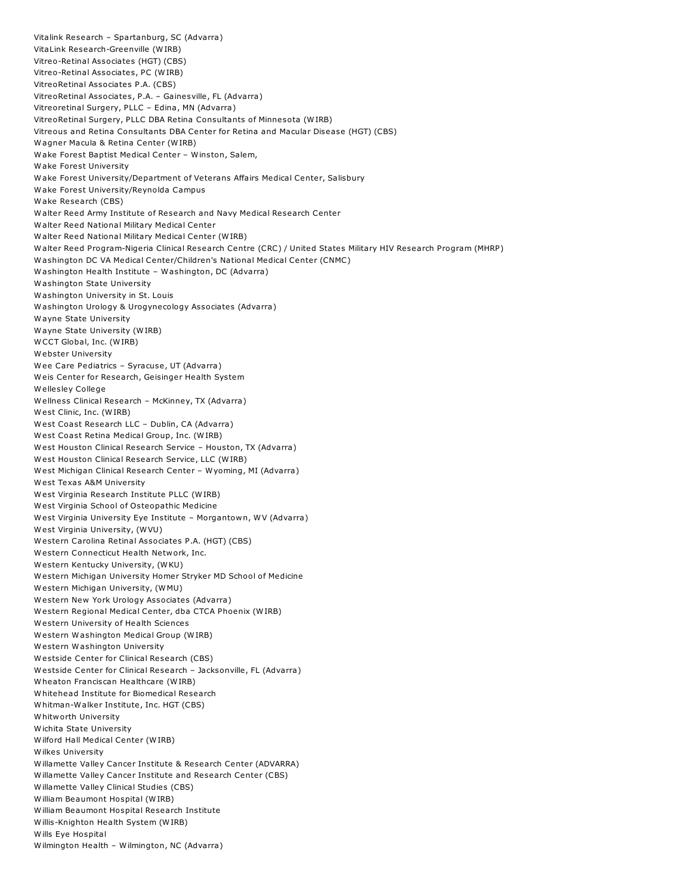Vitalink Research – Spartanburg, SC (Advarra)
VitaLink Research-Greenville (WIRB)
Vitreo-Retinal Associates (HGT) (CBS)
Vitreo-Retinal Associates, PC (WIRB)
VitreoRetinal Associates P.A. (CBS)
VitreoRetinal Associates, P.A. – Gainesville, FL (Advarra)
Vitreoretinal Surgery, PLLC – Edina, MN (Advarra)
VitreoRetinal Surgery, PLLC DBA Retina Consultants of Minnesota (WIRB)
Vitreous and Retina Consultants DBA Center for Retina and Macular Disease (HGT) (CBS)
Wagner Macula & Retina Center (WIRB)
Wake Forest Baptist Medical Center – Winston, Salem,
Wake Forest University
Wake Forest University/Department of Veterans Affairs Medical Center, Salisbury
Wake Forest University/Reynolda Campus
Wake Research (CBS)
Walter Reed Army Institute of Research and Navy Medical Research Center
Walter Reed National Military Medical Center
Walter Reed National Military Medical Center (WIRB)
Walter Reed Program-Nigeria Clinical Research Centre (CRC) / United States Military HIV Research Program (MHRP)
Washington DC VA Medical Center/Children's National Medical Center (CNMC)
Washington Health Institute – Washington, DC (Advarra)
Washington State University
Washington University in St. Louis
Washington Urology & Urogynecology Associates (Advarra)
Wayne State University
Wayne State University (WIRB)
WCCT Global, Inc. (WIRB)
Webster University
Wee Care Pediatrics – Syracuse, UT (Advarra)
Weis Center for Research, Geisinger Health System
Wellesley College
Wellness Clinical Research – McKinney, TX (Advarra)
West Clinic, Inc. (WIRB)
West Coast Research LLC – Dublin, CA (Advarra)
West Coast Retina Medical Group, Inc. (WIRB)
West Houston Clinical Research Service – Houston, TX (Advarra)
West Houston Clinical Research Service, LLC (WIRB)
West Michigan Clinical Research Center – Wyoming, MI (Advarra)
West Texas A&M University
West Virginia Research Institute PLLC (WIRB)
West Virginia School of Osteopathic Medicine
West Virginia University Eye Institute – Morgantown, WV (Advarra)
West Virginia University, (WVU)
Western Carolina Retinal Associates P.A. (HGT) (CBS)
Western Connecticut Health Network, Inc.
Western Kentucky University, (WKU)
Western Michigan University Homer Stryker MD School of Medicine
Western Michigan University, (WMU)
Western New York Urology Associates (Advarra)
Western Regional Medical Center, dba CTCA Phoenix (WIRB)
Western University of Health Sciences
Western Washington Medical Group (WIRB)
Western Washington University
Westside Center for Clinical Research (CBS)
Westside Center for Clinical Research – Jacksonville, FL (Advarra)
Wheaton Franciscan Healthcare (WIRB)
Whitehead Institute for Biomedical Research
Whitman-Walker Institute, Inc. HGT (CBS)
Whitworth University
Wichita State University
Wilford Hall Medical Center (WIRB)
Wilkes University
Willamette Valley Cancer Institute & Research Center (ADVARRA)
Willamette Valley Cancer Institute and Research Center (CBS)
Willamette Valley Clinical Studies (CBS)
William Beaumont Hospital (WIRB)
William Beaumont Hospital Research Institute
Willis-Knighton Health System (WIRB)
Wills Eye Hospital
Wilmington Health – Wilmington, NC (Advarra)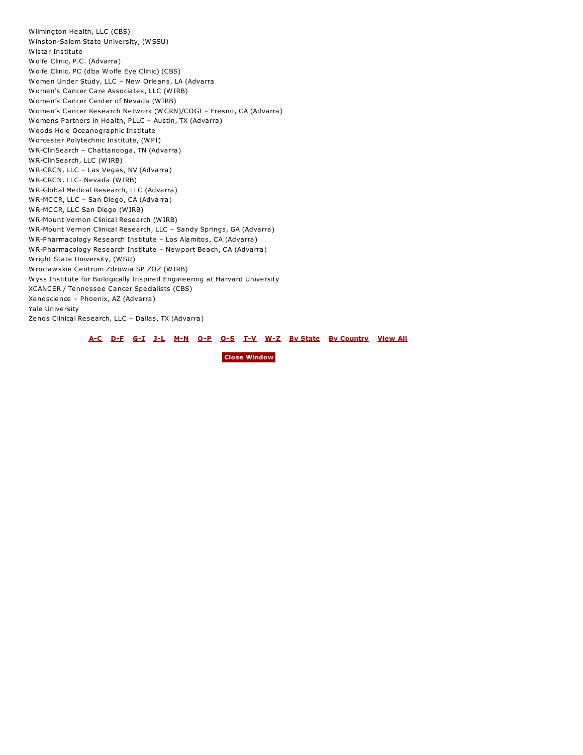Wilmington Health, LLC (CBS)
Winston-Salem State University, (WSSU)
Wistar Institute
Wolfe Clinic, P.C. (Advarra)
Wolfe Clinic, PC (dba Wolfe Eye Clinic) (CBS)
Women Under Study, LLC – New Orleans, LA (Advarra
Women's Cancer Care Associates, LLC (WIRB)
Women’s Cancer Center of Nevada (WIRB)
Women’s Cancer Research Network (WCRN)/COGI – Fresno, CA (Advarra)
Womens Partners in Health, PLLC – Austin, TX (Advarra)
Woods Hole Oceanographic Institute
Worcester Polytechnic Institute, (WPI)
WR-ClinSearch – Chattanooga, TN (Advarra)
WR-ClinSearch, LLC (WIRB)
WR-CRCN, LLC – Las Vegas, NV (Advarra)
WR-CRCN, LLC- Nevada (WIRB)
WR-Global Medical Research, LLC (Advarra)
WR-MCCR, LLC – San Diego, CA (Advarra)
WR-MCCR, LLC San Diego (WIRB)
WR-Mount Vernon Clinical Research (WIRB)
WR-Mount Vernon Clinical Research, LLC – Sandy Springs, GA (Advarra)
WR-Pharmacology Research Institute – Los Alamitos, CA (Advarra)
WR-Pharmacology Research Institute – Newport Beach, CA (Advarra)
Wright State University, (WSU)
Wroclawskie Centrum Zdrowia SP ZOZ (WIRB)
Wyss Institute for Biologically Inspired Engineering at Harvard University
XCANCER / Tennessee Cancer Specialists (CBS)
Xenoscience – Phoenix, AZ (Advarra)
Yale University
Zenos Clinical Research, LLC – Dallas, TX (Advarra)

**A-C** **D-F** **G-I** **J-L** **M-N** **O-P** **Q-S** **T-V** **W-Z** **By State** **By Country** **View All**

**Close Window**